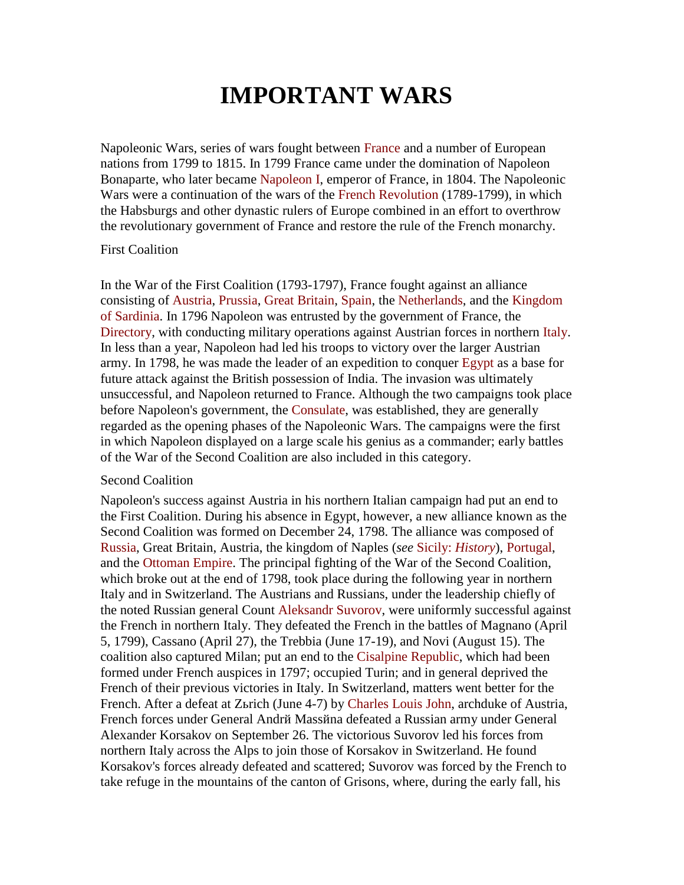# IMPORTANT WARS

Napoleonic Wars, series of wars fought between France and a number of European nations from 1799 to 1815. In 1799 France came under the domination of Napoleon Bonaparte, who later became Napoleon I, emperor of France, in 1804. The Napoleonic Wars were a continuation of the wars of the French Revolution (1789-1799), in which the Habsburgs and other dynastic rulers of Europe combined in an effort to overthrow the revolutionary government of France and restore the rule of the French monarchy.

First Coalition

In the War of the First Coalition (1793-1797), France fought against an alliance consisting of Austria, Prussia, Great Britain, Spain, the Netherlands, and the Kingdom of Sardinia. In 1796 Napoleon was entrusted by the government of France, the Directory, with conducting military operations against Austrian forces in northern Italy. In less than a year, Napoleon had led his troops to victory over the larger Austrian army. In 1798, he was made the leader of an expedition to conquer Egypt as a base for future attack against the British possession of India. The invasion was ultimately unsuccessful, and Napoleon returned to France. Although the two campaigns took place before Napoleon's government, the Consulate, was established, they are generally regarded as the opening phases of the Napoleonic Wars. The campaigns were the first in which Napoleon displayed on a large scale his genius as a commander; early battles of the War of the Second Coalition are also included in this category.

Second Coalition

Napoleon's success against Austria in his northern Italian campaign had put an end to the First Coalition. During his absence in Egypt, however, a new alliance known as the Second Coalition was formed on December 24, 1798. The alliance was composed of Russia, Great Britain, Austria, the kingdom of Naples (*see* Sicily: *History*), Portugal, and the Ottoman Empire. The principal fighting of the War of the Second Coalition, which broke out at the end of 1798, took place during the following year in northern Italy and in Switzerland. The Austrians and Russians, under the leadership chiefly of the noted Russian general Count Aleksandr Suvorov, were uniformly successful against the French in northern Italy. They defeated the French in the battles of Magnano (April 5, 1799), Cassano (April 27), the Trebbia (June 17-19), and Novi (August 15). The coalition also captured Milan; put an end to the Cisalpine Republic, which had been formed under French auspices in 1797; occupied Turin; and in general deprived the French of their previous victories in Italy. In Switzerland, matters went better for the French. After a defeat at Zьrich (June 4-7) by Charles Louis John, archduke of Austria, French forces under General Andrй Massйna defeated a Russian army under General Alexander Korsakov on September 26. The victorious Suvorov led his forces from northern Italy across the Alps to join those of Korsakov in Switzerland. He found Korsakov's forces already defeated and scattered; Suvorov was forced by the French to take refuge in the mountains of the canton of Grisons, where, during the early fall, his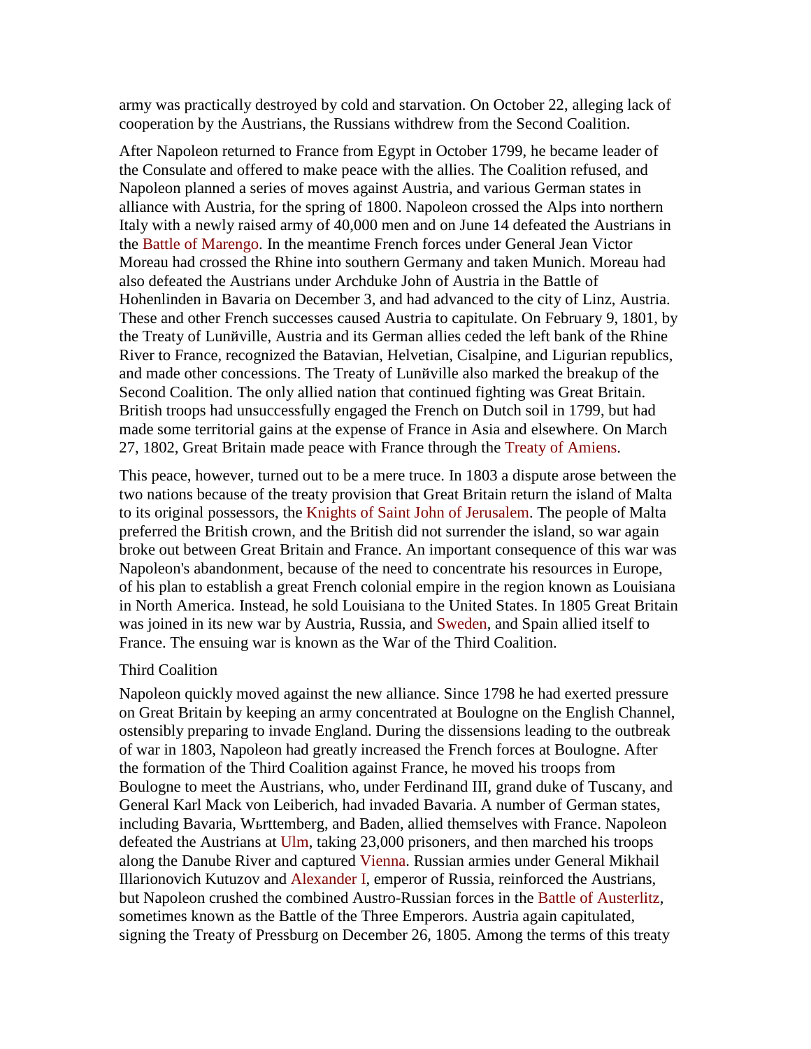army was practically destroyed by cold and starvation. On October 22, alleging lack of cooperation by the Austrians, the Russians withdrew from the Second Coalition.

After Napoleon returned to France from Egypt in October 1799, he became leader of the Consulate and offered to make peace with the allies. The Coalition refused, and Napoleon planned a series of moves against Austria, and various German states in alliance with Austria, for the spring of 1800. Napoleon crossed the Alps into northern Italy with a newly raised army of 40,000 men and on June 14 defeated the Austrians in the Battle of Marengo. In the meantime French forces under General Jean Victor Moreau had crossed the Rhine into southern Germany and taken Munich. Moreau had also defeated the Austrians under Archduke John of Austria in the Battle of Hohenlinden in Bavaria on December 3, and had advanced to the city of Linz, Austria. These and other French successes caused Austria to capitulate. On February 9, 1801, by the Treaty of Lunйville, Austria and its German allies ceded the left bank of the Rhine River to France, recognized the Batavian, Helvetian, Cisalpine, and Ligurian republics, and made other concessions. The Treaty of Lunйville also marked the breakup of the Second Coalition. The only allied nation that continued fighting was Great Britain. British troops had unsuccessfully engaged the French on Dutch soil in 1799, but had made some territorial gains at the expense of France in Asia and elsewhere. On March 27, 1802, Great Britain made peace with France through the Treaty of Amiens.

This peace, however, turned out to be a mere truce. In 1803 a dispute arose between the two nations because of the treaty provision that Great Britain return the island of Malta to its original possessors, the Knights of Saint John of Jerusalem. The people of Malta preferred the British crown, and the British did not surrender the island, so war again broke out between Great Britain and France. An important consequence of this war was Napoleon's abandonment, because of the need to concentrate his resources in Europe, of his plan to establish a great French colonial empire in the region known as Louisiana in North America. Instead, he sold Louisiana to the United States. In 1805 Great Britain was joined in its new war by Austria, Russia, and Sweden, and Spain allied itself to France. The ensuing war is known as the War of the Third Coalition.

## Third Coalition

Napoleon quickly moved against the new alliance. Since 1798 he had exerted pressure on Great Britain by keeping an army concentrated at Boulogne on the English Channel, ostensibly preparing to invade England. During the dissensions leading to the outbreak of war in 1803, Napoleon had greatly increased the French forces at Boulogne. After the formation of the Third Coalition against France, he moved his troops from Boulogne to meet the Austrians, who, under Ferdinand III, grand duke of Tuscany, and General Karl Mack von Leiberich, had invaded Bavaria. A number of German states, including Bavaria, Wьrttemberg, and Baden, allied themselves with France. Napoleon defeated the Austrians at Ulm, taking 23,000 prisoners, and then marched his troops along the Danube River and captured Vienna. Russian armies under General Mikhail Illarionovich Kutuzov and Alexander I, emperor of Russia, reinforced the Austrians, but Napoleon crushed the combined Austro-Russian forces in the Battle of Austerlitz, sometimes known as the Battle of the Three Emperors. Austria again capitulated, signing the Treaty of Pressburg on December 26, 1805. Among the terms of this treaty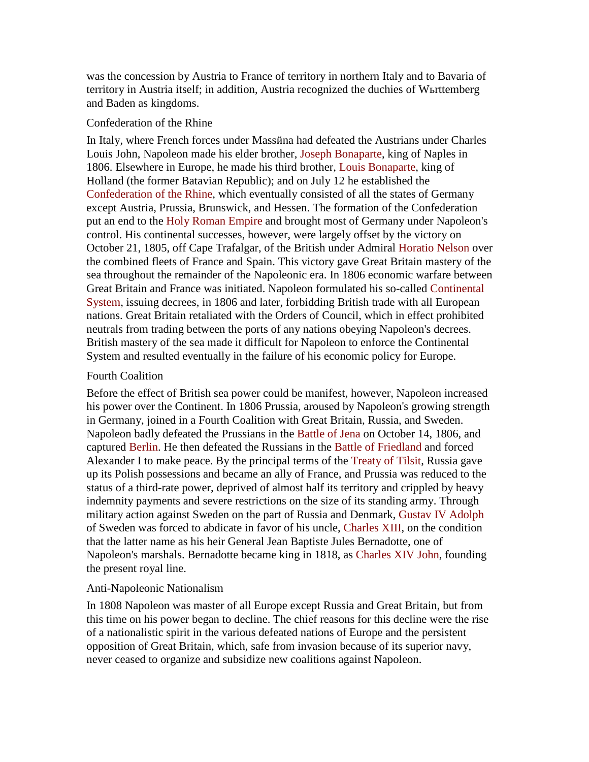was the concession by Austria to France of territory in northern Italy and to Bavaria of territory in Austria itself; in addition, Austria recognized the duchies of Wьrttemberg and Baden as kingdoms.

## Confederation of the Rhine

In Italy, where French forces under Massйna had defeated the Austrians under Charles Louis John, Napoleon made his elder brother, Joseph Bonaparte, king of Naples in 1806. Elsewhere in Europe, he made his third brother, Louis Bonaparte, king of Holland (the former Batavian Republic); and on July 12 he established the Confederation of the Rhine, which eventually consisted of all the states of Germany except Austria, Prussia, Brunswick, and Hessen. The formation of the Confederation put an end to the Holy Roman Empire and brought most of Germany under Napoleon's control. His continental successes, however, were largely offset by the victory on October 21, 1805, off Cape Trafalgar, of the British under Admiral Horatio Nelson over the combined fleets of France and Spain. This victory gave Great Britain mastery of the sea throughout the remainder of the Napoleonic era. In 1806 economic warfare between Great Britain and France was initiated. Napoleon formulated his so-called Continental System, issuing decrees, in 1806 and later, forbidding British trade with all European nations. Great Britain retaliated with the Orders of Council, which in effect prohibited neutrals from trading between the ports of any nations obeying Napoleon's decrees. British mastery of the sea made it difficult for Napoleon to enforce the Continental System and resulted eventually in the failure of his economic policy for Europe.

## Fourth Coalition

Before the effect of British sea power could be manifest, however, Napoleon increased his power over the Continent. In 1806 Prussia, aroused by Napoleon's growing strength in Germany, joined in a Fourth Coalition with Great Britain, Russia, and Sweden. Napoleon badly defeated the Prussians in the Battle of Jena on October 14, 1806, and captured Berlin. He then defeated the Russians in the Battle of Friedland and forced Alexander I to make peace. By the principal terms of the Treaty of Tilsit, Russia gave up its Polish possessions and became an ally of France, and Prussia was reduced to the status of a third-rate power, deprived of almost half its territory and crippled by heavy indemnity payments and severe restrictions on the size of its standing army. Through military action against Sweden on the part of Russia and Denmark, Gustav IV Adolph of Sweden was forced to abdicate in favor of his uncle, Charles XIII, on the condition that the latter name as his heir General Jean Baptiste Jules Bernadotte, one of Napoleon's marshals. Bernadotte became king in 1818, as Charles XIV John, founding the present royal line.

## Anti-Napoleonic Nationalism

In 1808 Napoleon was master of all Europe except Russia and Great Britain, but from this time on his power began to decline. The chief reasons for this decline were the rise of a nationalistic spirit in the various defeated nations of Europe and the persistent opposition of Great Britain, which, safe from invasion because of its superior navy, never ceased to organize and subsidize new coalitions against Napoleon.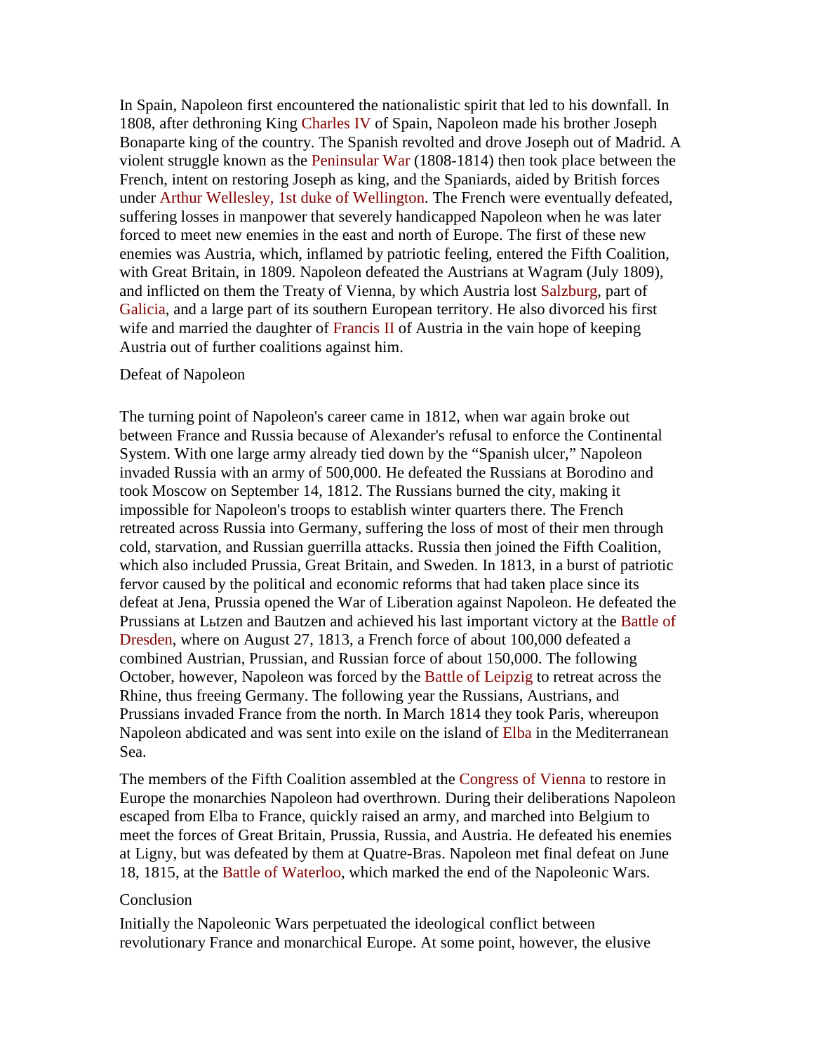In Spain, Napoleon first encountered the nationalistic spirit that led to his downfall. In 1808, after dethroning King Charles IV of Spain, Napoleon made his brother Joseph Bonaparte king of the country. The Spanish revolted and drove Joseph out of Madrid. A violent struggle known as the Peninsular War (1808-1814) then took place between the French, intent on restoring Joseph as king, and the Spaniards, aided by British forces under Arthur Wellesley, 1st duke of Wellington. The French were eventually defeated, suffering losses in manpower that severely handicapped Napoleon when he was later forced to meet new enemies in the east and north of Europe. The first of these new enemies was Austria, which, inflamed by patriotic feeling, entered the Fifth Coalition, with Great Britain, in 1809. Napoleon defeated the Austrians at Wagram (July 1809), and inflicted on them the Treaty of Vienna, by which Austria lost Salzburg, part of Galicia, and a large part of its southern European territory. He also divorced his first wife and married the daughter of Francis II of Austria in the vain hope of keeping Austria out of further coalitions against him.

## Defeat of Napoleon

The turning point of Napoleon's career came in 1812, when war again broke out between France and Russia because of Alexander's refusal to enforce the Continental System. With one large army already tied down by the “Spanish ulcer,” Napoleon invaded Russia with an army of 500,000. He defeated the Russians at Borodino and took Moscow on September 14, 1812. The Russians burned the city, making it impossible for Napoleon's troops to establish winter quarters there. The French retreated across Russia into Germany, suffering the loss of most of their men through cold, starvation, and Russian guerrilla attacks. Russia then joined the Fifth Coalition, which also included Prussia, Great Britain, and Sweden. In 1813, in a burst of patriotic fervor caused by the political and economic reforms that had taken place since its defeat at Jena, Prussia opened the War of Liberation against Napoleon. He defeated the Prussians at Lьtzen and Bautzen and achieved his last important victory at the Battle of Dresden, where on August 27, 1813, a French force of about 100,000 defeated a combined Austrian, Prussian, and Russian force of about 150,000. The following October, however, Napoleon was forced by the Battle of Leipzig to retreat across the Rhine, thus freeing Germany. The following year the Russians, Austrians, and Prussians invaded France from the north. In March 1814 they took Paris, whereupon Napoleon abdicated and was sent into exile on the island of Elba in the Mediterranean Sea.

The members of the Fifth Coalition assembled at the Congress of Vienna to restore in Europe the monarchies Napoleon had overthrown. During their deliberations Napoleon escaped from Elba to France, quickly raised an army, and marched into Belgium to meet the forces of Great Britain, Prussia, Russia, and Austria. He defeated his enemies at Ligny, but was defeated by them at Quatre-Bras. Napoleon met final defeat on June 18, 1815, at the Battle of Waterloo, which marked the end of the Napoleonic Wars.

## Conclusion

Initially the Napoleonic Wars perpetuated the ideological conflict between revolutionary France and monarchical Europe. At some point, however, the elusive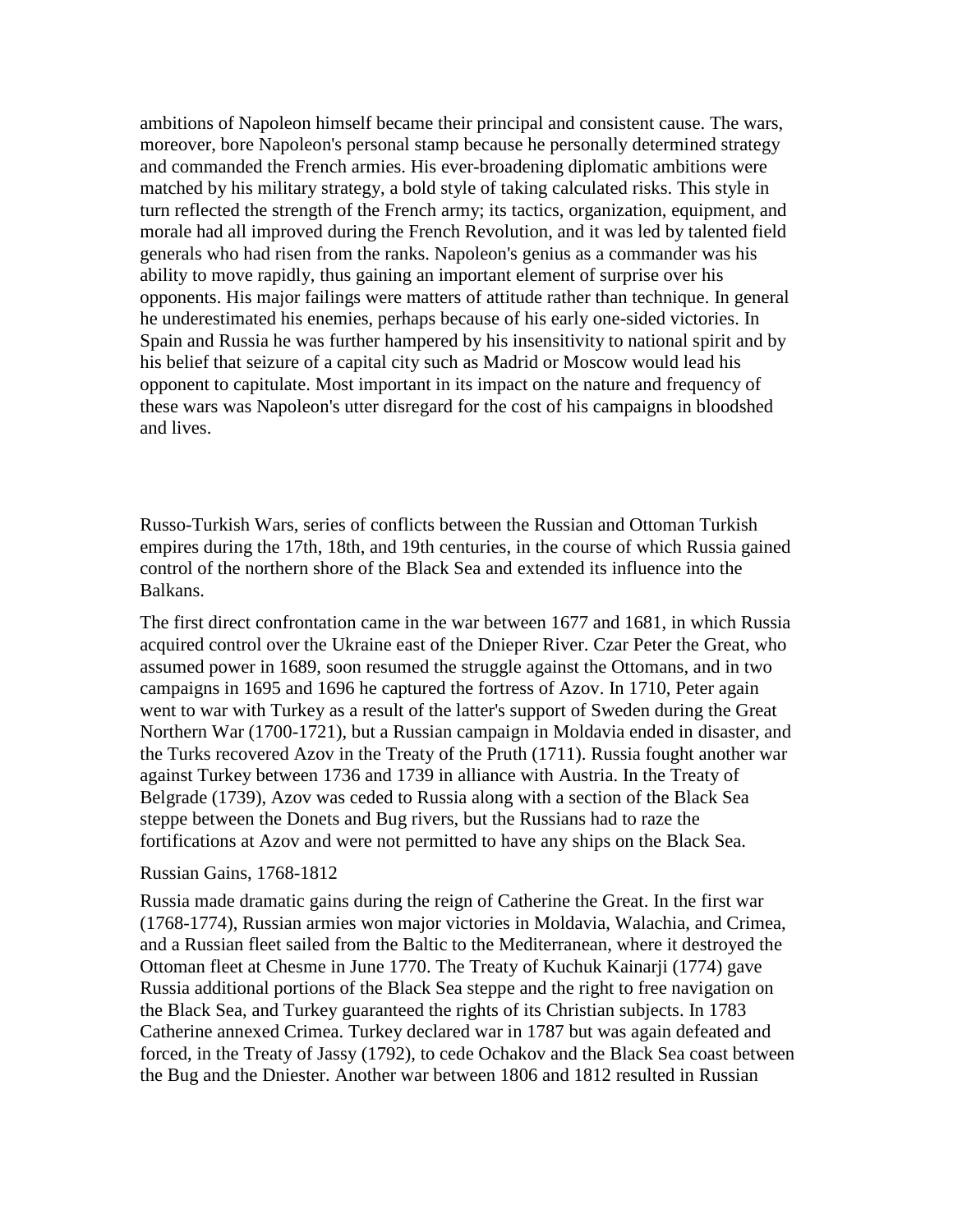ambitions of Napoleon himself became their principal and consistent cause. The wars, moreover, bore Napoleon's personal stamp because he personally determined strategy and commanded the French armies. His ever-broadening diplomatic ambitions were matched by his military strategy, a bold style of taking calculated risks. This style in turn reflected the strength of the French army; its tactics, organization, equipment, and morale had all improved during the French Revolution, and it was led by talented field generals who had risen from the ranks. Napoleon's genius as a commander was his ability to move rapidly, thus gaining an important element of surprise over his opponents. His major failings were matters of attitude rather than technique. In general he underestimated his enemies, perhaps because of his early one-sided victories. In Spain and Russia he was further hampered by his insensitivity to national spirit and by his belief that seizure of a capital city such as Madrid or Moscow would lead his opponent to capitulate. Most important in its impact on the nature and frequency of these wars was Napoleon's utter disregard for the cost of his campaigns in bloodshed and lives.

Russo-Turkish Wars, series of conflicts between the Russian and Ottoman Turkish empires during the 17th, 18th, and 19th centuries, in the course of which Russia gained control of the northern shore of the Black Sea and extended its influence into the Balkans.

The first direct confrontation came in the war between 1677 and 1681, in which Russia acquired control over the Ukraine east of the Dnieper River. Czar Peter the Great, who assumed power in 1689, soon resumed the struggle against the Ottomans, and in two campaigns in 1695 and 1696 he captured the fortress of Azov. In 1710, Peter again went to war with Turkey as a result of the latter's support of Sweden during the Great Northern War (1700-1721), but a Russian campaign in Moldavia ended in disaster, and the Turks recovered Azov in the Treaty of the Pruth (1711). Russia fought another war against Turkey between 1736 and 1739 in alliance with Austria. In the Treaty of Belgrade (1739), Azov was ceded to Russia along with a section of the Black Sea steppe between the Donets and Bug rivers, but the Russians had to raze the fortifications at Azov and were not permitted to have any ships on the Black Sea.

## Russian Gains, 1768-1812

Russia made dramatic gains during the reign of Catherine the Great. In the first war (1768-1774), Russian armies won major victories in Moldavia, Walachia, and Crimea, and a Russian fleet sailed from the Baltic to the Mediterranean, where it destroyed the Ottoman fleet at Chesme in June 1770. The Treaty of Kuchuk Kainarji (1774) gave Russia additional portions of the Black Sea steppe and the right to free navigation on the Black Sea, and Turkey guaranteed the rights of its Christian subjects. In 1783 Catherine annexed Crimea. Turkey declared war in 1787 but was again defeated and forced, in the Treaty of Jassy (1792), to cede Ochakov and the Black Sea coast between the Bug and the Dniester. Another war between 1806 and 1812 resulted in Russian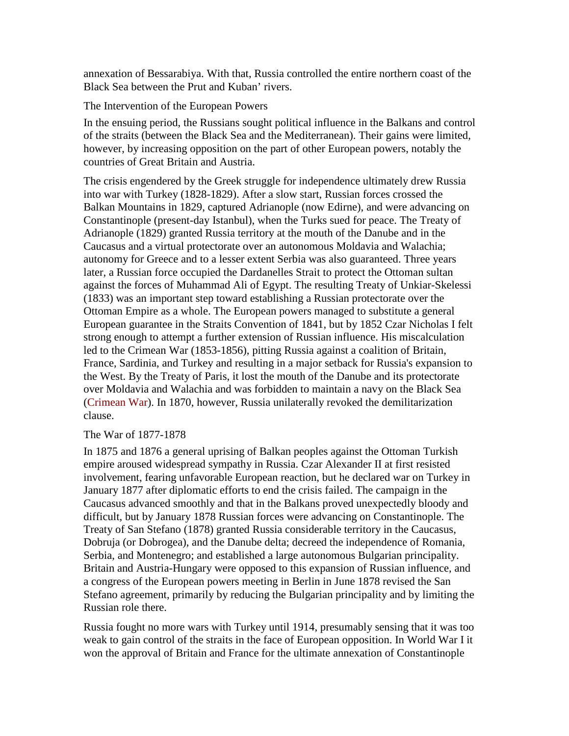annexation of Bessarabiya. With that, Russia controlled the entire northern coast of the Black Sea between the Prut and Kuban' rivers.

## The Intervention of the European Powers

In the ensuing period, the Russians sought political influence in the Balkans and control of the straits (between the Black Sea and the Mediterranean). Their gains were limited, however, by increasing opposition on the part of other European powers, notably the countries of Great Britain and Austria.

The crisis engendered by the Greek struggle for independence ultimately drew Russia into war with Turkey (1828-1829). After a slow start, Russian forces crossed the Balkan Mountains in 1829, captured Adrianople (now Edirne), and were advancing on Constantinople (present-day Istanbul), when the Turks sued for peace. The Treaty of Adrianople (1829) granted Russia territory at the mouth of the Danube and in the Caucasus and a virtual protectorate over an autonomous Moldavia and Walachia; autonomy for Greece and to a lesser extent Serbia was also guaranteed. Three years later, a Russian force occupied the Dardanelles Strait to protect the Ottoman sultan against the forces of Muhammad Ali of Egypt. The resulting Treaty of Unkiar-Skelessi (1833) was an important step toward establishing a Russian protectorate over the Ottoman Empire as a whole. The European powers managed to substitute a general European guarantee in the Straits Convention of 1841, but by 1852 Czar Nicholas I felt strong enough to attempt a further extension of Russian influence. His miscalculation led to the Crimean War (1853-1856), pitting Russia against a coalition of Britain, France, Sardinia, and Turkey and resulting in a major setback for Russia's expansion to the West. By the Treaty of Paris, it lost the mouth of the Danube and its protectorate over Moldavia and Walachia and was forbidden to maintain a navy on the Black Sea (Crimean War). In 1870, however, Russia unilaterally revoked the demilitarization clause.

## The War of 1877-1878

In 1875 and 1876 a general uprising of Balkan peoples against the Ottoman Turkish empire aroused widespread sympathy in Russia. Czar Alexander II at first resisted involvement, fearing unfavorable European reaction, but he declared war on Turkey in January 1877 after diplomatic efforts to end the crisis failed. The campaign in the Caucasus advanced smoothly and that in the Balkans proved unexpectedly bloody and difficult, but by January 1878 Russian forces were advancing on Constantinople. The Treaty of San Stefano (1878) granted Russia considerable territory in the Caucasus, Dobruja (or Dobrogea), and the Danube delta; decreed the independence of Romania, Serbia, and Montenegro; and established a large autonomous Bulgarian principality. Britain and Austria-Hungary were opposed to this expansion of Russian influence, and a congress of the European powers meeting in Berlin in June 1878 revised the San Stefano agreement, primarily by reducing the Bulgarian principality and by limiting the Russian role there.

Russia fought no more wars with Turkey until 1914, presumably sensing that it was too weak to gain control of the straits in the face of European opposition. In World War I it won the approval of Britain and France for the ultimate annexation of Constantinople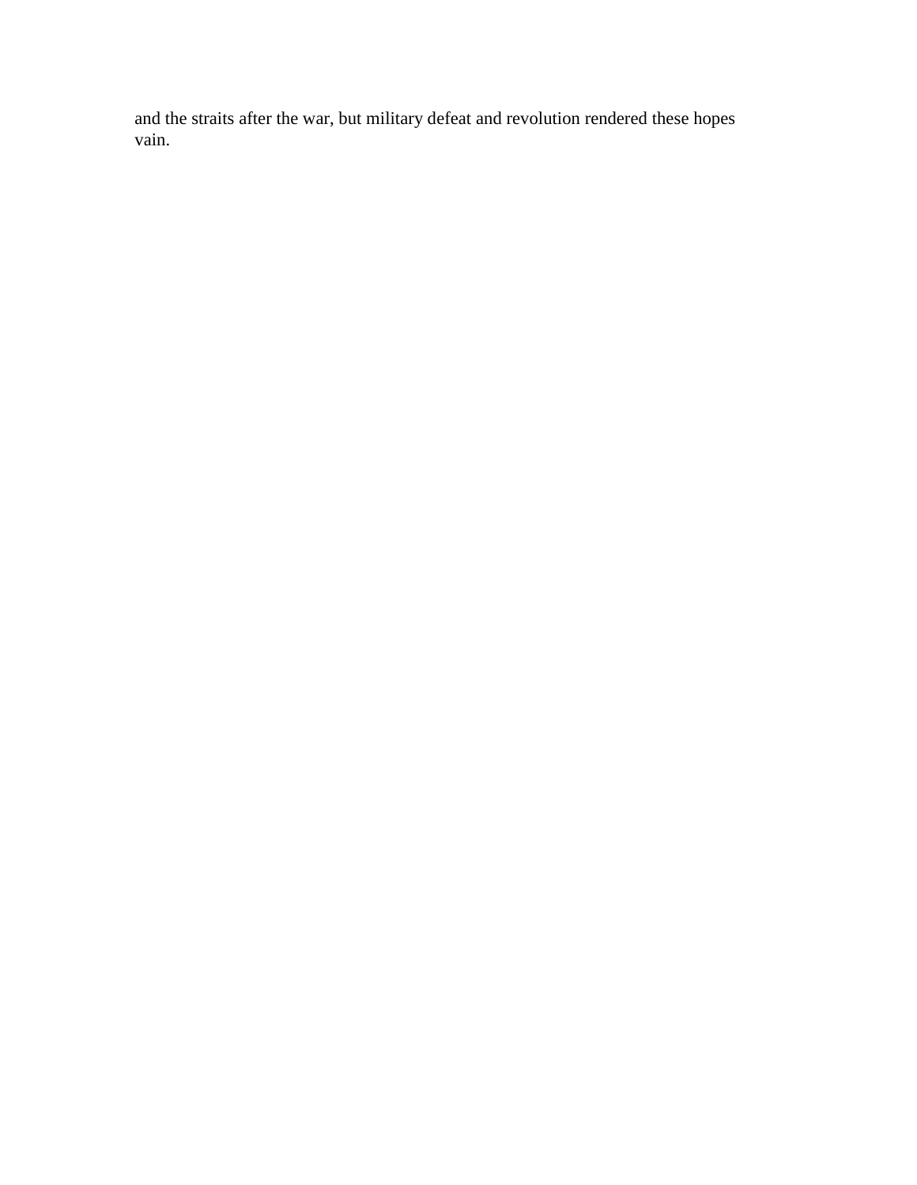and the straits after the war, but military defeat and revolution rendered these hopes vain.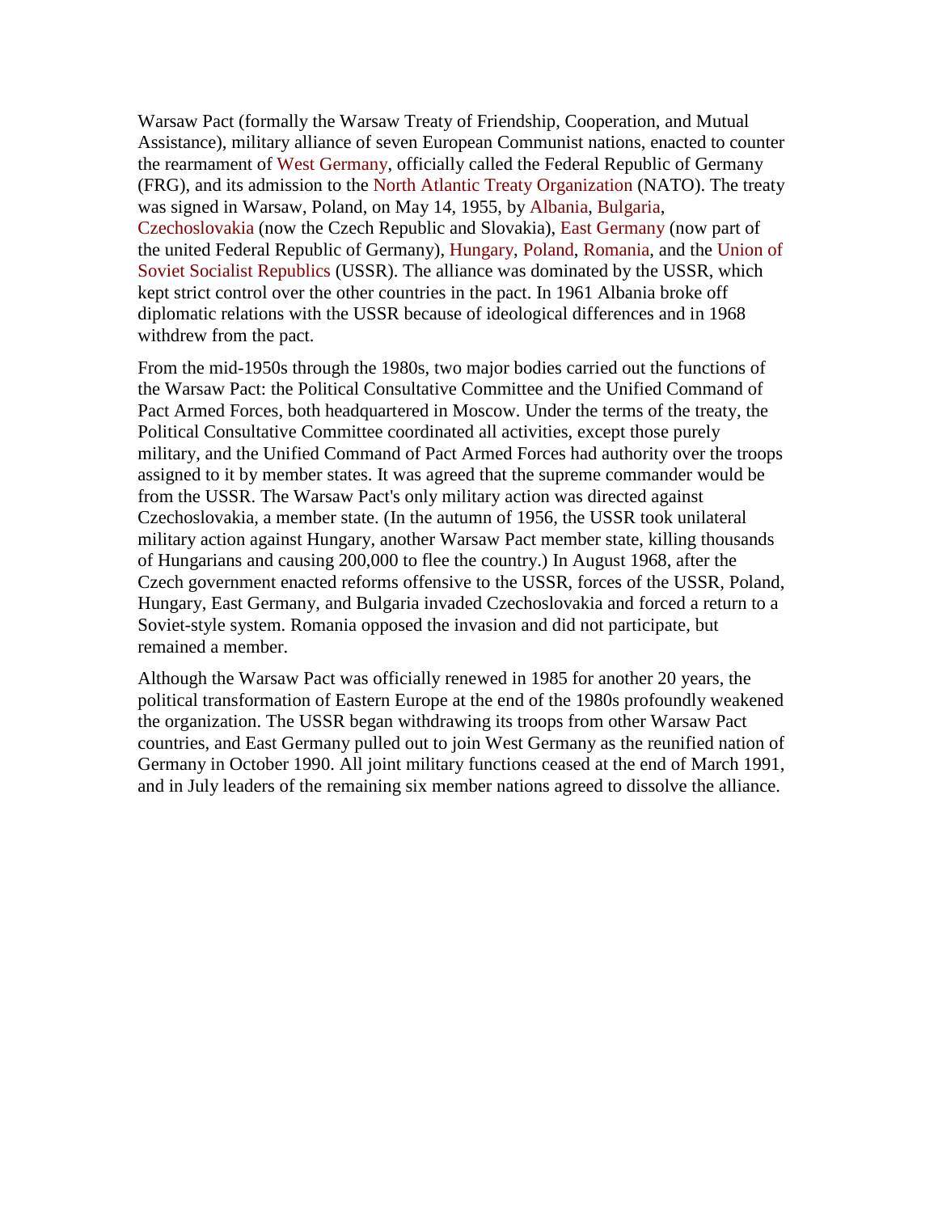Warsaw Pact (formally the Warsaw Treaty of Friendship, Cooperation, and Mutual Assistance), military alliance of seven European Communist nations, enacted to counter the rearmament of West Germany, officially called the Federal Republic of Germany (FRG), and its admission to the North Atlantic Treaty Organization (NATO). The treaty was signed in Warsaw, Poland, on May 14, 1955, by Albania, Bulgaria, Czechoslovakia (now the Czech Republic and Slovakia), East Germany (now part of the united Federal Republic of Germany), Hungary, Poland, Romania, and the Union of Soviet Socialist Republics (USSR). The alliance was dominated by the USSR, which kept strict control over the other countries in the pact. In 1961 Albania broke off diplomatic relations with the USSR because of ideological differences and in 1968 withdrew from the pact.

From the mid-1950s through the 1980s, two major bodies carried out the functions of the Warsaw Pact: the Political Consultative Committee and the Unified Command of Pact Armed Forces, both headquartered in Moscow. Under the terms of the treaty, the Political Consultative Committee coordinated all activities, except those purely military, and the Unified Command of Pact Armed Forces had authority over the troops assigned to it by member states. It was agreed that the supreme commander would be from the USSR. The Warsaw Pact's only military action was directed against Czechoslovakia, a member state. (In the autumn of 1956, the USSR took unilateral military action against Hungary, another Warsaw Pact member state, killing thousands of Hungarians and causing 200,000 to flee the country.) In August 1968, after the Czech government enacted reforms offensive to the USSR, forces of the USSR, Poland, Hungary, East Germany, and Bulgaria invaded Czechoslovakia and forced a return to a Soviet-style system. Romania opposed the invasion and did not participate, but remained a member.

Although the Warsaw Pact was officially renewed in 1985 for another 20 years, the political transformation of Eastern Europe at the end of the 1980s profoundly weakened the organization. The USSR began withdrawing its troops from other Warsaw Pact countries, and East Germany pulled out to join West Germany as the reunified nation of Germany in October 1990. All joint military functions ceased at the end of March 1991, and in July leaders of the remaining six member nations agreed to dissolve the alliance.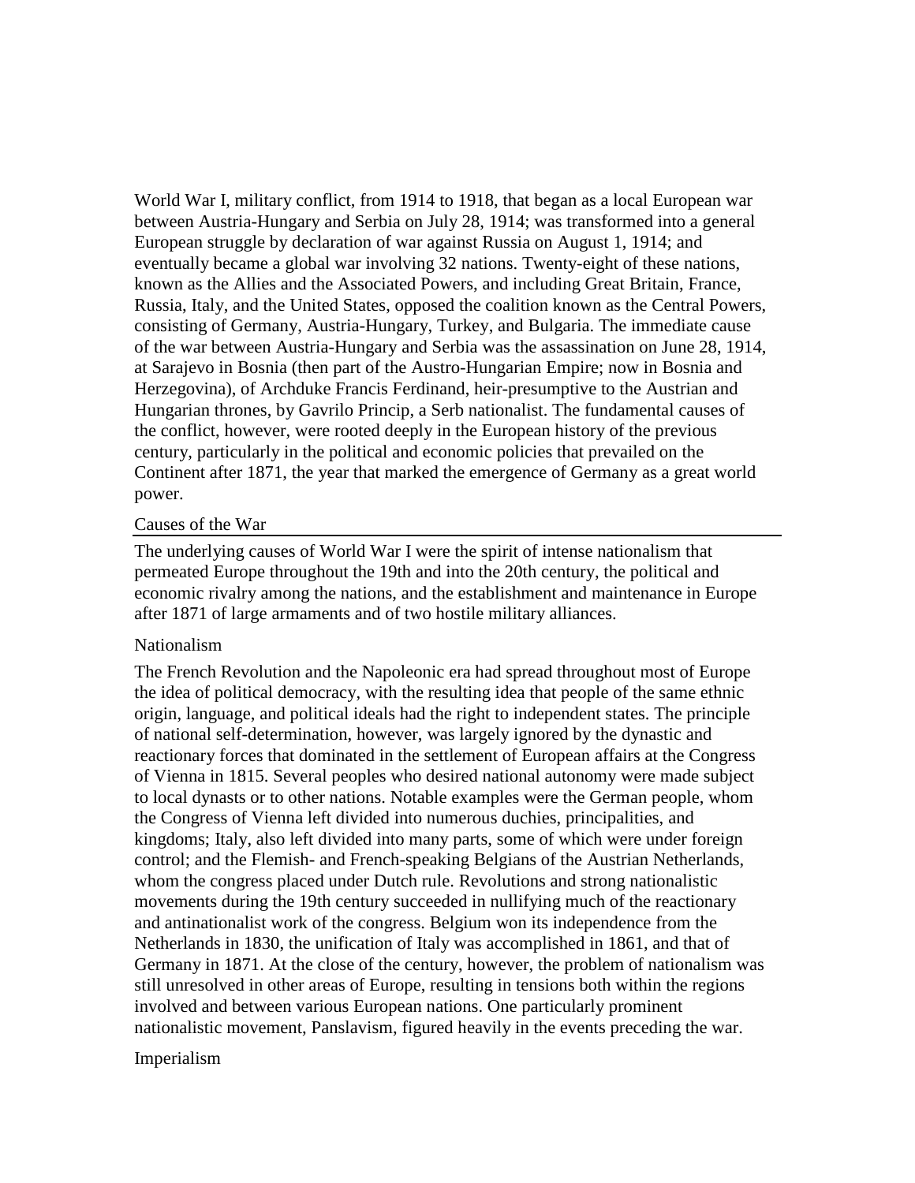World War I, military conflict, from 1914 to 1918, that began as a local European war between Austria-Hungary and Serbia on July 28, 1914; was transformed into a general European struggle by declaration of war against Russia on August 1, 1914; and eventually became a global war involving 32 nations. Twenty-eight of these nations, known as the Allies and the Associated Powers, and including Great Britain, France, Russia, Italy, and the United States, opposed the coalition known as the Central Powers, consisting of Germany, Austria-Hungary, Turkey, and Bulgaria. The immediate cause of the war between Austria-Hungary and Serbia was the assassination on June 28, 1914, at Sarajevo in Bosnia (then part of the Austro-Hungarian Empire; now in Bosnia and Herzegovina), of Archduke Francis Ferdinand, heir-presumptive to the Austrian and Hungarian thrones, by Gavrilo Princip, a Serb nationalist. The fundamental causes of the conflict, however, were rooted deeply in the European history of the previous century, particularly in the political and economic policies that prevailed on the Continent after 1871, the year that marked the emergence of Germany as a great world power.

## Causes of the War

The underlying causes of World War I were the spirit of intense nationalism that permeated Europe throughout the 19th and into the 20th century, the political and economic rivalry among the nations, and the establishment and maintenance in Europe after 1871 of large armaments and of two hostile military alliances.

### Nationalism

The French Revolution and the Napoleonic era had spread throughout most of Europe the idea of political democracy, with the resulting idea that people of the same ethnic origin, language, and political ideals had the right to independent states. The principle of national self-determination, however, was largely ignored by the dynastic and reactionary forces that dominated in the settlement of European affairs at the Congress of Vienna in 1815. Several peoples who desired national autonomy were made subject to local dynasts or to other nations. Notable examples were the German people, whom the Congress of Vienna left divided into numerous duchies, principalities, and kingdoms; Italy, also left divided into many parts, some of which were under foreign control; and the Flemish- and French-speaking Belgians of the Austrian Netherlands, whom the congress placed under Dutch rule. Revolutions and strong nationalistic movements during the 19th century succeeded in nullifying much of the reactionary and antinationalist work of the congress. Belgium won its independence from the Netherlands in 1830, the unification of Italy was accomplished in 1861, and that of Germany in 1871. At the close of the century, however, the problem of nationalism was still unresolved in other areas of Europe, resulting in tensions both within the regions involved and between various European nations. One particularly prominent nationalistic movement, Panslavism, figured heavily in the events preceding the war.

### Imperialism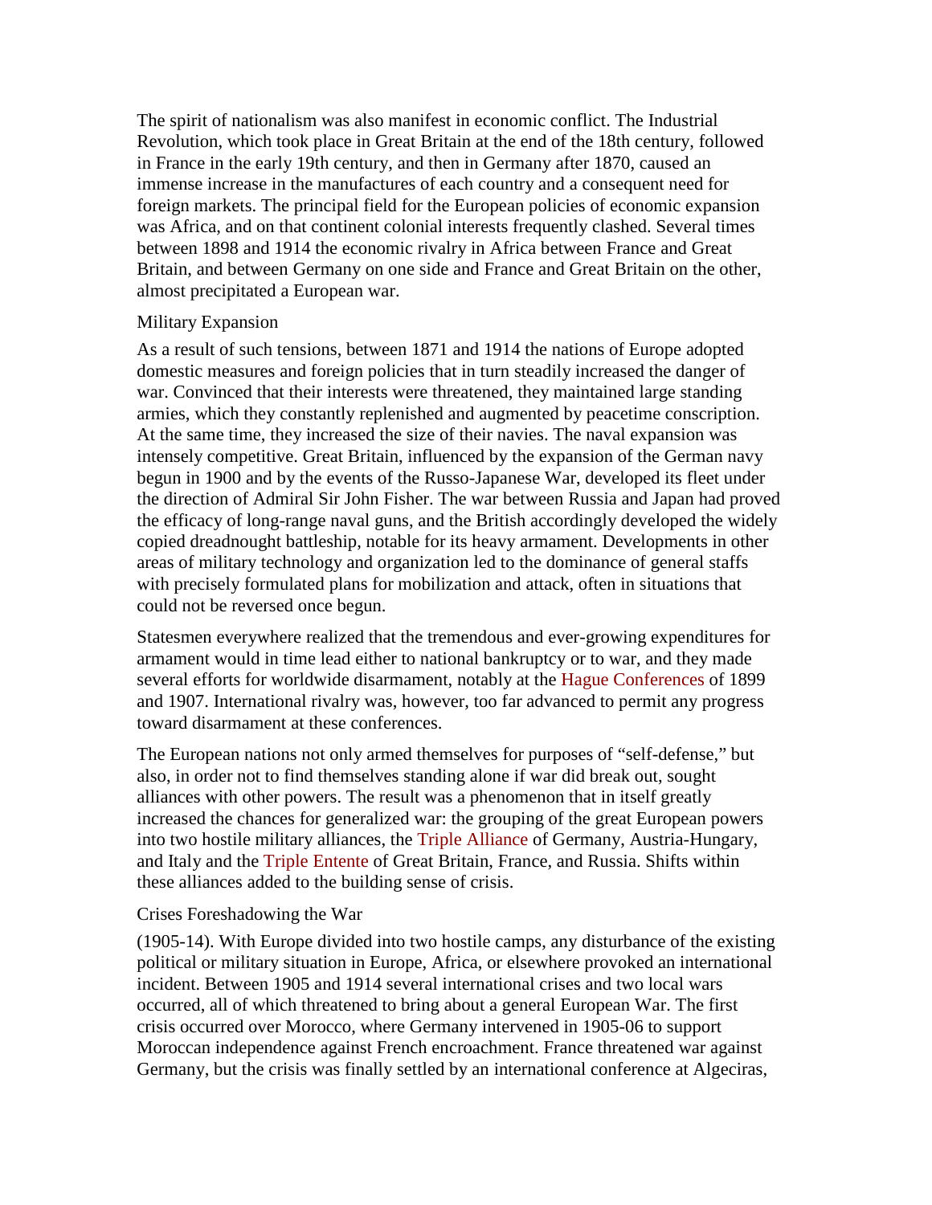The spirit of nationalism was also manifest in economic conflict. The Industrial Revolution, which took place in Great Britain at the end of the 18th century, followed in France in the early 19th century, and then in Germany after 1870, caused an immense increase in the manufactures of each country and a consequent need for foreign markets. The principal field for the European policies of economic expansion was Africa, and on that continent colonial interests frequently clashed. Several times between 1898 and 1914 the economic rivalry in Africa between France and Great Britain, and between Germany on one side and France and Great Britain on the other, almost precipitated a European war.

## Military Expansion

As a result of such tensions, between 1871 and 1914 the nations of Europe adopted domestic measures and foreign policies that in turn steadily increased the danger of war. Convinced that their interests were threatened, they maintained large standing armies, which they constantly replenished and augmented by peacetime conscription. At the same time, they increased the size of their navies. The naval expansion was intensely competitive. Great Britain, influenced by the expansion of the German navy begun in 1900 and by the events of the Russo-Japanese War, developed its fleet under the direction of Admiral Sir John Fisher. The war between Russia and Japan had proved the efficacy of long-range naval guns, and the British accordingly developed the widely copied dreadnought battleship, notable for its heavy armament. Developments in other areas of military technology and organization led to the dominance of general staffs with precisely formulated plans for mobilization and attack, often in situations that could not be reversed once begun.

Statesmen everywhere realized that the tremendous and ever-growing expenditures for armament would in time lead either to national bankruptcy or to war, and they made several efforts for worldwide disarmament, notably at the Hague Conferences of 1899 and 1907. International rivalry was, however, too far advanced to permit any progress toward disarmament at these conferences.

The European nations not only armed themselves for purposes of "self-defense," but also, in order not to find themselves standing alone if war did break out, sought alliances with other powers. The result was a phenomenon that in itself greatly increased the chances for generalized war: the grouping of the great European powers into two hostile military alliances, the Triple Alliance of Germany, Austria-Hungary, and Italy and the Triple Entente of Great Britain, France, and Russia. Shifts within these alliances added to the building sense of crisis.

## Crises Foreshadowing the War

(1905-14). With Europe divided into two hostile camps, any disturbance of the existing political or military situation in Europe, Africa, or elsewhere provoked an international incident. Between 1905 and 1914 several international crises and two local wars occurred, all of which threatened to bring about a general European War. The first crisis occurred over Morocco, where Germany intervened in 1905-06 to support Moroccan independence against French encroachment. France threatened war against Germany, but the crisis was finally settled by an international conference at Algeciras,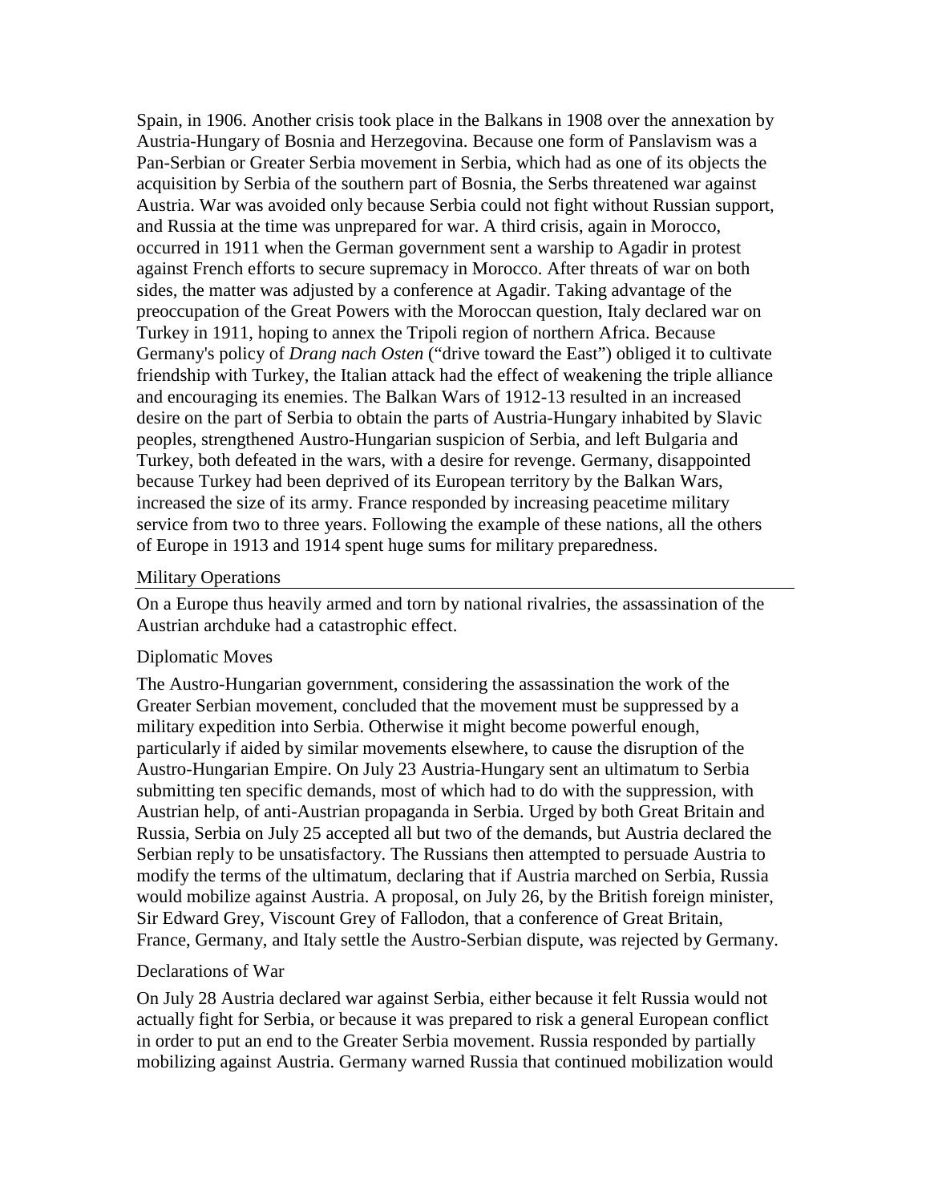Spain, in 1906. Another crisis took place in the Balkans in 1908 over the annexation by Austria-Hungary of Bosnia and Herzegovina. Because one form of Panslavism was a Pan-Serbian or Greater Serbia movement in Serbia, which had as one of its objects the acquisition by Serbia of the southern part of Bosnia, the Serbs threatened war against Austria. War was avoided only because Serbia could not fight without Russian support, and Russia at the time was unprepared for war. A third crisis, again in Morocco, occurred in 1911 when the German government sent a warship to Agadir in protest against French efforts to secure supremacy in Morocco. After threats of war on both sides, the matter was adjusted by a conference at Agadir. Taking advantage of the preoccupation of the Great Powers with the Moroccan question, Italy declared war on Turkey in 1911, hoping to annex the Tripoli region of northern Africa. Because Germany's policy of *Drang nach Osten* ("drive toward the East") obliged it to cultivate friendship with Turkey, the Italian attack had the effect of weakening the triple alliance and encouraging its enemies. The Balkan Wars of 1912-13 resulted in an increased desire on the part of Serbia to obtain the parts of Austria-Hungary inhabited by Slavic peoples, strengthened Austro-Hungarian suspicion of Serbia, and left Bulgaria and Turkey, both defeated in the wars, with a desire for revenge. Germany, disappointed because Turkey had been deprived of its European territory by the Balkan Wars, increased the size of its army. France responded by increasing peacetime military service from two to three years. Following the example of these nations, all the others of Europe in 1913 and 1914 spent huge sums for military preparedness.

## Military Operations

On a Europe thus heavily armed and torn by national rivalries, the assassination of the Austrian archduke had a catastrophic effect.

### Diplomatic Moves

The Austro-Hungarian government, considering the assassination the work of the Greater Serbian movement, concluded that the movement must be suppressed by a military expedition into Serbia. Otherwise it might become powerful enough, particularly if aided by similar movements elsewhere, to cause the disruption of the Austro-Hungarian Empire. On July 23 Austria-Hungary sent an ultimatum to Serbia submitting ten specific demands, most of which had to do with the suppression, with Austrian help, of anti-Austrian propaganda in Serbia. Urged by both Great Britain and Russia, Serbia on July 25 accepted all but two of the demands, but Austria declared the Serbian reply to be unsatisfactory. The Russians then attempted to persuade Austria to modify the terms of the ultimatum, declaring that if Austria marched on Serbia, Russia would mobilize against Austria. A proposal, on July 26, by the British foreign minister, Sir Edward Grey, Viscount Grey of Fallodon, that a conference of Great Britain, France, Germany, and Italy settle the Austro-Serbian dispute, was rejected by Germany.

### Declarations of War

On July 28 Austria declared war against Serbia, either because it felt Russia would not actually fight for Serbia, or because it was prepared to risk a general European conflict in order to put an end to the Greater Serbia movement. Russia responded by partially mobilizing against Austria. Germany warned Russia that continued mobilization would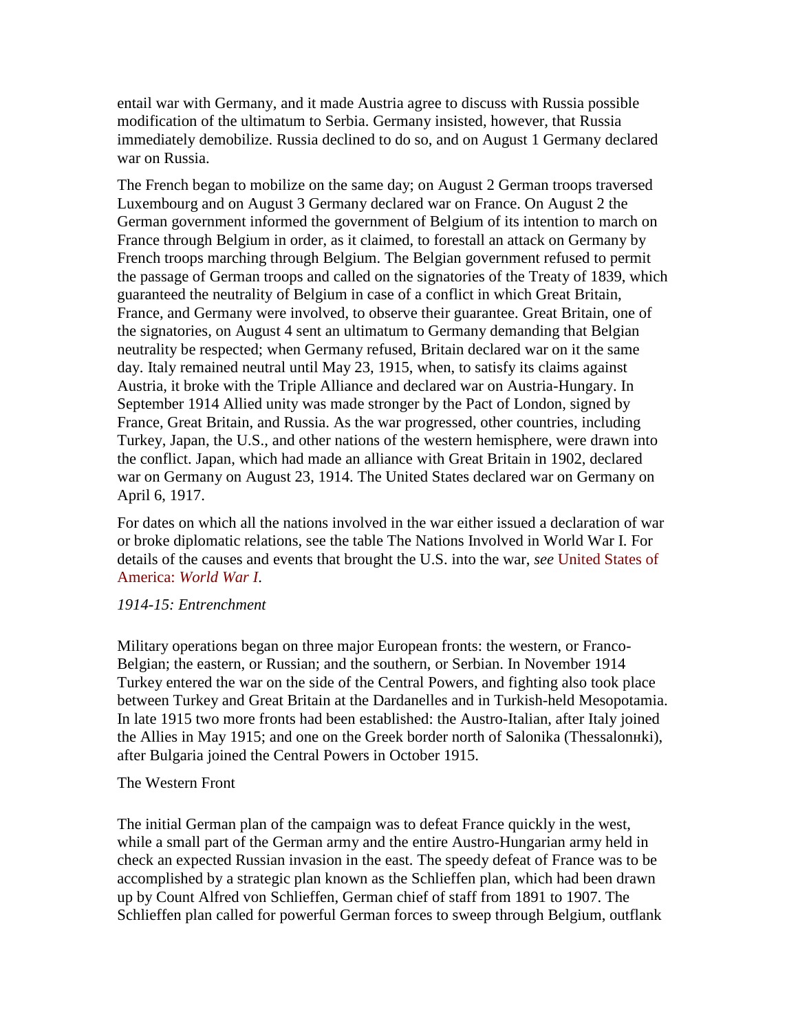entail war with Germany, and it made Austria agree to discuss with Russia possible modification of the ultimatum to Serbia. Germany insisted, however, that Russia immediately demobilize. Russia declined to do so, and on August 1 Germany declared war on Russia.

The French began to mobilize on the same day; on August 2 German troops traversed Luxembourg and on August 3 Germany declared war on France. On August 2 the German government informed the government of Belgium of its intention to march on France through Belgium in order, as it claimed, to forestall an attack on Germany by French troops marching through Belgium. The Belgian government refused to permit the passage of German troops and called on the signatories of the Treaty of 1839, which guaranteed the neutrality of Belgium in case of a conflict in which Great Britain, France, and Germany were involved, to observe their guarantee. Great Britain, one of the signatories, on August 4 sent an ultimatum to Germany demanding that Belgian neutrality be respected; when Germany refused, Britain declared war on it the same day. Italy remained neutral until May 23, 1915, when, to satisfy its claims against Austria, it broke with the Triple Alliance and declared war on Austria-Hungary. In September 1914 Allied unity was made stronger by the Pact of London, signed by France, Great Britain, and Russia. As the war progressed, other countries, including Turkey, Japan, the U.S., and other nations of the western hemisphere, were drawn into the conflict. Japan, which had made an alliance with Great Britain in 1902, declared war on Germany on August 23, 1914. The United States declared war on Germany on April 6, 1917.

For dates on which all the nations involved in the war either issued a declaration of war or broke diplomatic relations, see the table The Nations Involved in World War I. For details of the causes and events that brought the U.S. into the war, *see* United States of America: *World War I*.

*1914-15: Entrenchment*

Military operations began on three major European fronts: the western, or Franco-Belgian; the eastern, or Russian; and the southern, or Serbian. In November 1914 Turkey entered the war on the side of the Central Powers, and fighting also took place between Turkey and Great Britain at the Dardanelles and in Turkish-held Mesopotamia. In late 1915 two more fronts had been established: the Austro-Italian, after Italy joined the Allies in May 1915; and one on the Greek border north of Salonika (Thessalonнki), after Bulgaria joined the Central Powers in October 1915.

The Western Front

The initial German plan of the campaign was to defeat France quickly in the west, while a small part of the German army and the entire Austro-Hungarian army held in check an expected Russian invasion in the east. The speedy defeat of France was to be accomplished by a strategic plan known as the Schlieffen plan, which had been drawn up by Count Alfred von Schlieffen, German chief of staff from 1891 to 1907. The Schlieffen plan called for powerful German forces to sweep through Belgium, outflank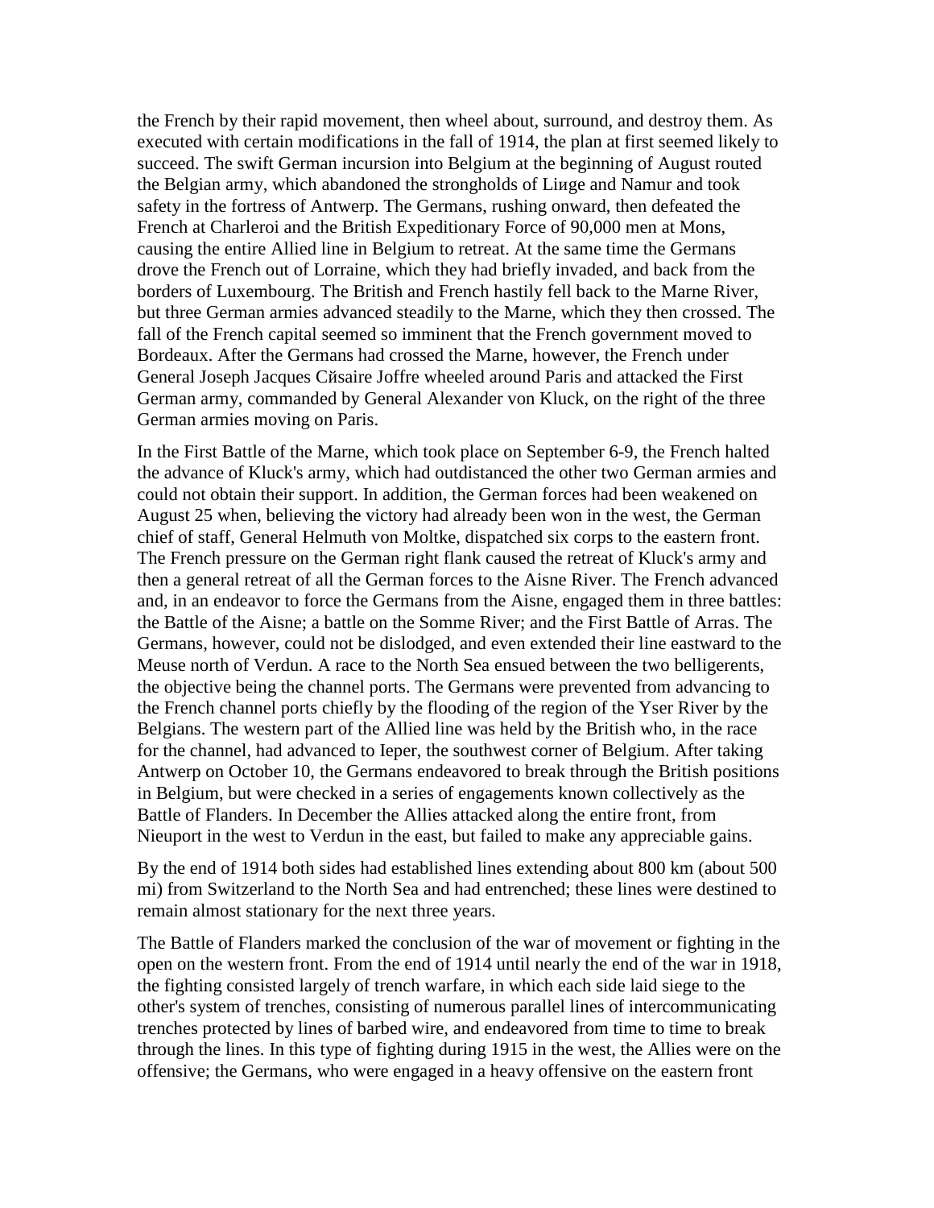the French by their rapid movement, then wheel about, surround, and destroy them. As executed with certain modifications in the fall of 1914, the plan at first seemed likely to succeed. The swift German incursion into Belgium at the beginning of August routed the Belgian army, which abandoned the strongholds of Liиge and Namur and took safety in the fortress of Antwerp. The Germans, rushing onward, then defeated the French at Charleroi and the British Expeditionary Force of 90,000 men at Mons, causing the entire Allied line in Belgium to retreat. At the same time the Germans drove the French out of Lorraine, which they had briefly invaded, and back from the borders of Luxembourg. The British and French hastily fell back to the Marne River, but three German armies advanced steadily to the Marne, which they then crossed. The fall of the French capital seemed so imminent that the French government moved to Bordeaux. After the Germans had crossed the Marne, however, the French under General Joseph Jacques Cйsaire Joffre wheeled around Paris and attacked the First German army, commanded by General Alexander von Kluck, on the right of the three German armies moving on Paris.

In the First Battle of the Marne, which took place on September 6-9, the French halted the advance of Kluck's army, which had outdistanced the other two German armies and could not obtain their support. In addition, the German forces had been weakened on August 25 when, believing the victory had already been won in the west, the German chief of staff, General Helmuth von Moltke, dispatched six corps to the eastern front. The French pressure on the German right flank caused the retreat of Kluck's army and then a general retreat of all the German forces to the Aisne River. The French advanced and, in an endeavor to force the Germans from the Aisne, engaged them in three battles: the Battle of the Aisne; a battle on the Somme River; and the First Battle of Arras. The Germans, however, could not be dislodged, and even extended their line eastward to the Meuse north of Verdun. A race to the North Sea ensued between the two belligerents, the objective being the channel ports. The Germans were prevented from advancing to the French channel ports chiefly by the flooding of the region of the Yser River by the Belgians. The western part of the Allied line was held by the British who, in the race for the channel, had advanced to Ieper, the southwest corner of Belgium. After taking Antwerp on October 10, the Germans endeavored to break through the British positions in Belgium, but were checked in a series of engagements known collectively as the Battle of Flanders. In December the Allies attacked along the entire front, from Nieuport in the west to Verdun in the east, but failed to make any appreciable gains.

By the end of 1914 both sides had established lines extending about 800 km (about 500 mi) from Switzerland to the North Sea and had entrenched; these lines were destined to remain almost stationary for the next three years.

The Battle of Flanders marked the conclusion of the war of movement or fighting in the open on the western front. From the end of 1914 until nearly the end of the war in 1918, the fighting consisted largely of trench warfare, in which each side laid siege to the other's system of trenches, consisting of numerous parallel lines of intercommunicating trenches protected by lines of barbed wire, and endeavored from time to time to break through the lines. In this type of fighting during 1915 in the west, the Allies were on the offensive; the Germans, who were engaged in a heavy offensive on the eastern front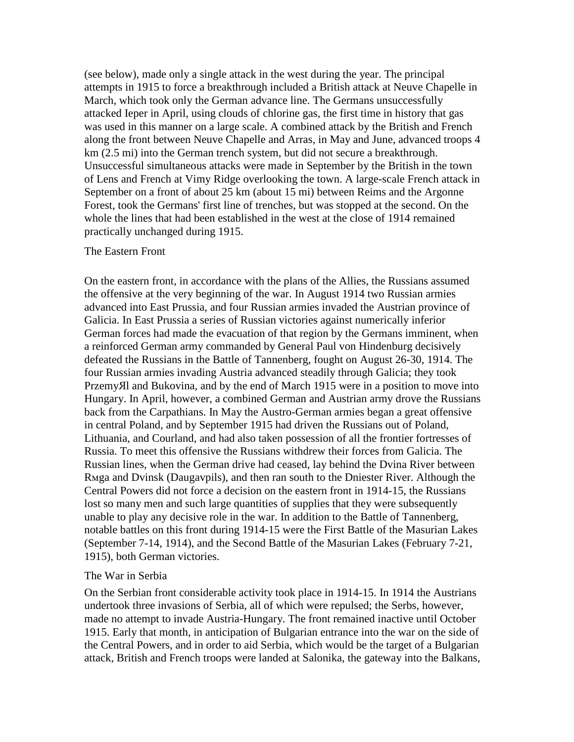(see below), made only a single attack in the west during the year. The principal attempts in 1915 to force a breakthrough included a British attack at Neuve Chapelle in March, which took only the German advance line. The Germans unsuccessfully attacked Ieper in April, using clouds of chlorine gas, the first time in history that gas was used in this manner on a large scale. A combined attack by the British and French along the front between Neuve Chapelle and Arras, in May and June, advanced troops 4 km (2.5 mi) into the German trench system, but did not secure a breakthrough. Unsuccessful simultaneous attacks were made in September by the British in the town of Lens and French at Vimy Ridge overlooking the town. A large-scale French attack in September on a front of about 25 km (about 15 mi) between Reims and the Argonne Forest, took the Germans' first line of trenches, but was stopped at the second. On the whole the lines that had been established in the west at the close of 1914 remained practically unchanged during 1915.

## The Eastern Front

On the eastern front, in accordance with the plans of the Allies, the Russians assumed the offensive at the very beginning of the war. In August 1914 two Russian armies advanced into East Prussia, and four Russian armies invaded the Austrian province of Galicia. In East Prussia a series of Russian victories against numerically inferior German forces had made the evacuation of that region by the Germans imminent, when a reinforced German army commanded by General Paul von Hindenburg decisively defeated the Russians in the Battle of Tannenberg, fought on August 26-30, 1914. The four Russian armies invading Austria advanced steadily through Galicia; they took PrzemyЯl and Bukovina, and by the end of March 1915 were in a position to move into Hungary. In April, however, a combined German and Austrian army drove the Russians back from the Carpathians. In May the Austro-German armies began a great offensive in central Poland, and by September 1915 had driven the Russians out of Poland, Lithuania, and Courland, and had also taken possession of all the frontier fortresses of Russia. To meet this offensive the Russians withdrew their forces from Galicia. The Russian lines, when the German drive had ceased, lay behind the Dvina River between Rмga and Dvinsk (Daugavpils), and then ran south to the Dniester River. Although the Central Powers did not force a decision on the eastern front in 1914-15, the Russians lost so many men and such large quantities of supplies that they were subsequently unable to play any decisive role in the war. In addition to the Battle of Tannenberg, notable battles on this front during 1914-15 were the First Battle of the Masurian Lakes (September 7-14, 1914), and the Second Battle of the Masurian Lakes (February 7-21, 1915), both German victories.

## The War in Serbia

On the Serbian front considerable activity took place in 1914-15. In 1914 the Austrians undertook three invasions of Serbia, all of which were repulsed; the Serbs, however, made no attempt to invade Austria-Hungary. The front remained inactive until October 1915. Early that month, in anticipation of Bulgarian entrance into the war on the side of the Central Powers, and in order to aid Serbia, which would be the target of a Bulgarian attack, British and French troops were landed at Salonika, the gateway into the Balkans,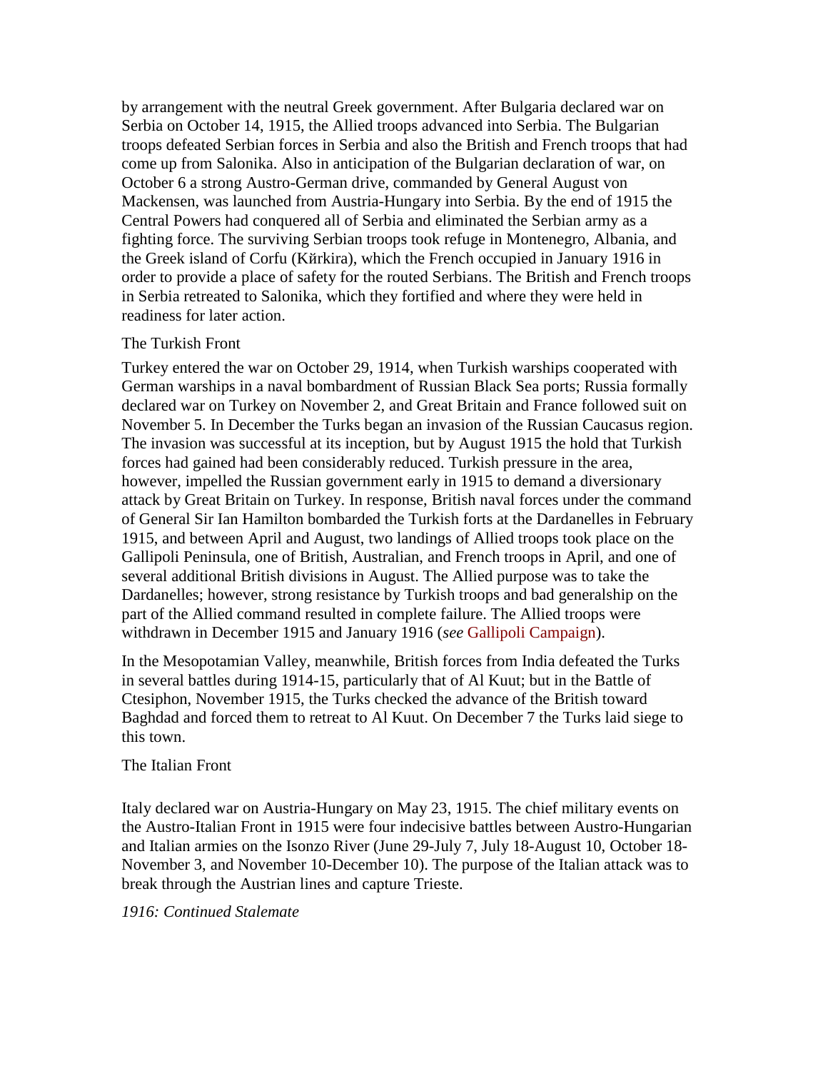by arrangement with the neutral Greek government. After Bulgaria declared war on Serbia on October 14, 1915, the Allied troops advanced into Serbia. The Bulgarian troops defeated Serbian forces in Serbia and also the British and French troops that had come up from Salonika. Also in anticipation of the Bulgarian declaration of war, on October 6 a strong Austro-German drive, commanded by General August von Mackensen, was launched from Austria-Hungary into Serbia. By the end of 1915 the Central Powers had conquered all of Serbia and eliminated the Serbian army as a fighting force. The surviving Serbian troops took refuge in Montenegro, Albania, and the Greek island of Corfu (Kйrkira), which the French occupied in January 1916 in order to provide a place of safety for the routed Serbians. The British and French troops in Serbia retreated to Salonika, which they fortified and where they were held in readiness for later action.

### The Turkish Front

Turkey entered the war on October 29, 1914, when Turkish warships cooperated with German warships in a naval bombardment of Russian Black Sea ports; Russia formally declared war on Turkey on November 2, and Great Britain and France followed suit on November 5. In December the Turks began an invasion of the Russian Caucasus region. The invasion was successful at its inception, but by August 1915 the hold that Turkish forces had gained had been considerably reduced. Turkish pressure in the area, however, impelled the Russian government early in 1915 to demand a diversionary attack by Great Britain on Turkey. In response, British naval forces under the command of General Sir Ian Hamilton bombarded the Turkish forts at the Dardanelles in February 1915, and between April and August, two landings of Allied troops took place on the Gallipoli Peninsula, one of British, Australian, and French troops in April, and one of several additional British divisions in August. The Allied purpose was to take the Dardanelles; however, strong resistance by Turkish troops and bad generalship on the part of the Allied command resulted in complete failure. The Allied troops were withdrawn in December 1915 and January 1916 (*see* Gallipoli Campaign).

In the Mesopotamian Valley, meanwhile, British forces from India defeated the Turks in several battles during 1914-15, particularly that of Al Kuut; but in the Battle of Ctesiphon, November 1915, the Turks checked the advance of the British toward Baghdad and forced them to retreat to Al Kuut. On December 7 the Turks laid siege to this town.

### The Italian Front

Italy declared war on Austria-Hungary on May 23, 1915. The chief military events on the Austro-Italian Front in 1915 were four indecisive battles between Austro-Hungarian and Italian armies on the Isonzo River (June 29-July 7, July 18-August 10, October 18-November 3, and November 10-December 10). The purpose of the Italian attack was to break through the Austrian lines and capture Trieste.

## *1916: Continued Stalemate*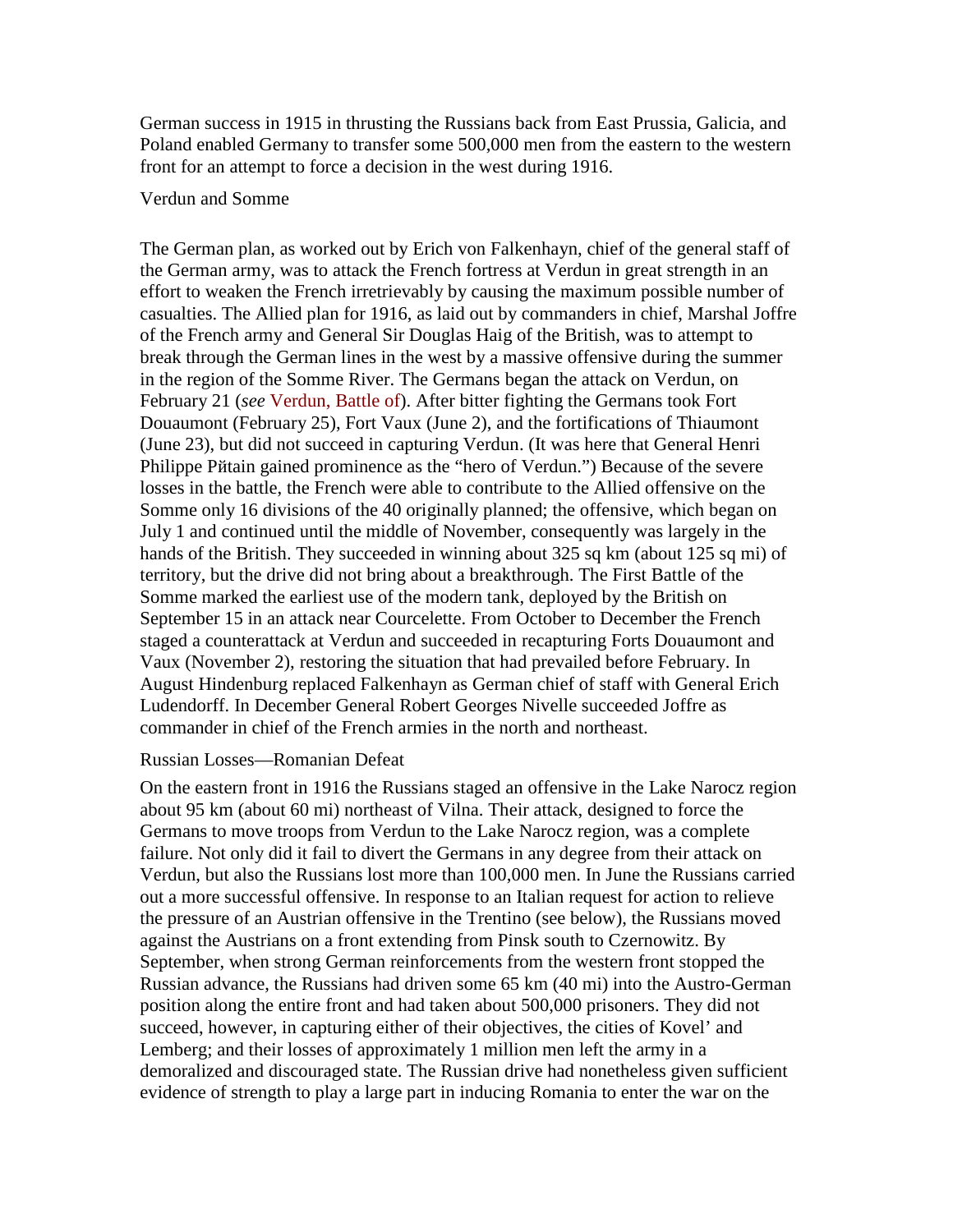German success in 1915 in thrusting the Russians back from East Prussia, Galicia, and Poland enabled Germany to transfer some 500,000 men from the eastern to the western front for an attempt to force a decision in the west during 1916.

## Verdun and Somme

The German plan, as worked out by Erich von Falkenhayn, chief of the general staff of the German army, was to attack the French fortress at Verdun in great strength in an effort to weaken the French irretrievably by causing the maximum possible number of casualties. The Allied plan for 1916, as laid out by commanders in chief, Marshal Joffre of the French army and General Sir Douglas Haig of the British, was to attempt to break through the German lines in the west by a massive offensive during the summer in the region of the Somme River. The Germans began the attack on Verdun, on February 21 (*see* Verdun, Battle of). After bitter fighting the Germans took Fort Douaumont (February 25), Fort Vaux (June 2), and the fortifications of Thiaumont (June 23), but did not succeed in capturing Verdun. (It was here that General Henri Philippe Pйtain gained prominence as the “hero of Verdun.”) Because of the severe losses in the battle, the French were able to contribute to the Allied offensive on the Somme only 16 divisions of the 40 originally planned; the offensive, which began on July 1 and continued until the middle of November, consequently was largely in the hands of the British. They succeeded in winning about 325 sq km (about 125 sq mi) of territory, but the drive did not bring about a breakthrough. The First Battle of the Somme marked the earliest use of the modern tank, deployed by the British on September 15 in an attack near Courcelette. From October to December the French staged a counterattack at Verdun and succeeded in recapturing Forts Douaumont and Vaux (November 2), restoring the situation that had prevailed before February. In August Hindenburg replaced Falkenhayn as German chief of staff with General Erich Ludendorff. In December General Robert Georges Nivelle succeeded Joffre as commander in chief of the French armies in the north and northeast.

## Russian Losses—Romanian Defeat

On the eastern front in 1916 the Russians staged an offensive in the Lake Narocz region about 95 km (about 60 mi) northeast of Vilna. Their attack, designed to force the Germans to move troops from Verdun to the Lake Narocz region, was a complete failure. Not only did it fail to divert the Germans in any degree from their attack on Verdun, but also the Russians lost more than 100,000 men. In June the Russians carried out a more successful offensive. In response to an Italian request for action to relieve the pressure of an Austrian offensive in the Trentino (see below), the Russians moved against the Austrians on a front extending from Pinsk south to Czernowitz. By September, when strong German reinforcements from the western front stopped the Russian advance, the Russians had driven some 65 km (40 mi) into the Austro-German position along the entire front and had taken about 500,000 prisoners. They did not succeed, however, in capturing either of their objectives, the cities of Kovel’ and Lemberg; and their losses of approximately 1 million men left the army in a demoralized and discouraged state. The Russian drive had nonetheless given sufficient evidence of strength to play a large part in inducing Romania to enter the war on the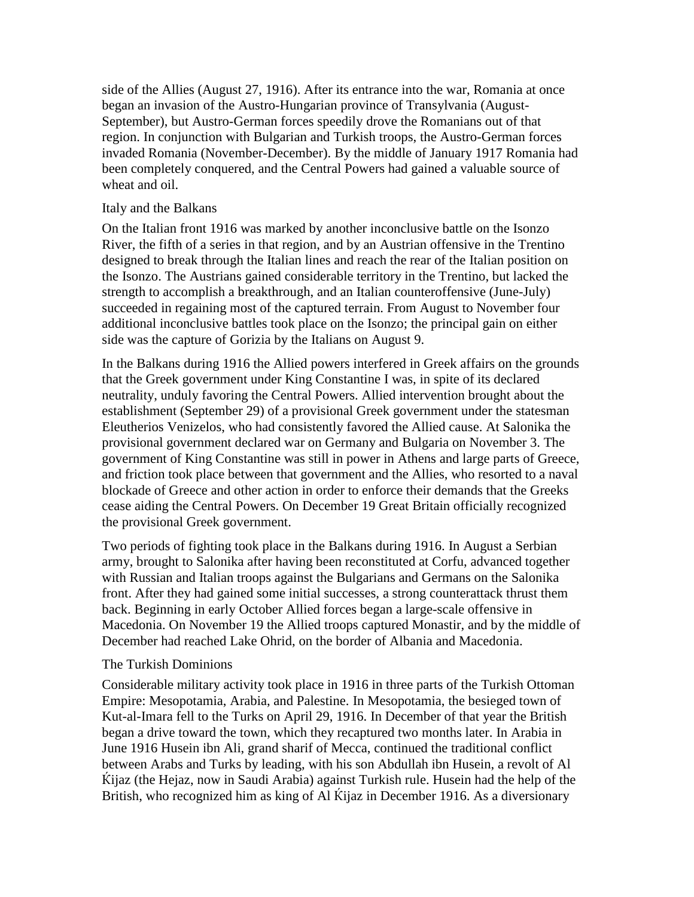side of the Allies (August 27, 1916). After its entrance into the war, Romania at once began an invasion of the Austro-Hungarian province of Transylvania (August-September), but Austro-German forces speedily drove the Romanians out of that region. In conjunction with Bulgarian and Turkish troops, the Austro-German forces invaded Romania (November-December). By the middle of January 1917 Romania had been completely conquered, and the Central Powers had gained a valuable source of wheat and oil.

### Italy and the Balkans

On the Italian front 1916 was marked by another inconclusive battle on the Isonzo River, the fifth of a series in that region, and by an Austrian offensive in the Trentino designed to break through the Italian lines and reach the rear of the Italian position on the Isonzo. The Austrians gained considerable territory in the Trentino, but lacked the strength to accomplish a breakthrough, and an Italian counteroffensive (June-July) succeeded in regaining most of the captured terrain. From August to November four additional inconclusive battles took place on the Isonzo; the principal gain on either side was the capture of Gorizia by the Italians on August 9.

In the Balkans during 1916 the Allied powers interfered in Greek affairs on the grounds that the Greek government under King Constantine I was, in spite of its declared neutrality, unduly favoring the Central Powers. Allied intervention brought about the establishment (September 29) of a provisional Greek government under the statesman Eleutherios Venizelos, who had consistently favored the Allied cause. At Salonika the provisional government declared war on Germany and Bulgaria on November 3. The government of King Constantine was still in power in Athens and large parts of Greece, and friction took place between that government and the Allies, who resorted to a naval blockade of Greece and other action in order to enforce their demands that the Greeks cease aiding the Central Powers. On December 19 Great Britain officially recognized the provisional Greek government.

Two periods of fighting took place in the Balkans during 1916. In August a Serbian army, brought to Salonika after having been reconstituted at Corfu, advanced together with Russian and Italian troops against the Bulgarians and Germans on the Salonika front. After they had gained some initial successes, a strong counterattack thrust them back. Beginning in early October Allied forces began a large-scale offensive in Macedonia. On November 19 the Allied troops captured Monastir, and by the middle of December had reached Lake Ohrid, on the border of Albania and Macedonia.

### The Turkish Dominions

Considerable military activity took place in 1916 in three parts of the Turkish Ottoman Empire: Mesopotamia, Arabia, and Palestine. In Mesopotamia, the besieged town of Kut-al-Imara fell to the Turks on April 29, 1916. In December of that year the British began a drive toward the town, which they recaptured two months later. In Arabia in June 1916 Husein ibn Ali, grand sharif of Mecca, continued the traditional conflict between Arabs and Turks by leading, with his son Abdullah ibn Husein, a revolt of Al Ḱijaz (the Hejaz, now in Saudi Arabia) against Turkish rule. Husein had the help of the British, who recognized him as king of Al Ḱijaz in December 1916. As a diversionary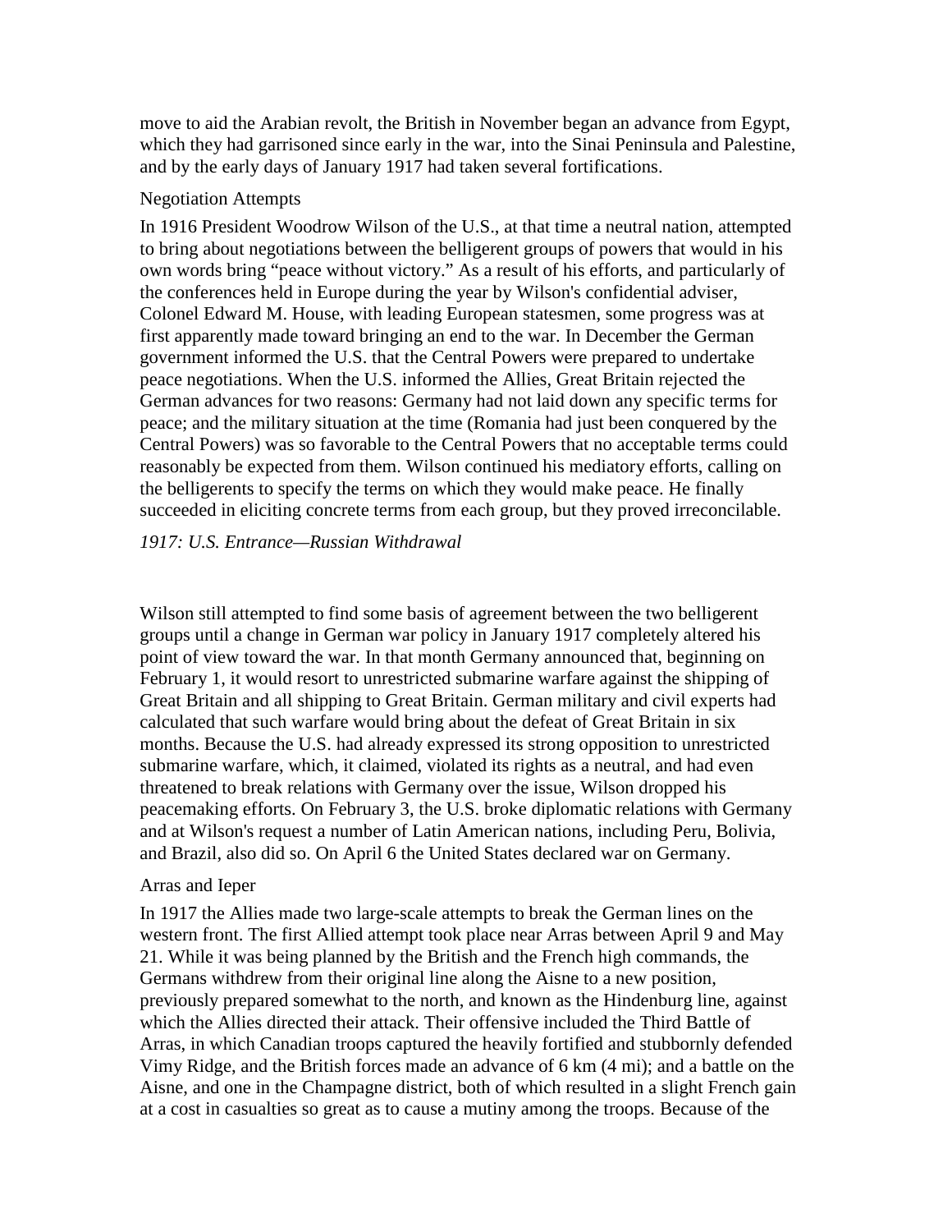move to aid the Arabian revolt, the British in November began an advance from Egypt, which they had garrisoned since early in the war, into the Sinai Peninsula and Palestine, and by the early days of January 1917 had taken several fortifications.

### Negotiation Attempts

In 1916 President Woodrow Wilson of the U.S., at that time a neutral nation, attempted to bring about negotiations between the belligerent groups of powers that would in his own words bring "peace without victory." As a result of his efforts, and particularly of the conferences held in Europe during the year by Wilson's confidential adviser, Colonel Edward M. House, with leading European statesmen, some progress was at first apparently made toward bringing an end to the war. In December the German government informed the U.S. that the Central Powers were prepared to undertake peace negotiations. When the U.S. informed the Allies, Great Britain rejected the German advances for two reasons: Germany had not laid down any specific terms for peace; and the military situation at the time (Romania had just been conquered by the Central Powers) was so favorable to the Central Powers that no acceptable terms could reasonably be expected from them. Wilson continued his mediatory efforts, calling on the belligerents to specify the terms on which they would make peace. He finally succeeded in eliciting concrete terms from each group, but they proved irreconcilable.

## *1917: U.S. Entrance—Russian Withdrawal*

Wilson still attempted to find some basis of agreement between the two belligerent groups until a change in German war policy in January 1917 completely altered his point of view toward the war. In that month Germany announced that, beginning on February 1, it would resort to unrestricted submarine warfare against the shipping of Great Britain and all shipping to Great Britain. German military and civil experts had calculated that such warfare would bring about the defeat of Great Britain in six months. Because the U.S. had already expressed its strong opposition to unrestricted submarine warfare, which, it claimed, violated its rights as a neutral, and had even threatened to break relations with Germany over the issue, Wilson dropped his peacemaking efforts. On February 3, the U.S. broke diplomatic relations with Germany and at Wilson's request a number of Latin American nations, including Peru, Bolivia, and Brazil, also did so. On April 6 the United States declared war on Germany.

### Arras and Ieper

In 1917 the Allies made two large-scale attempts to break the German lines on the western front. The first Allied attempt took place near Arras between April 9 and May 21. While it was being planned by the British and the French high commands, the Germans withdrew from their original line along the Aisne to a new position, previously prepared somewhat to the north, and known as the Hindenburg line, against which the Allies directed their attack. Their offensive included the Third Battle of Arras, in which Canadian troops captured the heavily fortified and stubbornly defended Vimy Ridge, and the British forces made an advance of 6 km (4 mi); and a battle on the Aisne, and one in the Champagne district, both of which resulted in a slight French gain at a cost in casualties so great as to cause a mutiny among the troops. Because of the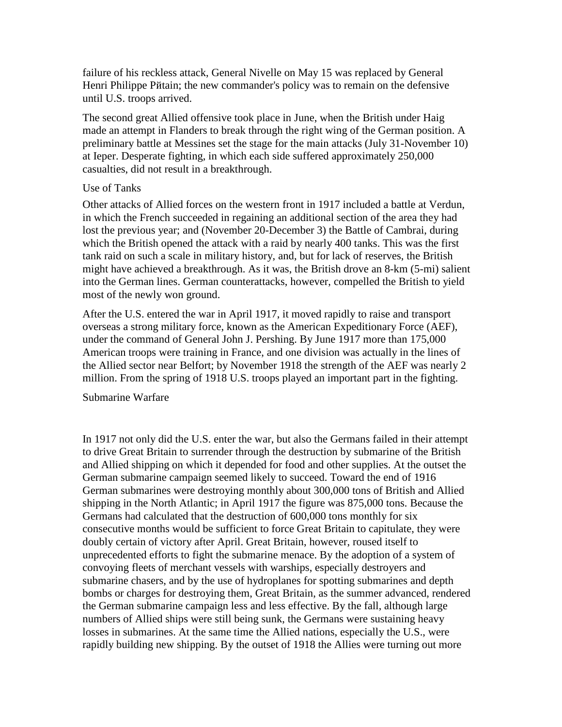failure of his reckless attack, General Nivelle on May 15 was replaced by General Henri Philippe Pйtain; the new commander's policy was to remain on the defensive until U.S. troops arrived.

The second great Allied offensive took place in June, when the British under Haig made an attempt in Flanders to break through the right wing of the German position. A preliminary battle at Messines set the stage for the main attacks (July 31-November 10) at Ieper. Desperate fighting, in which each side suffered approximately 250,000 casualties, did not result in a breakthrough.

## Use of Tanks

Other attacks of Allied forces on the western front in 1917 included a battle at Verdun, in which the French succeeded in regaining an additional section of the area they had lost the previous year; and (November 20-December 3) the Battle of Cambrai, during which the British opened the attack with a raid by nearly 400 tanks. This was the first tank raid on such a scale in military history, and, but for lack of reserves, the British might have achieved a breakthrough. As it was, the British drove an 8-km (5-mi) salient into the German lines. German counterattacks, however, compelled the British to yield most of the newly won ground.

After the U.S. entered the war in April 1917, it moved rapidly to raise and transport overseas a strong military force, known as the American Expeditionary Force (AEF), under the command of General John J. Pershing. By June 1917 more than 175,000 American troops were training in France, and one division was actually in the lines of the Allied sector near Belfort; by November 1918 the strength of the AEF was nearly 2 million. From the spring of 1918 U.S. troops played an important part in the fighting.

## Submarine Warfare

In 1917 not only did the U.S. enter the war, but also the Germans failed in their attempt to drive Great Britain to surrender through the destruction by submarine of the British and Allied shipping on which it depended for food and other supplies. At the outset the German submarine campaign seemed likely to succeed. Toward the end of 1916 German submarines were destroying monthly about 300,000 tons of British and Allied shipping in the North Atlantic; in April 1917 the figure was 875,000 tons. Because the Germans had calculated that the destruction of 600,000 tons monthly for six consecutive months would be sufficient to force Great Britain to capitulate, they were doubly certain of victory after April. Great Britain, however, roused itself to unprecedented efforts to fight the submarine menace. By the adoption of a system of convoying fleets of merchant vessels with warships, especially destroyers and submarine chasers, and by the use of hydroplanes for spotting submarines and depth bombs or charges for destroying them, Great Britain, as the summer advanced, rendered the German submarine campaign less and less effective. By the fall, although large numbers of Allied ships were still being sunk, the Germans were sustaining heavy losses in submarines. At the same time the Allied nations, especially the U.S., were rapidly building new shipping. By the outset of 1918 the Allies were turning out more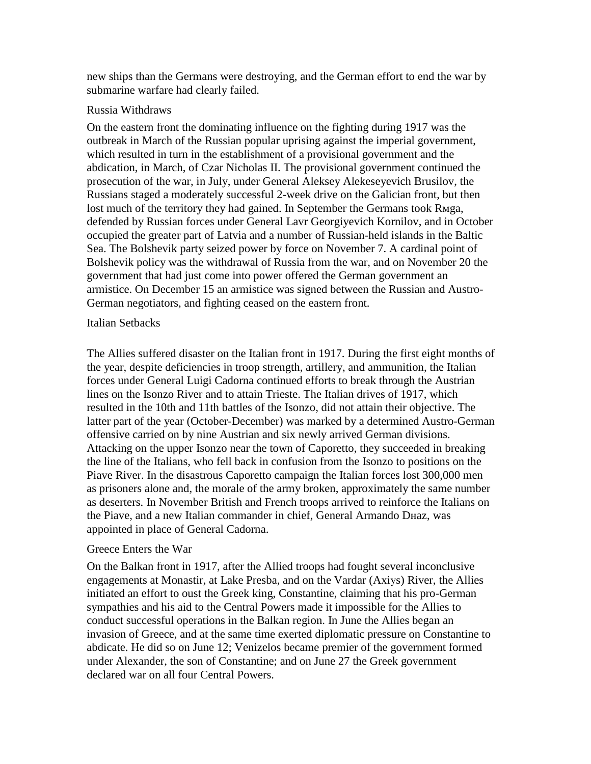new ships than the Germans were destroying, and the German effort to end the war by submarine warfare had clearly failed.

## Russia Withdraws

On the eastern front the dominating influence on the fighting during 1917 was the outbreak in March of the Russian popular uprising against the imperial government, which resulted in turn in the establishment of a provisional government and the abdication, in March, of Czar Nicholas II. The provisional government continued the prosecution of the war, in July, under General Aleksey Alekeseyevich Brusilov, the Russians staged a moderately successful 2-week drive on the Galician front, but then lost much of the territory they had gained. In September the Germans took Rмga, defended by Russian forces under General Lavr Georgiyevich Kornilov, and in October occupied the greater part of Latvia and a number of Russian-held islands in the Baltic Sea. The Bolshevik party seized power by force on November 7. A cardinal point of Bolshevik policy was the withdrawal of Russia from the war, and on November 20 the government that had just come into power offered the German government an armistice. On December 15 an armistice was signed between the Russian and Austro-German negotiators, and fighting ceased on the eastern front.

## Italian Setbacks

The Allies suffered disaster on the Italian front in 1917. During the first eight months of the year, despite deficiencies in troop strength, artillery, and ammunition, the Italian forces under General Luigi Cadorna continued efforts to break through the Austrian lines on the Isonzo River and to attain Trieste. The Italian drives of 1917, which resulted in the 10th and 11th battles of the Isonzo, did not attain their objective. The latter part of the year (October-December) was marked by a determined Austro-German offensive carried on by nine Austrian and six newly arrived German divisions. Attacking on the upper Isonzo near the town of Caporetto, they succeeded in breaking the line of the Italians, who fell back in confusion from the Isonzo to positions on the Piave River. In the disastrous Caporetto campaign the Italian forces lost 300,000 men as prisoners alone and, the morale of the army broken, approximately the same number as deserters. In November British and French troops arrived to reinforce the Italians on the Piave, and a new Italian commander in chief, General Armando Dнaz, was appointed in place of General Cadorna.

## Greece Enters the War

On the Balkan front in 1917, after the Allied troops had fought several inconclusive engagements at Monastir, at Lake Presba, and on the Vardar (Axiys) River, the Allies initiated an effort to oust the Greek king, Constantine, claiming that his pro-German sympathies and his aid to the Central Powers made it impossible for the Allies to conduct successful operations in the Balkan region. In June the Allies began an invasion of Greece, and at the same time exerted diplomatic pressure on Constantine to abdicate. He did so on June 12; Venizelos became premier of the government formed under Alexander, the son of Constantine; and on June 27 the Greek government declared war on all four Central Powers.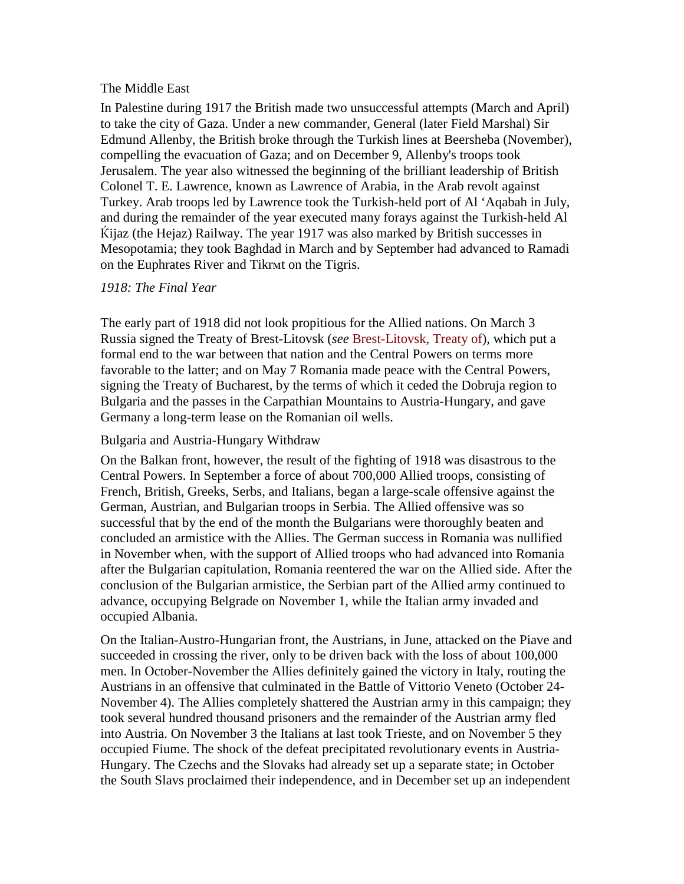### The Middle East

In Palestine during 1917 the British made two unsuccessful attempts (March and April) to take the city of Gaza. Under a new commander, General (later Field Marshal) Sir Edmund Allenby, the British broke through the Turkish lines at Beersheba (November), compelling the evacuation of Gaza; and on December 9, Allenby's troops took Jerusalem. The year also witnessed the beginning of the brilliant leadership of British Colonel T. E. Lawrence, known as Lawrence of Arabia, in the Arab revolt against Turkey. Arab troops led by Lawrence took the Turkish-held port of Al ‘Aqabah in July, and during the remainder of the year executed many forays against the Turkish-held Al Ḱijaz (the Hejaz) Railway. The year 1917 was also marked by British successes in Mesopotamia; they took Baghdad in March and by September had advanced to Ramadi on the Euphrates River and Tikrмt on the Tigris.

## *1918: The Final Year*

The early part of 1918 did not look propitious for the Allied nations. On March 3 Russia signed the Treaty of Brest-Litovsk (*see* Brest-Litovsk, Treaty of), which put a formal end to the war between that nation and the Central Powers on terms more favorable to the latter; and on May 7 Romania made peace with the Central Powers, signing the Treaty of Bucharest, by the terms of which it ceded the Dobruja region to Bulgaria and the passes in the Carpathian Mountains to Austria-Hungary, and gave Germany a long-term lease on the Romanian oil wells.

### Bulgaria and Austria-Hungary Withdraw

On the Balkan front, however, the result of the fighting of 1918 was disastrous to the Central Powers. In September a force of about 700,000 Allied troops, consisting of French, British, Greeks, Serbs, and Italians, began a large-scale offensive against the German, Austrian, and Bulgarian troops in Serbia. The Allied offensive was so successful that by the end of the month the Bulgarians were thoroughly beaten and concluded an armistice with the Allies. The German success in Romania was nullified in November when, with the support of Allied troops who had advanced into Romania after the Bulgarian capitulation, Romania reentered the war on the Allied side. After the conclusion of the Bulgarian armistice, the Serbian part of the Allied army continued to advance, occupying Belgrade on November 1, while the Italian army invaded and occupied Albania.

On the Italian-Austro-Hungarian front, the Austrians, in June, attacked on the Piave and succeeded in crossing the river, only to be driven back with the loss of about 100,000 men. In October-November the Allies definitely gained the victory in Italy, routing the Austrians in an offensive that culminated in the Battle of Vittorio Veneto (October 24-November 4). The Allies completely shattered the Austrian army in this campaign; they took several hundred thousand prisoners and the remainder of the Austrian army fled into Austria. On November 3 the Italians at last took Trieste, and on November 5 they occupied Fiume. The shock of the defeat precipitated revolutionary events in Austria-Hungary. The Czechs and the Slovaks had already set up a separate state; in October the South Slavs proclaimed their independence, and in December set up an independent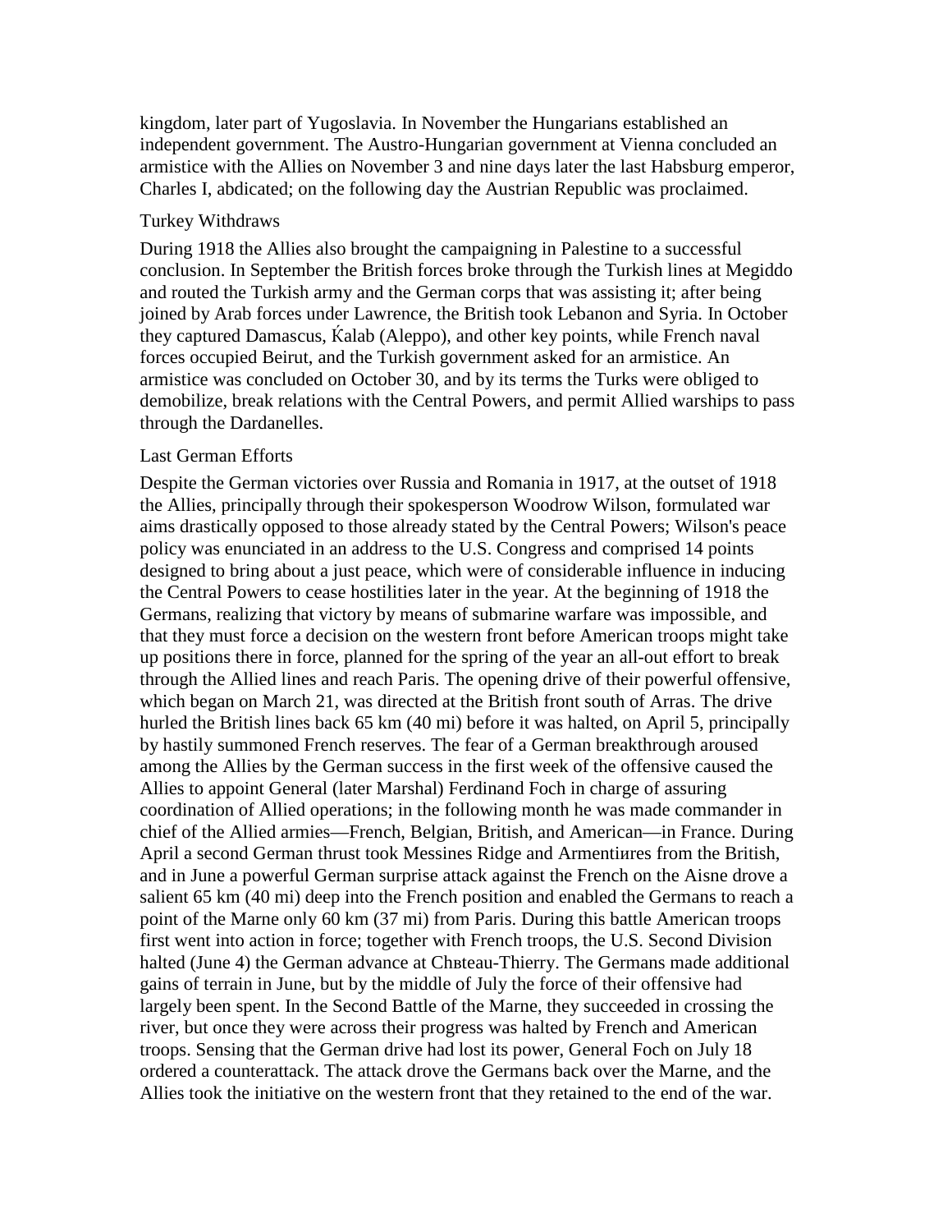kingdom, later part of Yugoslavia. In November the Hungarians established an independent government. The Austro-Hungarian government at Vienna concluded an armistice with the Allies on November 3 and nine days later the last Habsburg emperor, Charles I, abdicated; on the following day the Austrian Republic was proclaimed.

### Turkey Withdraws

During 1918 the Allies also brought the campaigning in Palestine to a successful conclusion. In September the British forces broke through the Turkish lines at Megiddo and routed the Turkish army and the German corps that was assisting it; after being joined by Arab forces under Lawrence, the British took Lebanon and Syria. In October they captured Damascus, Ḱalab (Aleppo), and other key points, while French naval forces occupied Beirut, and the Turkish government asked for an armistice. An armistice was concluded on October 30, and by its terms the Turks were obliged to demobilize, break relations with the Central Powers, and permit Allied warships to pass through the Dardanelles.

### Last German Efforts

Despite the German victories over Russia and Romania in 1917, at the outset of 1918 the Allies, principally through their spokesperson Woodrow Wilson, formulated war aims drastically opposed to those already stated by the Central Powers; Wilson's peace policy was enunciated in an address to the U.S. Congress and comprised 14 points designed to bring about a just peace, which were of considerable influence in inducing the Central Powers to cease hostilities later in the year. At the beginning of 1918 the Germans, realizing that victory by means of submarine warfare was impossible, and that they must force a decision on the western front before American troops might take up positions there in force, planned for the spring of the year an all-out effort to break through the Allied lines and reach Paris. The opening drive of their powerful offensive, which began on March 21, was directed at the British front south of Arras. The drive hurled the British lines back 65 km (40 mi) before it was halted, on April 5, principally by hastily summoned French reserves. The fear of a German breakthrough aroused among the Allies by the German success in the first week of the offensive caused the Allies to appoint General (later Marshal) Ferdinand Foch in charge of assuring coordination of Allied operations; in the following month he was made commander in chief of the Allied armies—French, Belgian, British, and American—in France. During April a second German thrust took Messines Ridge and Armentиres from the British, and in June a powerful German surprise attack against the French on the Aisne drove a salient 65 km (40 mi) deep into the French position and enabled the Germans to reach a point of the Marne only 60 km (37 mi) from Paris. During this battle American troops first went into action in force; together with French troops, the U.S. Second Division halted (June 4) the German advance at Chвteau-Thierry. The Germans made additional gains of terrain in June, but by the middle of July the force of their offensive had largely been spent. In the Second Battle of the Marne, they succeeded in crossing the river, but once they were across their progress was halted by French and American troops. Sensing that the German drive had lost its power, General Foch on July 18 ordered a counterattack. The attack drove the Germans back over the Marne, and the Allies took the initiative on the western front that they retained to the end of the war.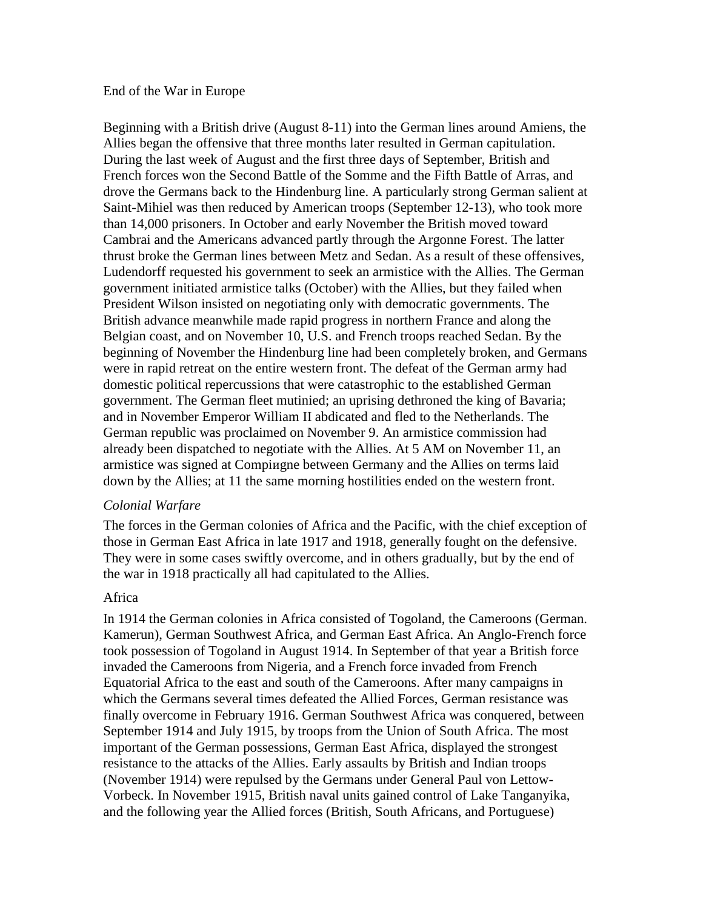End of the War in Europe

Beginning with a British drive (August 8-11) into the German lines around Amiens, the Allies began the offensive that three months later resulted in German capitulation. During the last week of August and the first three days of September, British and French forces won the Second Battle of the Somme and the Fifth Battle of Arras, and drove the Germans back to the Hindenburg line. A particularly strong German salient at Saint-Mihiel was then reduced by American troops (September 12-13), who took more than 14,000 prisoners. In October and early November the British moved toward Cambrai and the Americans advanced partly through the Argonne Forest. The latter thrust broke the German lines between Metz and Sedan. As a result of these offensives, Ludendorff requested his government to seek an armistice with the Allies. The German government initiated armistice talks (October) with the Allies, but they failed when President Wilson insisted on negotiating only with democratic governments. The British advance meanwhile made rapid progress in northern France and along the Belgian coast, and on November 10, U.S. and French troops reached Sedan. By the beginning of November the Hindenburg line had been completely broken, and Germans were in rapid retreat on the entire western front. The defeat of the German army had domestic political repercussions that were catastrophic to the established German government. The German fleet mutinied; an uprising dethroned the king of Bavaria; and in November Emperor William II abdicated and fled to the Netherlands. The German republic was proclaimed on November 9. An armistice commission had already been dispatched to negotiate with the Allies. At 5 AM on November 11, an armistice was signed at Compiиgne between Germany and the Allies on terms laid down by the Allies; at 11 the same morning hostilities ended on the western front.

*Colonial Warfare*

The forces in the German colonies of Africa and the Pacific, with the chief exception of those in German East Africa in late 1917 and 1918, generally fought on the defensive. They were in some cases swiftly overcome, and in others gradually, but by the end of the war in 1918 practically all had capitulated to the Allies.

Africa

In 1914 the German colonies in Africa consisted of Togoland, the Cameroons (German. Kamerun), German Southwest Africa, and German East Africa. An Anglo-French force took possession of Togoland in August 1914. In September of that year a British force invaded the Cameroons from Nigeria, and a French force invaded from French Equatorial Africa to the east and south of the Cameroons. After many campaigns in which the Germans several times defeated the Allied Forces, German resistance was finally overcome in February 1916. German Southwest Africa was conquered, between September 1914 and July 1915, by troops from the Union of South Africa. The most important of the German possessions, German East Africa, displayed the strongest resistance to the attacks of the Allies. Early assaults by British and Indian troops (November 1914) were repulsed by the Germans under General Paul von Lettow-Vorbeck. In November 1915, British naval units gained control of Lake Tanganyika, and the following year the Allied forces (British, South Africans, and Portuguese)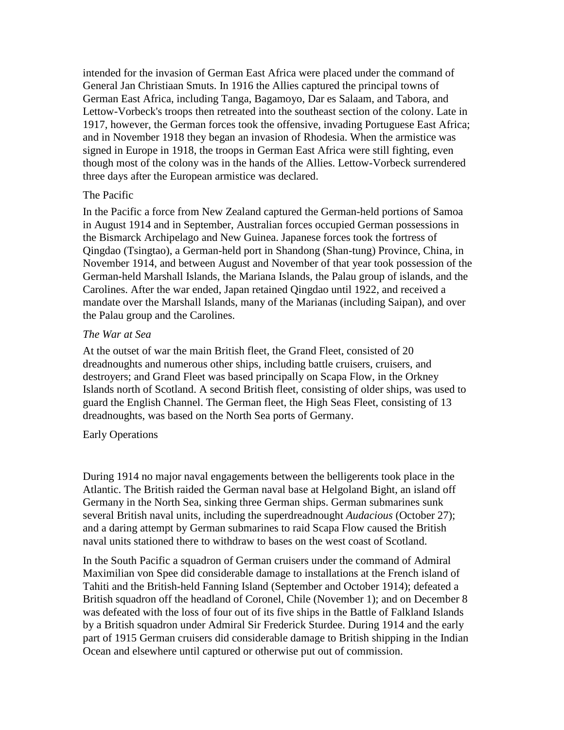intended for the invasion of German East Africa were placed under the command of General Jan Christiaan Smuts. In 1916 the Allies captured the principal towns of German East Africa, including Tanga, Bagamoyo, Dar es Salaam, and Tabora, and Lettow-Vorbeck's troops then retreated into the southeast section of the colony. Late in 1917, however, the German forces took the offensive, invading Portuguese East Africa; and in November 1918 they began an invasion of Rhodesia. When the armistice was signed in Europe in 1918, the troops in German East Africa were still fighting, even though most of the colony was in the hands of the Allies. Lettow-Vorbeck surrendered three days after the European armistice was declared.

### The Pacific

In the Pacific a force from New Zealand captured the German-held portions of Samoa in August 1914 and in September, Australian forces occupied German possessions in the Bismarck Archipelago and New Guinea. Japanese forces took the fortress of Qingdao (Tsingtao), a German-held port in Shandong (Shan-tung) Province, China, in November 1914, and between August and November of that year took possession of the German-held Marshall Islands, the Mariana Islands, the Palau group of islands, and the Carolines. After the war ended, Japan retained Qingdao until 1922, and received a mandate over the Marshall Islands, many of the Marianas (including Saipan), and over the Palau group and the Carolines.

## *The War at Sea*

At the outset of war the main British fleet, the Grand Fleet, consisted of 20 dreadnoughts and numerous other ships, including battle cruisers, cruisers, and destroyers; and Grand Fleet was based principally on Scapa Flow, in the Orkney Islands north of Scotland. A second British fleet, consisting of older ships, was used to guard the English Channel. The German fleet, the High Seas Fleet, consisting of 13 dreadnoughts, was based on the North Sea ports of Germany.

### Early Operations

During 1914 no major naval engagements between the belligerents took place in the Atlantic. The British raided the German naval base at Helgoland Bight, an island off Germany in the North Sea, sinking three German ships. German submarines sunk several British naval units, including the superdreadnought *Audacious* (October 27); and a daring attempt by German submarines to raid Scapa Flow caused the British naval units stationed there to withdraw to bases on the west coast of Scotland.

In the South Pacific a squadron of German cruisers under the command of Admiral Maximilian von Spee did considerable damage to installations at the French island of Tahiti and the British-held Fanning Island (September and October 1914); defeated a British squadron off the headland of Coronel, Chile (November 1); and on December 8 was defeated with the loss of four out of its five ships in the Battle of Falkland Islands by a British squadron under Admiral Sir Frederick Sturdee. During 1914 and the early part of 1915 German cruisers did considerable damage to British shipping in the Indian Ocean and elsewhere until captured or otherwise put out of commission.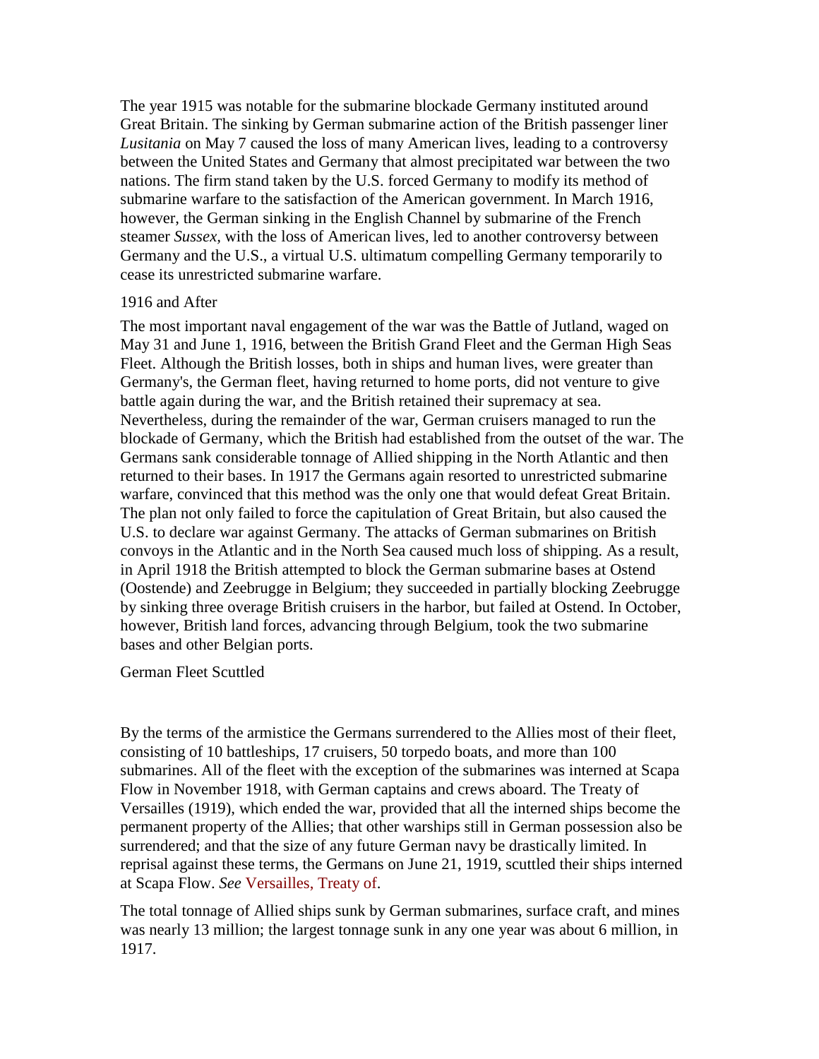The year 1915 was notable for the submarine blockade Germany instituted around Great Britain. The sinking by German submarine action of the British passenger liner *Lusitania* on May 7 caused the loss of many American lives, leading to a controversy between the United States and Germany that almost precipitated war between the two nations. The firm stand taken by the U.S. forced Germany to modify its method of submarine warfare to the satisfaction of the American government. In March 1916, however, the German sinking in the English Channel by submarine of the French steamer *Sussex*, with the loss of American lives, led to another controversy between Germany and the U.S., a virtual U.S. ultimatum compelling Germany temporarily to cease its unrestricted submarine warfare.

## 1916 and After

The most important naval engagement of the war was the Battle of Jutland, waged on May 31 and June 1, 1916, between the British Grand Fleet and the German High Seas Fleet. Although the British losses, both in ships and human lives, were greater than Germany's, the German fleet, having returned to home ports, did not venture to give battle again during the war, and the British retained their supremacy at sea. Nevertheless, during the remainder of the war, German cruisers managed to run the blockade of Germany, which the British had established from the outset of the war. The Germans sank considerable tonnage of Allied shipping in the North Atlantic and then returned to their bases. In 1917 the Germans again resorted to unrestricted submarine warfare, convinced that this method was the only one that would defeat Great Britain. The plan not only failed to force the capitulation of Great Britain, but also caused the U.S. to declare war against Germany. The attacks of German submarines on British convoys in the Atlantic and in the North Sea caused much loss of shipping. As a result, in April 1918 the British attempted to block the German submarine bases at Ostend (Oostende) and Zeebrugge in Belgium; they succeeded in partially blocking Zeebrugge by sinking three overage British cruisers in the harbor, but failed at Ostend. In October, however, British land forces, advancing through Belgium, took the two submarine bases and other Belgian ports.

## German Fleet Scuttled

By the terms of the armistice the Germans surrendered to the Allies most of their fleet, consisting of 10 battleships, 17 cruisers, 50 torpedo boats, and more than 100 submarines. All of the fleet with the exception of the submarines was interned at Scapa Flow in November 1918, with German captains and crews aboard. The Treaty of Versailles (1919), which ended the war, provided that all the interned ships become the permanent property of the Allies; that other warships still in German possession also be surrendered; and that the size of any future German navy be drastically limited. In reprisal against these terms, the Germans on June 21, 1919, scuttled their ships interned at Scapa Flow. *See* Versailles, Treaty of.

The total tonnage of Allied ships sunk by German submarines, surface craft, and mines was nearly 13 million; the largest tonnage sunk in any one year was about 6 million, in 1917.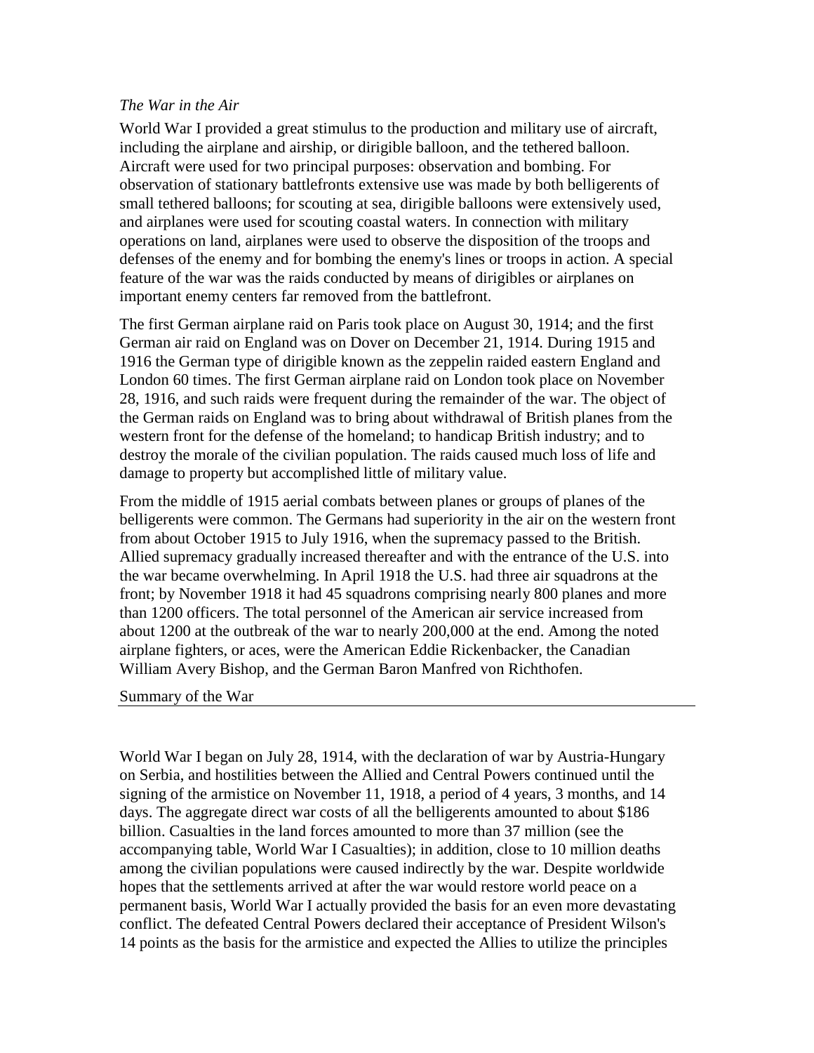*The War in the Air*

World War I provided a great stimulus to the production and military use of aircraft, including the airplane and airship, or dirigible balloon, and the tethered balloon. Aircraft were used for two principal purposes: observation and bombing. For observation of stationary battlefronts extensive use was made by both belligerents of small tethered balloons; for scouting at sea, dirigible balloons were extensively used, and airplanes were used for scouting coastal waters. In connection with military operations on land, airplanes were used to observe the disposition of the troops and defenses of the enemy and for bombing the enemy's lines or troops in action. A special feature of the war was the raids conducted by means of dirigibles or airplanes on important enemy centers far removed from the battlefront.

The first German airplane raid on Paris took place on August 30, 1914; and the first German air raid on England was on Dover on December 21, 1914. During 1915 and 1916 the German type of dirigible known as the zeppelin raided eastern England and London 60 times. The first German airplane raid on London took place on November 28, 1916, and such raids were frequent during the remainder of the war. The object of the German raids on England was to bring about withdrawal of British planes from the western front for the defense of the homeland; to handicap British industry; and to destroy the morale of the civilian population. The raids caused much loss of life and damage to property but accomplished little of military value.

From the middle of 1915 aerial combats between planes or groups of planes of the belligerents were common. The Germans had superiority in the air on the western front from about October 1915 to July 1916, when the supremacy passed to the British. Allied supremacy gradually increased thereafter and with the entrance of the U.S. into the war became overwhelming. In April 1918 the U.S. had three air squadrons at the front; by November 1918 it had 45 squadrons comprising nearly 800 planes and more than 1200 officers. The total personnel of the American air service increased from about 1200 at the outbreak of the war to nearly 200,000 at the end. Among the noted airplane fighters, or aces, were the American Eddie Rickenbacker, the Canadian William Avery Bishop, and the German Baron Manfred von Richthofen.

## Summary of the War

World War I began on July 28, 1914, with the declaration of war by Austria-Hungary on Serbia, and hostilities between the Allied and Central Powers continued until the signing of the armistice on November 11, 1918, a period of 4 years, 3 months, and 14 days. The aggregate direct war costs of all the belligerents amounted to about $186 billion. Casualties in the land forces amounted to more than 37 million (see the accompanying table, World War I Casualties); in addition, close to 10 million deaths among the civilian populations were caused indirectly by the war. Despite worldwide hopes that the settlements arrived at after the war would restore world peace on a permanent basis, World War I actually provided the basis for an even more devastating conflict. The defeated Central Powers declared their acceptance of President Wilson's 14 points as the basis for the armistice and expected the Allies to utilize the principles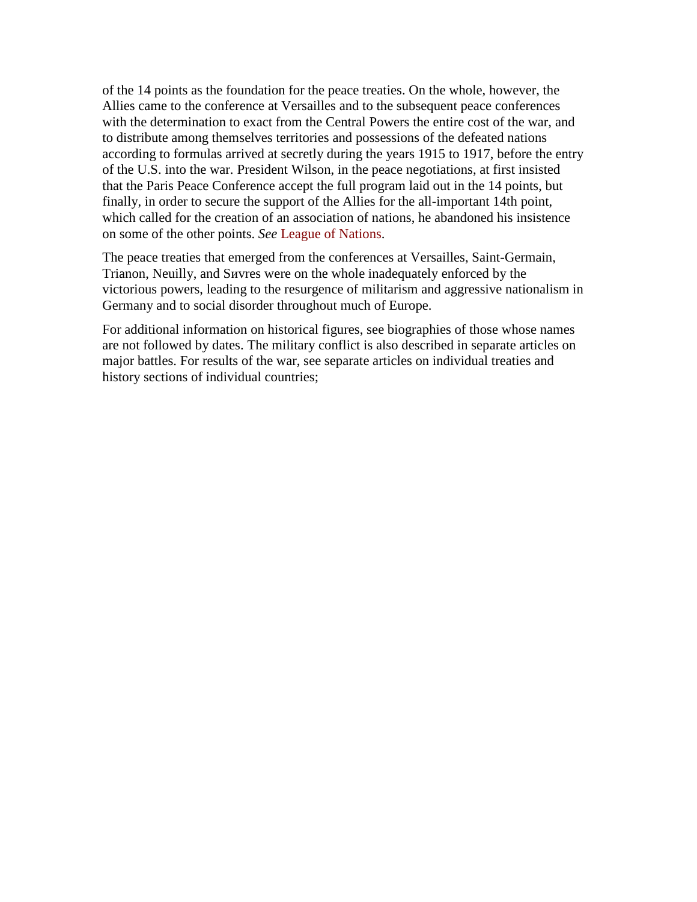of the 14 points as the foundation for the peace treaties. On the whole, however, the Allies came to the conference at Versailles and to the subsequent peace conferences with the determination to exact from the Central Powers the entire cost of the war, and to distribute among themselves territories and possessions of the defeated nations according to formulas arrived at secretly during the years 1915 to 1917, before the entry of the U.S. into the war. President Wilson, in the peace negotiations, at first insisted that the Paris Peace Conference accept the full program laid out in the 14 points, but finally, in order to secure the support of the Allies for the all-important 14th point, which called for the creation of an association of nations, he abandoned his insistence on some of the other points. *See* League of Nations.

The peace treaties that emerged from the conferences at Versailles, Saint-Germain, Trianon, Neuilly, and Sиvres were on the whole inadequately enforced by the victorious powers, leading to the resurgence of militarism and aggressive nationalism in Germany and to social disorder throughout much of Europe.

For additional information on historical figures, see biographies of those whose names are not followed by dates. The military conflict is also described in separate articles on major battles. For results of the war, see separate articles on individual treaties and history sections of individual countries;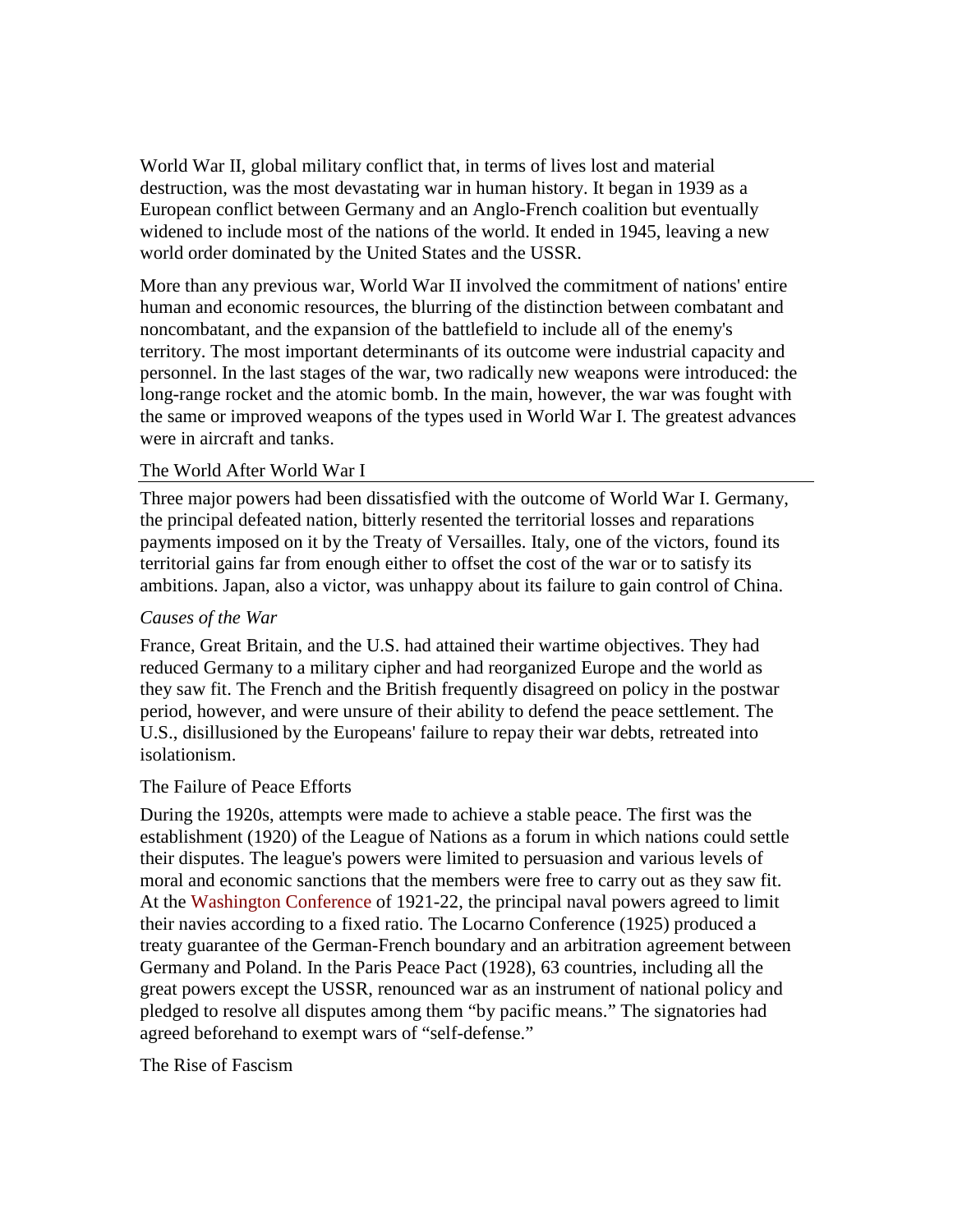World War II, global military conflict that, in terms of lives lost and material destruction, was the most devastating war in human history. It began in 1939 as a European conflict between Germany and an Anglo-French coalition but eventually widened to include most of the nations of the world. It ended in 1945, leaving a new world order dominated by the United States and the USSR.

More than any previous war, World War II involved the commitment of nations' entire human and economic resources, the blurring of the distinction between combatant and noncombatant, and the expansion of the battlefield to include all of the enemy's territory. The most important determinants of its outcome were industrial capacity and personnel. In the last stages of the war, two radically new weapons were introduced: the long-range rocket and the atomic bomb. In the main, however, the war was fought with the same or improved weapons of the types used in World War I. The greatest advances were in aircraft and tanks.

## The World After World War I

Three major powers had been dissatisfied with the outcome of World War I. Germany, the principal defeated nation, bitterly resented the territorial losses and reparations payments imposed on it by the Treaty of Versailles. Italy, one of the victors, found its territorial gains far from enough either to offset the cost of the war or to satisfy its ambitions. Japan, also a victor, was unhappy about its failure to gain control of China.

### *Causes of the War*

France, Great Britain, and the U.S. had attained their wartime objectives. They had reduced Germany to a military cipher and had reorganized Europe and the world as they saw fit. The French and the British frequently disagreed on policy in the postwar period, however, and were unsure of their ability to defend the peace settlement. The U.S., disillusioned by the Europeans' failure to repay their war debts, retreated into isolationism.

### The Failure of Peace Efforts

During the 1920s, attempts were made to achieve a stable peace. The first was the establishment (1920) of the League of Nations as a forum in which nations could settle their disputes. The league's powers were limited to persuasion and various levels of moral and economic sanctions that the members were free to carry out as they saw fit. At the Washington Conference of 1921-22, the principal naval powers agreed to limit their navies according to a fixed ratio. The Locarno Conference (1925) produced a treaty guarantee of the German-French boundary and an arbitration agreement between Germany and Poland. In the Paris Peace Pact (1928), 63 countries, including all the great powers except the USSR, renounced war as an instrument of national policy and pledged to resolve all disputes among them "by pacific means." The signatories had agreed beforehand to exempt wars of "self-defense."

### The Rise of Fascism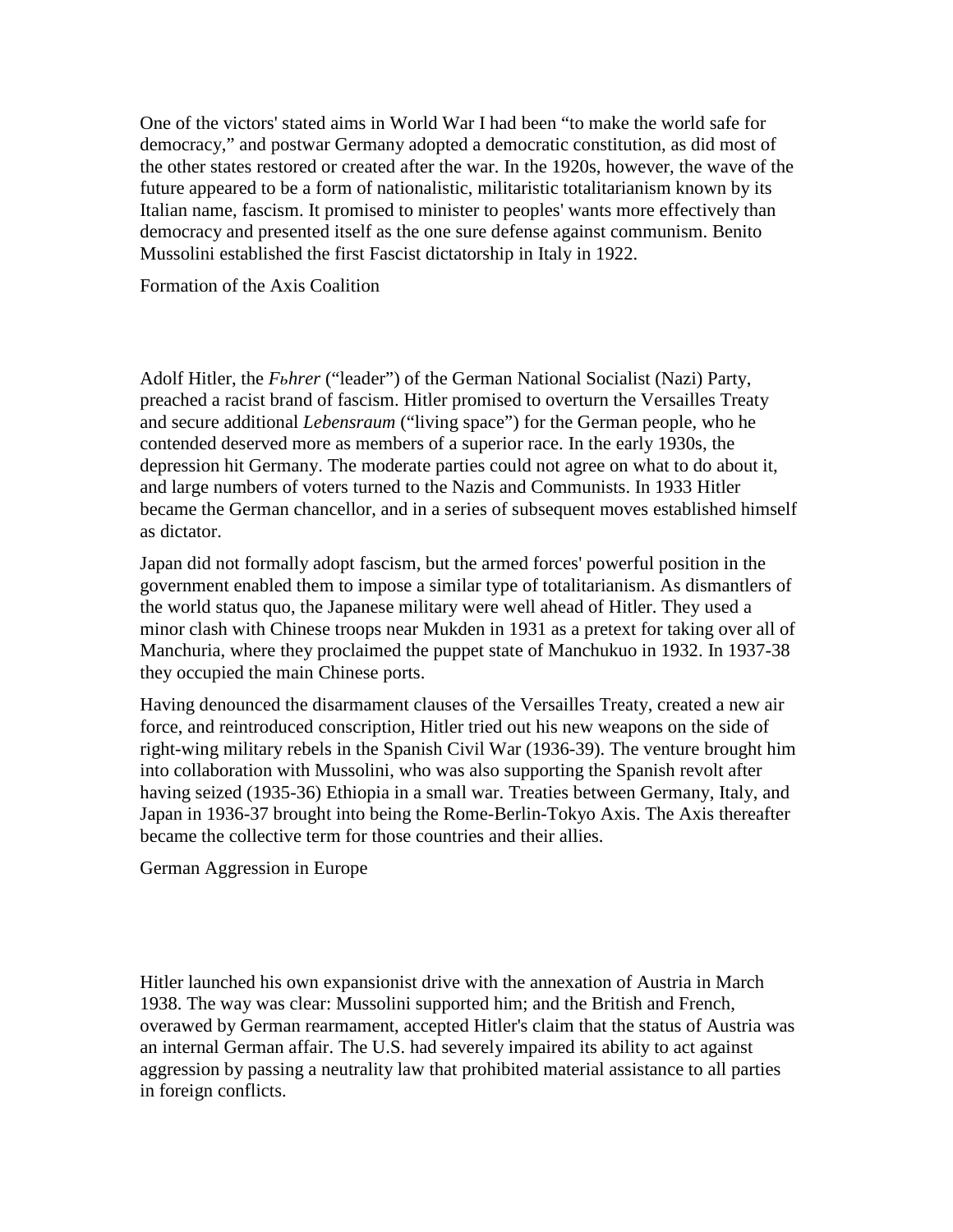One of the victors' stated aims in World War I had been "to make the world safe for democracy," and postwar Germany adopted a democratic constitution, as did most of the other states restored or created after the war. In the 1920s, however, the wave of the future appeared to be a form of nationalistic, militaristic totalitarianism known by its Italian name, fascism. It promised to minister to peoples' wants more effectively than democracy and presented itself as the one sure defense against communism. Benito Mussolini established the first Fascist dictatorship in Italy in 1922.

## Formation of the Axis Coalition

Adolf Hitler, the *Fьhrer* ("leader") of the German National Socialist (Nazi) Party, preached a racist brand of fascism. Hitler promised to overturn the Versailles Treaty and secure additional *Lebensraum* ("living space") for the German people, who he contended deserved more as members of a superior race. In the early 1930s, the depression hit Germany. The moderate parties could not agree on what to do about it, and large numbers of voters turned to the Nazis and Communists. In 1933 Hitler became the German chancellor, and in a series of subsequent moves established himself as dictator.

Japan did not formally adopt fascism, but the armed forces' powerful position in the government enabled them to impose a similar type of totalitarianism. As dismantlers of the world status quo, the Japanese military were well ahead of Hitler. They used a minor clash with Chinese troops near Mukden in 1931 as a pretext for taking over all of Manchuria, where they proclaimed the puppet state of Manchukuo in 1932. In 1937-38 they occupied the main Chinese ports.

Having denounced the disarmament clauses of the Versailles Treaty, created a new air force, and reintroduced conscription, Hitler tried out his new weapons on the side of right-wing military rebels in the Spanish Civil War (1936-39). The venture brought him into collaboration with Mussolini, who was also supporting the Spanish revolt after having seized (1935-36) Ethiopia in a small war. Treaties between Germany, Italy, and Japan in 1936-37 brought into being the Rome-Berlin-Tokyo Axis. The Axis thereafter became the collective term for those countries and their allies.

## German Aggression in Europe

Hitler launched his own expansionist drive with the annexation of Austria in March 1938. The way was clear: Mussolini supported him; and the British and French, overawed by German rearmament, accepted Hitler's claim that the status of Austria was an internal German affair. The U.S. had severely impaired its ability to act against aggression by passing a neutrality law that prohibited material assistance to all parties in foreign conflicts.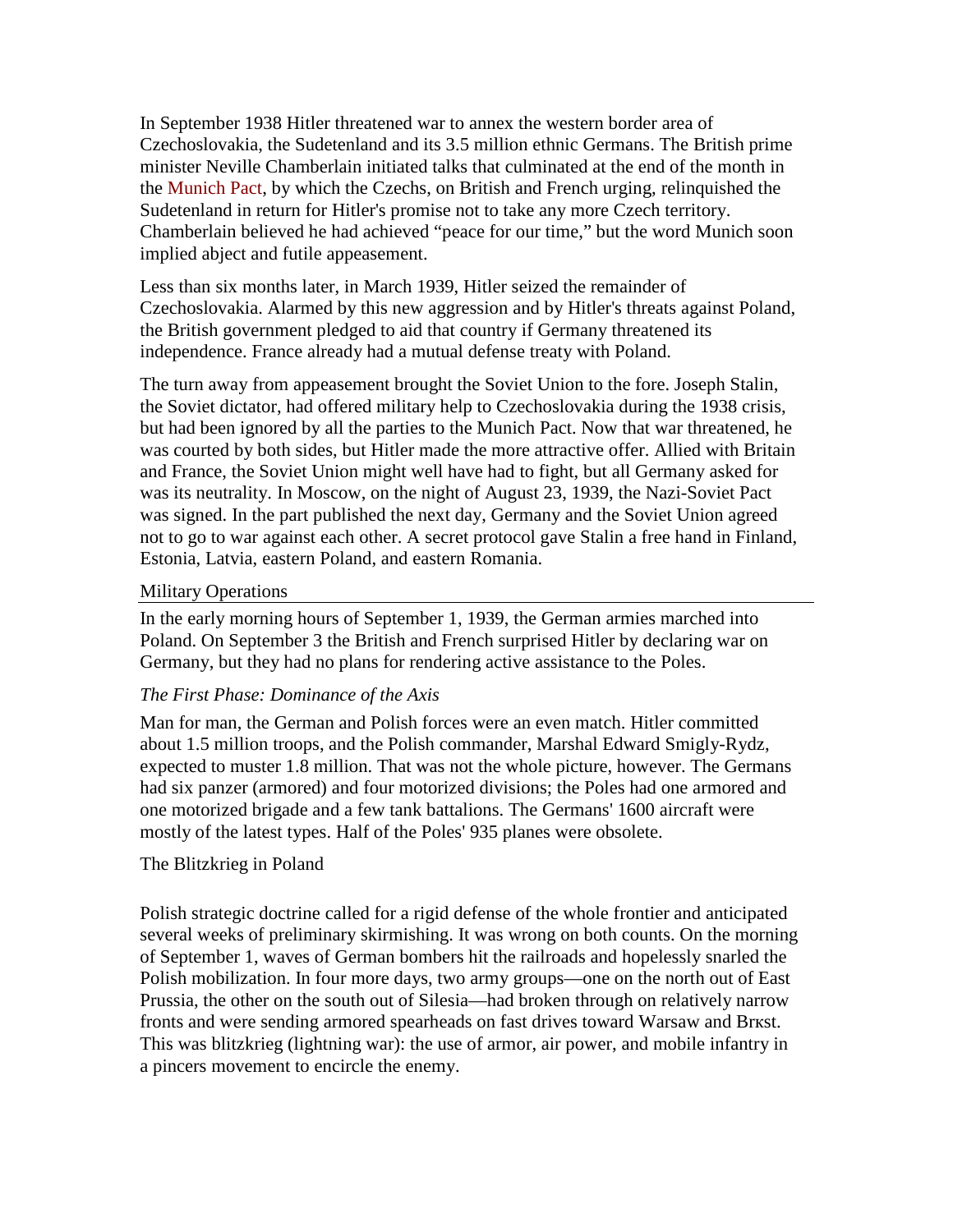In September 1938 Hitler threatened war to annex the western border area of Czechoslovakia, the Sudetenland and its 3.5 million ethnic Germans. The British prime minister Neville Chamberlain initiated talks that culminated at the end of the month in the Munich Pact, by which the Czechs, on British and French urging, relinquished the Sudetenland in return for Hitler's promise not to take any more Czech territory. Chamberlain believed he had achieved "peace for our time," but the word Munich soon implied abject and futile appeasement.

Less than six months later, in March 1939, Hitler seized the remainder of Czechoslovakia. Alarmed by this new aggression and by Hitler's threats against Poland, the British government pledged to aid that country if Germany threatened its independence. France already had a mutual defense treaty with Poland.

The turn away from appeasement brought the Soviet Union to the fore. Joseph Stalin, the Soviet dictator, had offered military help to Czechoslovakia during the 1938 crisis, but had been ignored by all the parties to the Munich Pact. Now that war threatened, he was courted by both sides, but Hitler made the more attractive offer. Allied with Britain and France, the Soviet Union might well have had to fight, but all Germany asked for was its neutrality. In Moscow, on the night of August 23, 1939, the Nazi-Soviet Pact was signed. In the part published the next day, Germany and the Soviet Union agreed not to go to war against each other. A secret protocol gave Stalin a free hand in Finland, Estonia, Latvia, eastern Poland, and eastern Romania.

## Military Operations

In the early morning hours of September 1, 1939, the German armies marched into Poland. On September 3 the British and French surprised Hitler by declaring war on Germany, but they had no plans for rendering active assistance to the Poles.

### *The First Phase: Dominance of the Axis*

Man for man, the German and Polish forces were an even match. Hitler committed about 1.5 million troops, and the Polish commander, Marshal Edward Smigly-Rydz, expected to muster 1.8 million. That was not the whole picture, however. The Germans had six panzer (armored) and four motorized divisions; the Poles had one armored and one motorized brigade and a few tank battalions. The Germans' 1600 aircraft were mostly of the latest types. Half of the Poles' 935 planes were obsolete.

### The Blitzkrieg in Poland

Polish strategic doctrine called for a rigid defense of the whole frontier and anticipated several weeks of preliminary skirmishing. It was wrong on both counts. On the morning of September 1, waves of German bombers hit the railroads and hopelessly snarled the Polish mobilization. In four more days, two army groups—one on the north out of East Prussia, the other on the south out of Silesia—had broken through on relatively narrow fronts and were sending armored spearheads on fast drives toward Warsaw and Brкst. This was blitzkrieg (lightning war): the use of armor, air power, and mobile infantry in a pincers movement to encircle the enemy.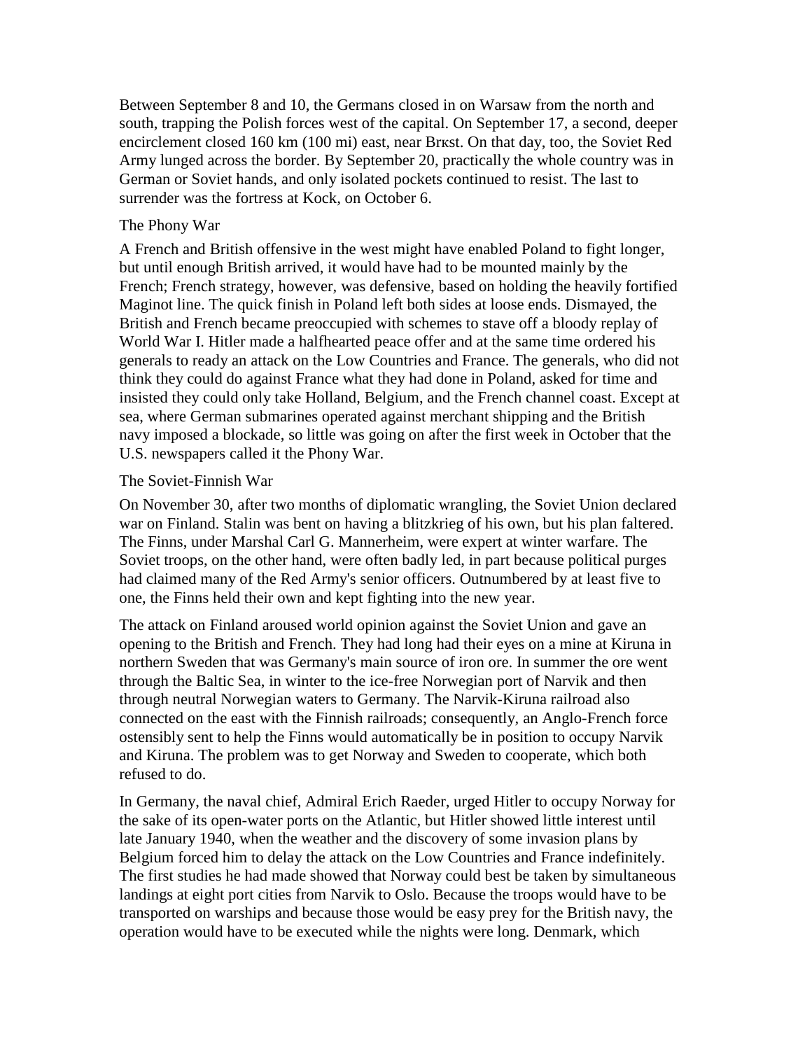Between September 8 and 10, the Germans closed in on Warsaw from the north and south, trapping the Polish forces west of the capital. On September 17, a second, deeper encirclement closed 160 km (100 mi) east, near Brкst. On that day, too, the Soviet Red Army lunged across the border. By September 20, practically the whole country was in German or Soviet hands, and only isolated pockets continued to resist. The last to surrender was the fortress at Kock, on October 6.

## The Phony War

A French and British offensive in the west might have enabled Poland to fight longer, but until enough British arrived, it would have had to be mounted mainly by the French; French strategy, however, was defensive, based on holding the heavily fortified Maginot line. The quick finish in Poland left both sides at loose ends. Dismayed, the British and French became preoccupied with schemes to stave off a bloody replay of World War I. Hitler made a halfhearted peace offer and at the same time ordered his generals to ready an attack on the Low Countries and France. The generals, who did not think they could do against France what they had done in Poland, asked for time and insisted they could only take Holland, Belgium, and the French channel coast. Except at sea, where German submarines operated against merchant shipping and the British navy imposed a blockade, so little was going on after the first week in October that the U.S. newspapers called it the Phony War.

## The Soviet-Finnish War

On November 30, after two months of diplomatic wrangling, the Soviet Union declared war on Finland. Stalin was bent on having a blitzkrieg of his own, but his plan faltered. The Finns, under Marshal Carl G. Mannerheim, were expert at winter warfare. The Soviet troops, on the other hand, were often badly led, in part because political purges had claimed many of the Red Army's senior officers. Outnumbered by at least five to one, the Finns held their own and kept fighting into the new year.

The attack on Finland aroused world opinion against the Soviet Union and gave an opening to the British and French. They had long had their eyes on a mine at Kiruna in northern Sweden that was Germany's main source of iron ore. In summer the ore went through the Baltic Sea, in winter to the ice-free Norwegian port of Narvik and then through neutral Norwegian waters to Germany. The Narvik-Kiruna railroad also connected on the east with the Finnish railroads; consequently, an Anglo-French force ostensibly sent to help the Finns would automatically be in position to occupy Narvik and Kiruna. The problem was to get Norway and Sweden to cooperate, which both refused to do.

In Germany, the naval chief, Admiral Erich Raeder, urged Hitler to occupy Norway for the sake of its open-water ports on the Atlantic, but Hitler showed little interest until late January 1940, when the weather and the discovery of some invasion plans by Belgium forced him to delay the attack on the Low Countries and France indefinitely. The first studies he had made showed that Norway could best be taken by simultaneous landings at eight port cities from Narvik to Oslo. Because the troops would have to be transported on warships and because those would be easy prey for the British navy, the operation would have to be executed while the nights were long. Denmark, which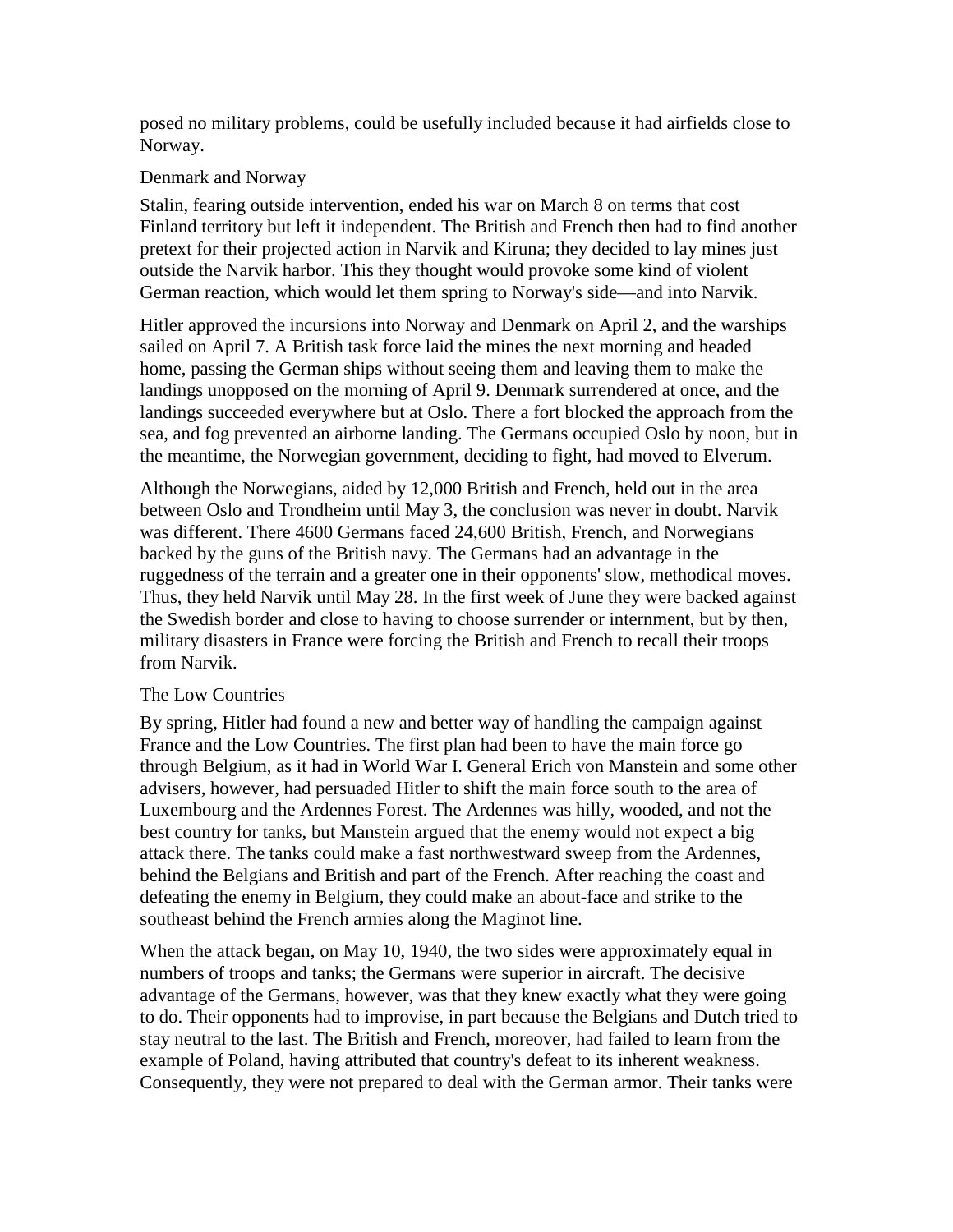posed no military problems, could be usefully included because it had airfields close to Norway.

## Denmark and Norway

Stalin, fearing outside intervention, ended his war on March 8 on terms that cost Finland territory but left it independent. The British and French then had to find another pretext for their projected action in Narvik and Kiruna; they decided to lay mines just outside the Narvik harbor. This they thought would provoke some kind of violent German reaction, which would let them spring to Norway's side—and into Narvik.

Hitler approved the incursions into Norway and Denmark on April 2, and the warships sailed on April 7. A British task force laid the mines the next morning and headed home, passing the German ships without seeing them and leaving them to make the landings unopposed on the morning of April 9. Denmark surrendered at once, and the landings succeeded everywhere but at Oslo. There a fort blocked the approach from the sea, and fog prevented an airborne landing. The Germans occupied Oslo by noon, but in the meantime, the Norwegian government, deciding to fight, had moved to Elverum.

Although the Norwegians, aided by 12,000 British and French, held out in the area between Oslo and Trondheim until May 3, the conclusion was never in doubt. Narvik was different. There 4600 Germans faced 24,600 British, French, and Norwegians backed by the guns of the British navy. The Germans had an advantage in the ruggedness of the terrain and a greater one in their opponents' slow, methodical moves. Thus, they held Narvik until May 28. In the first week of June they were backed against the Swedish border and close to having to choose surrender or internment, but by then, military disasters in France were forcing the British and French to recall their troops from Narvik.

## The Low Countries

By spring, Hitler had found a new and better way of handling the campaign against France and the Low Countries. The first plan had been to have the main force go through Belgium, as it had in World War I. General Erich von Manstein and some other advisers, however, had persuaded Hitler to shift the main force south to the area of Luxembourg and the Ardennes Forest. The Ardennes was hilly, wooded, and not the best country for tanks, but Manstein argued that the enemy would not expect a big attack there. The tanks could make a fast northwestward sweep from the Ardennes, behind the Belgians and British and part of the French. After reaching the coast and defeating the enemy in Belgium, they could make an about-face and strike to the southeast behind the French armies along the Maginot line.

When the attack began, on May 10, 1940, the two sides were approximately equal in numbers of troops and tanks; the Germans were superior in aircraft. The decisive advantage of the Germans, however, was that they knew exactly what they were going to do. Their opponents had to improvise, in part because the Belgians and Dutch tried to stay neutral to the last. The British and French, moreover, had failed to learn from the example of Poland, having attributed that country's defeat to its inherent weakness. Consequently, they were not prepared to deal with the German armor. Their tanks were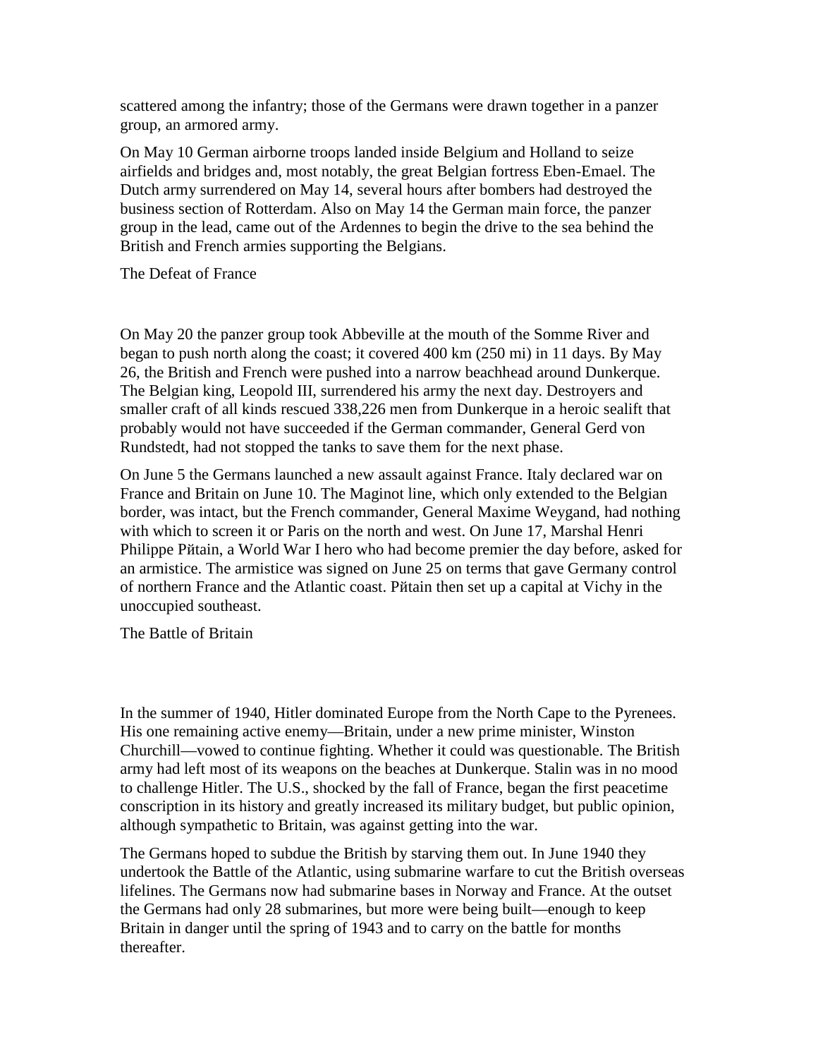scattered among the infantry; those of the Germans were drawn together in a panzer group, an armored army.

On May 10 German airborne troops landed inside Belgium and Holland to seize airfields and bridges and, most notably, the great Belgian fortress Eben-Emael. The Dutch army surrendered on May 14, several hours after bombers had destroyed the business section of Rotterdam. Also on May 14 the German main force, the panzer group in the lead, came out of the Ardennes to begin the drive to the sea behind the British and French armies supporting the Belgians.

## The Defeat of France

On May 20 the panzer group took Abbeville at the mouth of the Somme River and began to push north along the coast; it covered 400 km (250 mi) in 11 days. By May 26, the British and French were pushed into a narrow beachhead around Dunkerque. The Belgian king, Leopold III, surrendered his army the next day. Destroyers and smaller craft of all kinds rescued 338,226 men from Dunkerque in a heroic sealift that probably would not have succeeded if the German commander, General Gerd von Rundstedt, had not stopped the tanks to save them for the next phase.

On June 5 the Germans launched a new assault against France. Italy declared war on France and Britain on June 10. The Maginot line, which only extended to the Belgian border, was intact, but the French commander, General Maxime Weygand, had nothing with which to screen it or Paris on the north and west. On June 17, Marshal Henri Philippe Pйtain, a World War I hero who had become premier the day before, asked for an armistice. The armistice was signed on June 25 on terms that gave Germany control of northern France and the Atlantic coast. Pйtain then set up a capital at Vichy in the unoccupied southeast.

## The Battle of Britain

In the summer of 1940, Hitler dominated Europe from the North Cape to the Pyrenees. His one remaining active enemy—Britain, under a new prime minister, Winston Churchill—vowed to continue fighting. Whether it could was questionable. The British army had left most of its weapons on the beaches at Dunkerque. Stalin was in no mood to challenge Hitler. The U.S., shocked by the fall of France, began the first peacetime conscription in its history and greatly increased its military budget, but public opinion, although sympathetic to Britain, was against getting into the war.

The Germans hoped to subdue the British by starving them out. In June 1940 they undertook the Battle of the Atlantic, using submarine warfare to cut the British overseas lifelines. The Germans now had submarine bases in Norway and France. At the outset the Germans had only 28 submarines, but more were being built—enough to keep Britain in danger until the spring of 1943 and to carry on the battle for months thereafter.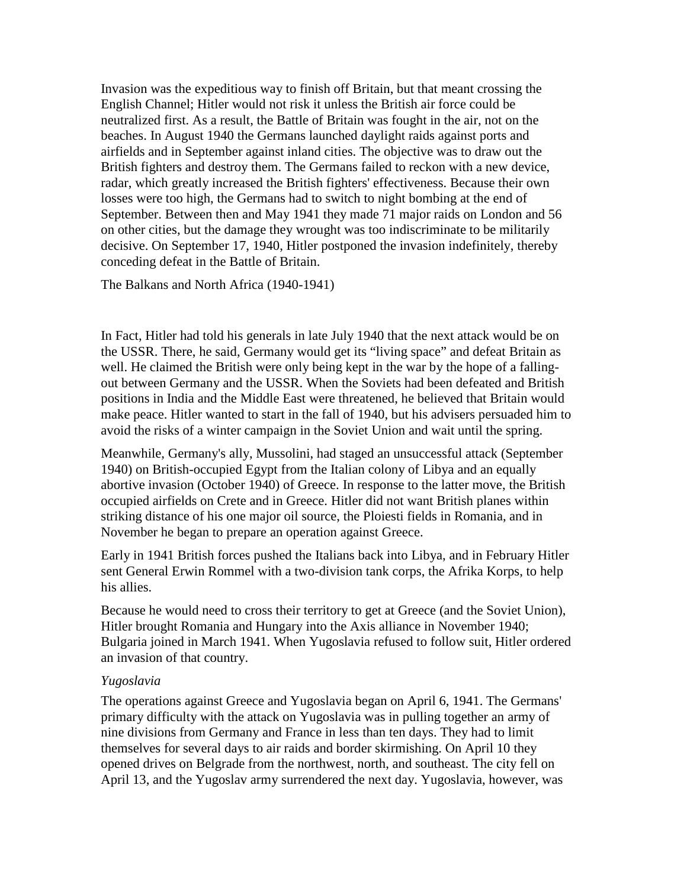Invasion was the expeditious way to finish off Britain, but that meant crossing the English Channel; Hitler would not risk it unless the British air force could be neutralized first. As a result, the Battle of Britain was fought in the air, not on the beaches. In August 1940 the Germans launched daylight raids against ports and airfields and in September against inland cities. The objective was to draw out the British fighters and destroy them. The Germans failed to reckon with a new device, radar, which greatly increased the British fighters' effectiveness. Because their own losses were too high, the Germans had to switch to night bombing at the end of September. Between then and May 1941 they made 71 major raids on London and 56 on other cities, but the damage they wrought was too indiscriminate to be militarily decisive. On September 17, 1940, Hitler postponed the invasion indefinitely, thereby conceding defeat in the Battle of Britain.

## The Balkans and North Africa (1940-1941)

In Fact, Hitler had told his generals in late July 1940 that the next attack would be on the USSR. There, he said, Germany would get its "living space" and defeat Britain as well. He claimed the British were only being kept in the war by the hope of a falling-out between Germany and the USSR. When the Soviets had been defeated and British positions in India and the Middle East were threatened, he believed that Britain would make peace. Hitler wanted to start in the fall of 1940, but his advisers persuaded him to avoid the risks of a winter campaign in the Soviet Union and wait until the spring.

Meanwhile, Germany's ally, Mussolini, had staged an unsuccessful attack (September 1940) on British-occupied Egypt from the Italian colony of Libya and an equally abortive invasion (October 1940) of Greece. In response to the latter move, the British occupied airfields on Crete and in Greece. Hitler did not want British planes within striking distance of his one major oil source, the Ploiesti fields in Romania, and in November he began to prepare an operation against Greece.

Early in 1941 British forces pushed the Italians back into Libya, and in February Hitler sent General Erwin Rommel with a two-division tank corps, the Afrika Korps, to help his allies.

Because he would need to cross their territory to get at Greece (and the Soviet Union), Hitler brought Romania and Hungary into the Axis alliance in November 1940; Bulgaria joined in March 1941. When Yugoslavia refused to follow suit, Hitler ordered an invasion of that country.

### *Yugoslavia*

The operations against Greece and Yugoslavia began on April 6, 1941. The Germans' primary difficulty with the attack on Yugoslavia was in pulling together an army of nine divisions from Germany and France in less than ten days. They had to limit themselves for several days to air raids and border skirmishing. On April 10 they opened drives on Belgrade from the northwest, north, and southeast. The city fell on April 13, and the Yugoslav army surrendered the next day. Yugoslavia, however, was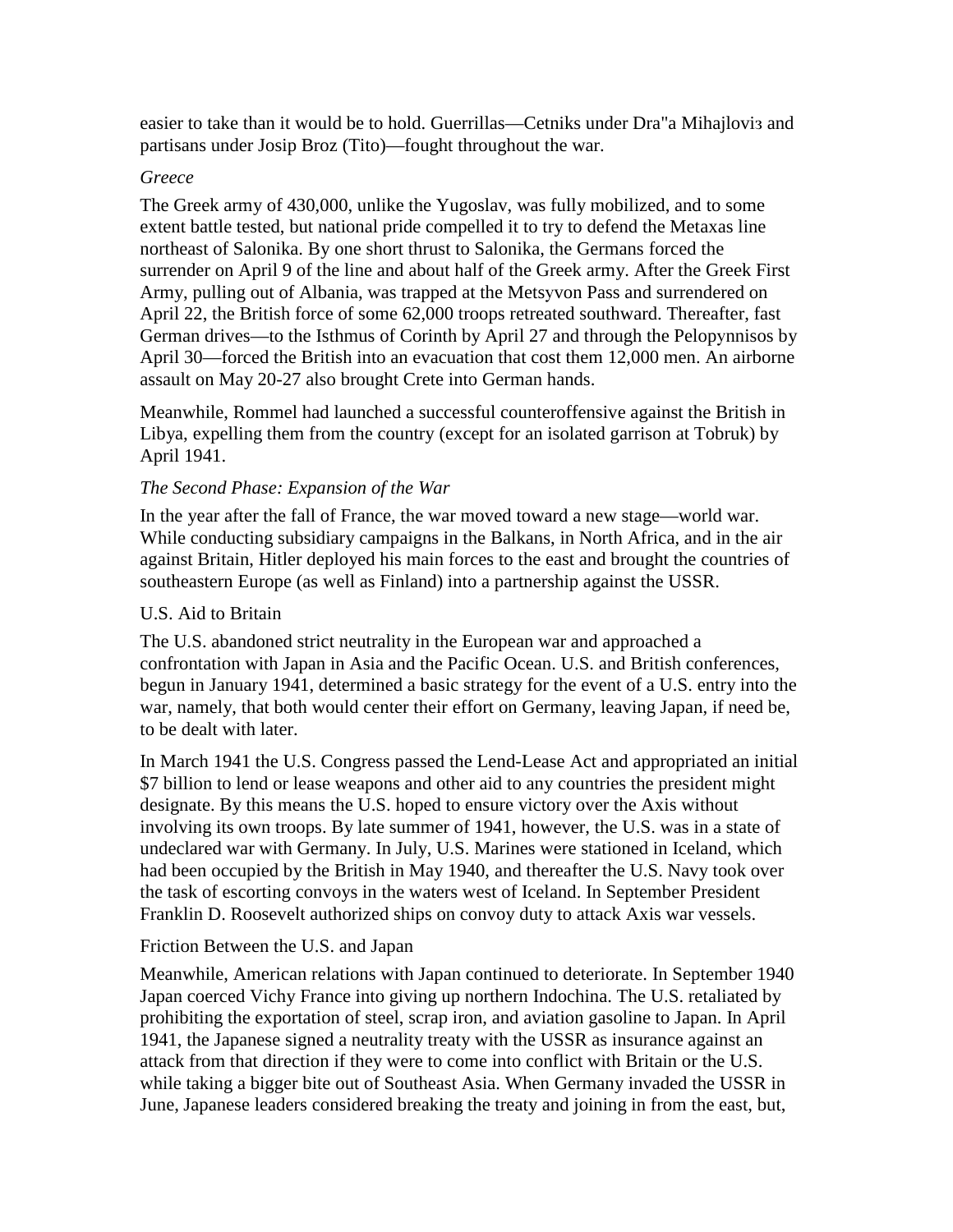easier to take than it would be to hold. Guerrillas—Cetniks under Dra"a Mihajloviз and partisans under Josip Broz (Tito)—fought throughout the war.

*Greece*

The Greek army of 430,000, unlike the Yugoslav, was fully mobilized, and to some extent battle tested, but national pride compelled it to try to defend the Metaxas line northeast of Salonika. By one short thrust to Salonika, the Germans forced the surrender on April 9 of the line and about half of the Greek army. After the Greek First Army, pulling out of Albania, was trapped at the Metsyvon Pass and surrendered on April 22, the British force of some 62,000 troops retreated southward. Thereafter, fast German drives—to the Isthmus of Corinth by April 27 and through the Pelopynnisos by April 30—forced the British into an evacuation that cost them 12,000 men. An airborne assault on May 20-27 also brought Crete into German hands.

Meanwhile, Rommel had launched a successful counteroffensive against the British in Libya, expelling them from the country (except for an isolated garrison at Tobruk) by April 1941.

*The Second Phase: Expansion of the War*

In the year after the fall of France, the war moved toward a new stage—world war. While conducting subsidiary campaigns in the Balkans, in North Africa, and in the air against Britain, Hitler deployed his main forces to the east and brought the countries of southeastern Europe (as well as Finland) into a partnership against the USSR.

U.S. Aid to Britain

The U.S. abandoned strict neutrality in the European war and approached a confrontation with Japan in Asia and the Pacific Ocean. U.S. and British conferences, begun in January 1941, determined a basic strategy for the event of a U.S. entry into the war, namely, that both would center their effort on Germany, leaving Japan, if need be, to be dealt with later.

In March 1941 the U.S. Congress passed the Lend-Lease Act and appropriated an initial $7 billion to lend or lease weapons and other aid to any countries the president might designate. By this means the U.S. hoped to ensure victory over the Axis without involving its own troops. By late summer of 1941, however, the U.S. was in a state of undeclared war with Germany. In July, U.S. Marines were stationed in Iceland, which had been occupied by the British in May 1940, and thereafter the U.S. Navy took over the task of escorting convoys in the waters west of Iceland. In September President Franklin D. Roosevelt authorized ships on convoy duty to attack Axis war vessels.

Friction Between the U.S. and Japan

Meanwhile, American relations with Japan continued to deteriorate. In September 1940 Japan coerced Vichy France into giving up northern Indochina. The U.S. retaliated by prohibiting the exportation of steel, scrap iron, and aviation gasoline to Japan. In April 1941, the Japanese signed a neutrality treaty with the USSR as insurance against an attack from that direction if they were to come into conflict with Britain or the U.S. while taking a bigger bite out of Southeast Asia. When Germany invaded the USSR in June, Japanese leaders considered breaking the treaty and joining in from the east, but,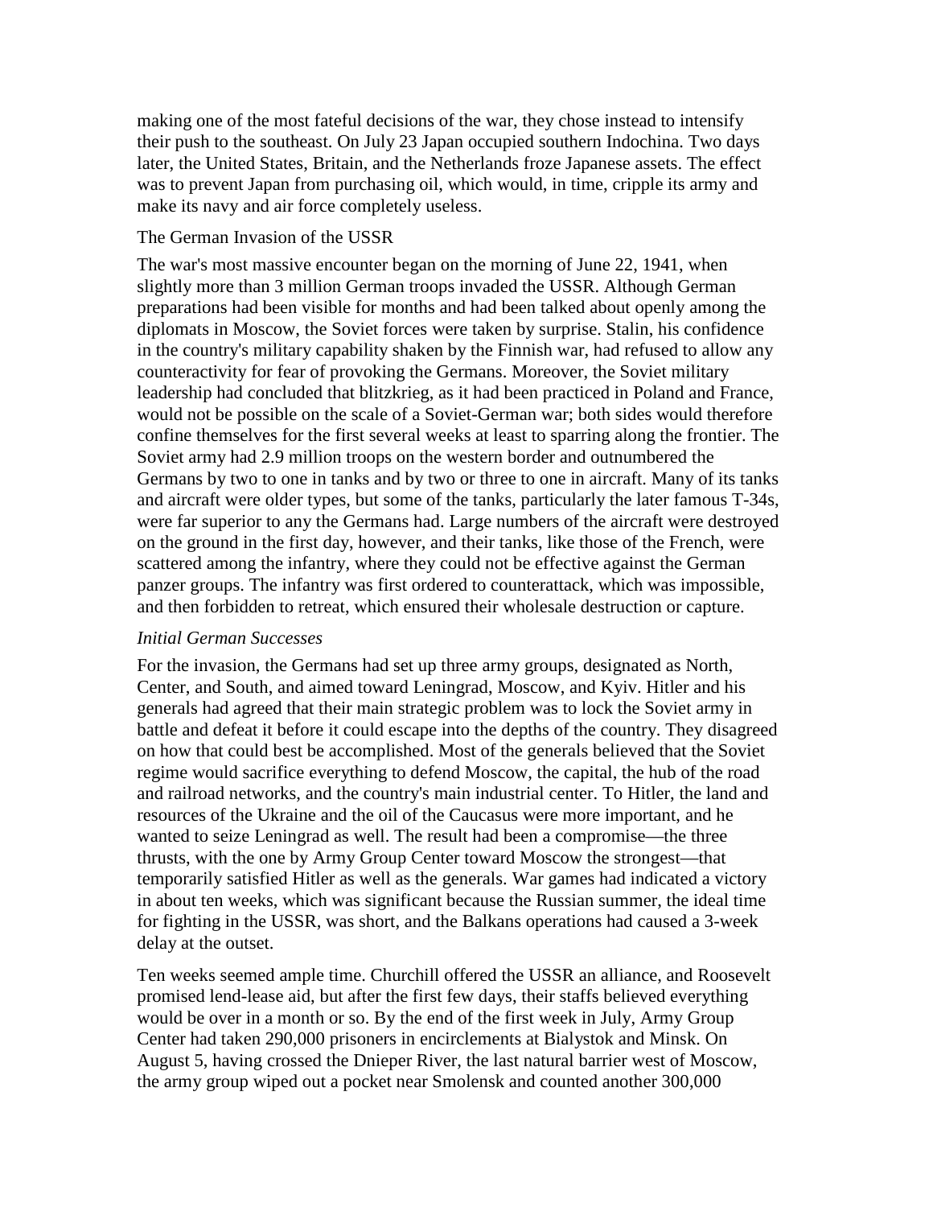making one of the most fateful decisions of the war, they chose instead to intensify their push to the southeast. On July 23 Japan occupied southern Indochina. Two days later, the United States, Britain, and the Netherlands froze Japanese assets. The effect was to prevent Japan from purchasing oil, which would, in time, cripple its army and make its navy and air force completely useless.

## The German Invasion of the USSR

The war's most massive encounter began on the morning of June 22, 1941, when slightly more than 3 million German troops invaded the USSR. Although German preparations had been visible for months and had been talked about openly among the diplomats in Moscow, the Soviet forces were taken by surprise. Stalin, his confidence in the country's military capability shaken by the Finnish war, had refused to allow any counteractivity for fear of provoking the Germans. Moreover, the Soviet military leadership had concluded that blitzkrieg, as it had been practiced in Poland and France, would not be possible on the scale of a Soviet-German war; both sides would therefore confine themselves for the first several weeks at least to sparring along the frontier. The Soviet army had 2.9 million troops on the western border and outnumbered the Germans by two to one in tanks and by two or three to one in aircraft. Many of its tanks and aircraft were older types, but some of the tanks, particularly the later famous T-34s, were far superior to any the Germans had. Large numbers of the aircraft were destroyed on the ground in the first day, however, and their tanks, like those of the French, were scattered among the infantry, where they could not be effective against the German panzer groups. The infantry was first ordered to counterattack, which was impossible, and then forbidden to retreat, which ensured their wholesale destruction or capture.

### *Initial German Successes*

For the invasion, the Germans had set up three army groups, designated as North, Center, and South, and aimed toward Leningrad, Moscow, and Kyiv. Hitler and his generals had agreed that their main strategic problem was to lock the Soviet army in battle and defeat it before it could escape into the depths of the country. They disagreed on how that could best be accomplished. Most of the generals believed that the Soviet regime would sacrifice everything to defend Moscow, the capital, the hub of the road and railroad networks, and the country's main industrial center. To Hitler, the land and resources of the Ukraine and the oil of the Caucasus were more important, and he wanted to seize Leningrad as well. The result had been a compromise—the three thrusts, with the one by Army Group Center toward Moscow the strongest—that temporarily satisfied Hitler as well as the generals. War games had indicated a victory in about ten weeks, which was significant because the Russian summer, the ideal time for fighting in the USSR, was short, and the Balkans operations had caused a 3-week delay at the outset.

Ten weeks seemed ample time. Churchill offered the USSR an alliance, and Roosevelt promised lend-lease aid, but after the first few days, their staffs believed everything would be over in a month or so. By the end of the first week in July, Army Group Center had taken 290,000 prisoners in encirclements at Bialystok and Minsk. On August 5, having crossed the Dnieper River, the last natural barrier west of Moscow, the army group wiped out a pocket near Smolensk and counted another 300,000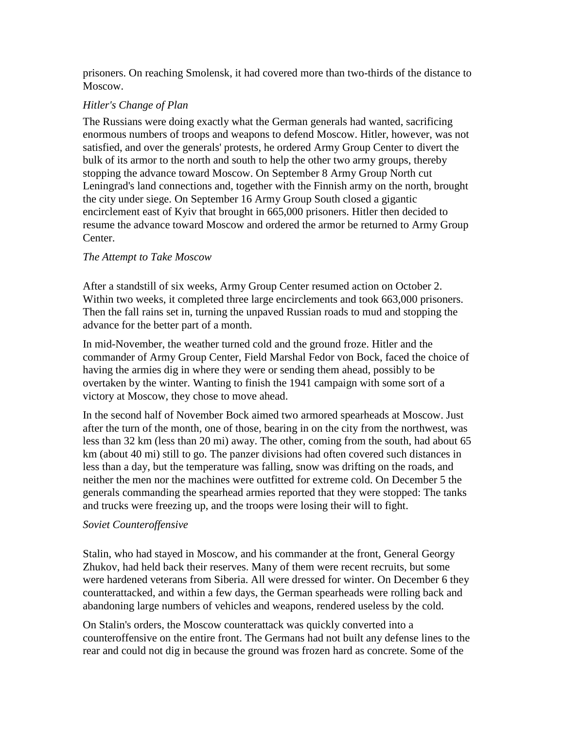prisoners. On reaching Smolensk, it had covered more than two-thirds of the distance to Moscow.

*Hitler's Change of Plan*

The Russians were doing exactly what the German generals had wanted, sacrificing enormous numbers of troops and weapons to defend Moscow. Hitler, however, was not satisfied, and over the generals' protests, he ordered Army Group Center to divert the bulk of its armor to the north and south to help the other two army groups, thereby stopping the advance toward Moscow. On September 8 Army Group North cut Leningrad's land connections and, together with the Finnish army on the north, brought the city under siege. On September 16 Army Group South closed a gigantic encirclement east of Kyiv that brought in 665,000 prisoners. Hitler then decided to resume the advance toward Moscow and ordered the armor be returned to Army Group Center.

*The Attempt to Take Moscow*

After a standstill of six weeks, Army Group Center resumed action on October 2. Within two weeks, it completed three large encirclements and took 663,000 prisoners. Then the fall rains set in, turning the unpaved Russian roads to mud and stopping the advance for the better part of a month.

In mid-November, the weather turned cold and the ground froze. Hitler and the commander of Army Group Center, Field Marshal Fedor von Bock, faced the choice of having the armies dig in where they were or sending them ahead, possibly to be overtaken by the winter. Wanting to finish the 1941 campaign with some sort of a victory at Moscow, they chose to move ahead.

In the second half of November Bock aimed two armored spearheads at Moscow. Just after the turn of the month, one of those, bearing in on the city from the northwest, was less than 32 km (less than 20 mi) away. The other, coming from the south, had about 65 km (about 40 mi) still to go. The panzer divisions had often covered such distances in less than a day, but the temperature was falling, snow was drifting on the roads, and neither the men nor the machines were outfitted for extreme cold. On December 5 the generals commanding the spearhead armies reported that they were stopped: The tanks and trucks were freezing up, and the troops were losing their will to fight.

*Soviet Counteroffensive*

Stalin, who had stayed in Moscow, and his commander at the front, General Georgy Zhukov, had held back their reserves. Many of them were recent recruits, but some were hardened veterans from Siberia. All were dressed for winter. On December 6 they counterattacked, and within a few days, the German spearheads were rolling back and abandoning large numbers of vehicles and weapons, rendered useless by the cold.

On Stalin's orders, the Moscow counterattack was quickly converted into a counteroffensive on the entire front. The Germans had not built any defense lines to the rear and could not dig in because the ground was frozen hard as concrete. Some of the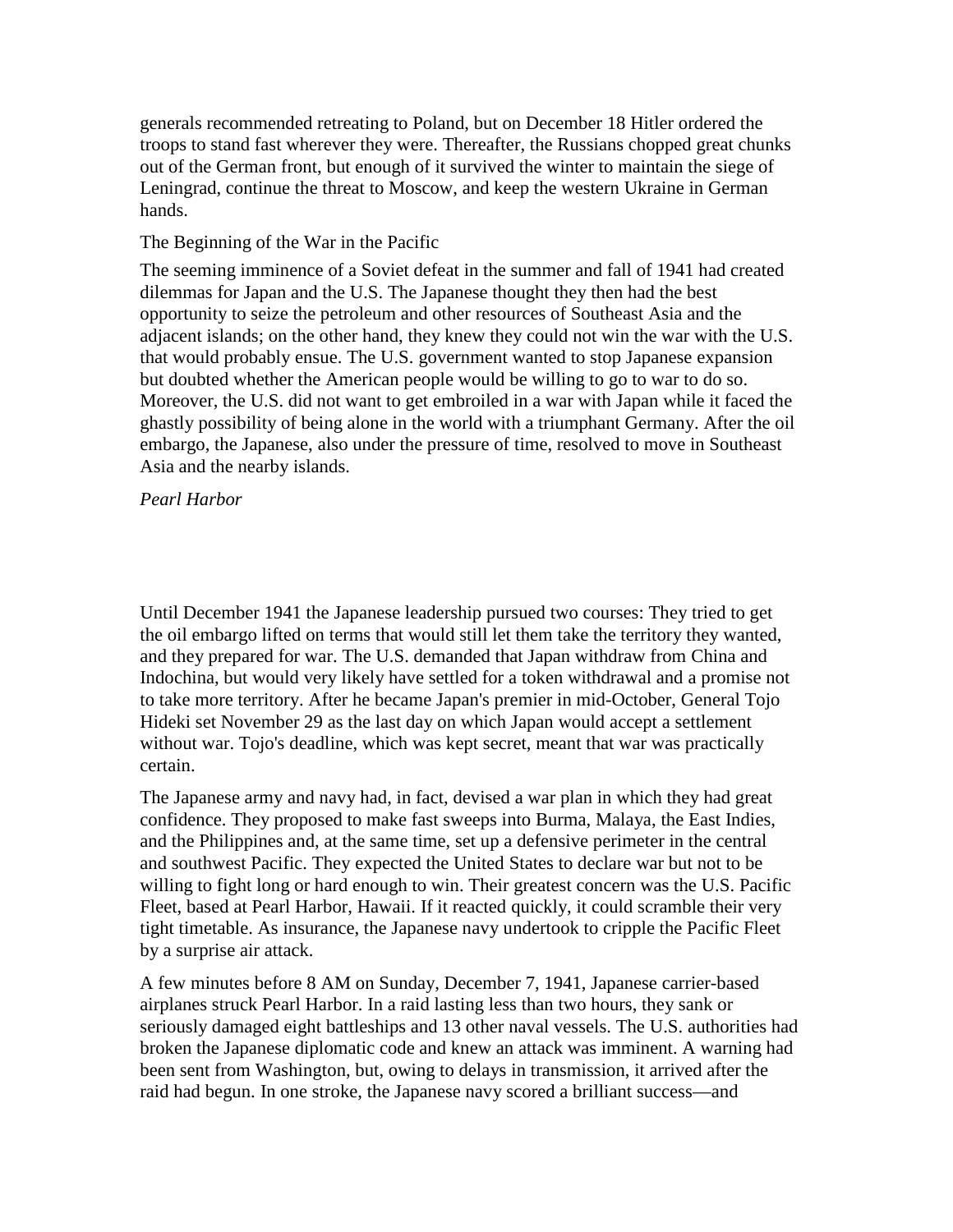generals recommended retreating to Poland, but on December 18 Hitler ordered the troops to stand fast wherever they were. Thereafter, the Russians chopped great chunks out of the German front, but enough of it survived the winter to maintain the siege of Leningrad, continue the threat to Moscow, and keep the western Ukraine in German hands.

## The Beginning of the War in the Pacific

The seeming imminence of a Soviet defeat in the summer and fall of 1941 had created dilemmas for Japan and the U.S. The Japanese thought they then had the best opportunity to seize the petroleum and other resources of Southeast Asia and the adjacent islands; on the other hand, they knew they could not win the war with the U.S. that would probably ensue. The U.S. government wanted to stop Japanese expansion but doubted whether the American people would be willing to go to war to do so. Moreover, the U.S. did not want to get embroiled in a war with Japan while it faced the ghastly possibility of being alone in the world with a triumphant Germany. After the oil embargo, the Japanese, also under the pressure of time, resolved to move in Southeast Asia and the nearby islands.

### *Pearl Harbor*

Until December 1941 the Japanese leadership pursued two courses: They tried to get the oil embargo lifted on terms that would still let them take the territory they wanted, and they prepared for war. The U.S. demanded that Japan withdraw from China and Indochina, but would very likely have settled for a token withdrawal and a promise not to take more territory. After he became Japan's premier in mid-October, General Tojo Hideki set November 29 as the last day on which Japan would accept a settlement without war. Tojo's deadline, which was kept secret, meant that war was practically certain.

The Japanese army and navy had, in fact, devised a war plan in which they had great confidence. They proposed to make fast sweeps into Burma, Malaya, the East Indies, and the Philippines and, at the same time, set up a defensive perimeter in the central and southwest Pacific. They expected the United States to declare war but not to be willing to fight long or hard enough to win. Their greatest concern was the U.S. Pacific Fleet, based at Pearl Harbor, Hawaii. If it reacted quickly, it could scramble their very tight timetable. As insurance, the Japanese navy undertook to cripple the Pacific Fleet by a surprise air attack.

A few minutes before 8 AM on Sunday, December 7, 1941, Japanese carrier-based airplanes struck Pearl Harbor. In a raid lasting less than two hours, they sank or seriously damaged eight battleships and 13 other naval vessels. The U.S. authorities had broken the Japanese diplomatic code and knew an attack was imminent. A warning had been sent from Washington, but, owing to delays in transmission, it arrived after the raid had begun. In one stroke, the Japanese navy scored a brilliant success—and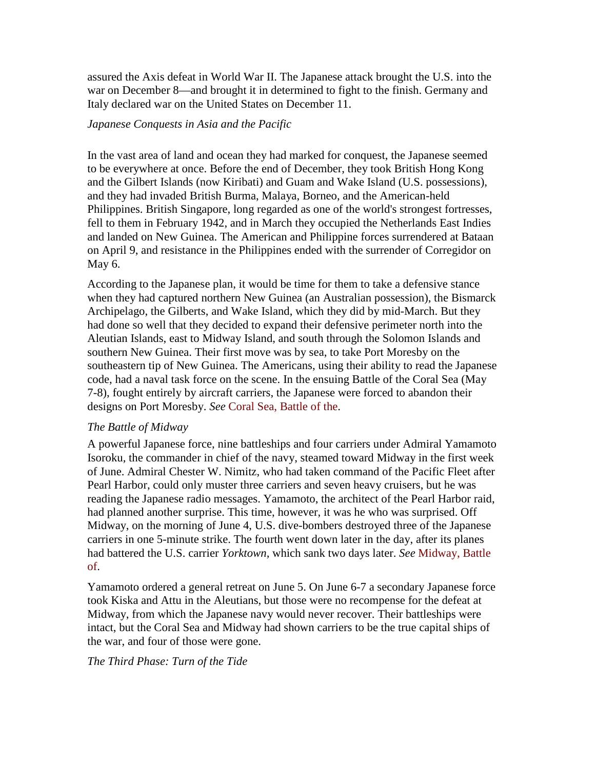assured the Axis defeat in World War II. The Japanese attack brought the U.S. into the war on December 8—and brought it in determined to fight to the finish. Germany and Italy declared war on the United States on December 11.

*Japanese Conquests in Asia and the Pacific*

In the vast area of land and ocean they had marked for conquest, the Japanese seemed to be everywhere at once. Before the end of December, they took British Hong Kong and the Gilbert Islands (now Kiribati) and Guam and Wake Island (U.S. possessions), and they had invaded British Burma, Malaya, Borneo, and the American-held Philippines. British Singapore, long regarded as one of the world's strongest fortresses, fell to them in February 1942, and in March they occupied the Netherlands East Indies and landed on New Guinea. The American and Philippine forces surrendered at Bataan on April 9, and resistance in the Philippines ended with the surrender of Corregidor on May 6.

According to the Japanese plan, it would be time for them to take a defensive stance when they had captured northern New Guinea (an Australian possession), the Bismarck Archipelago, the Gilberts, and Wake Island, which they did by mid-March. But they had done so well that they decided to expand their defensive perimeter north into the Aleutian Islands, east to Midway Island, and south through the Solomon Islands and southern New Guinea. Their first move was by sea, to take Port Moresby on the southeastern tip of New Guinea. The Americans, using their ability to read the Japanese code, had a naval task force on the scene. In the ensuing Battle of the Coral Sea (May 7-8), fought entirely by aircraft carriers, the Japanese were forced to abandon their designs on Port Moresby. *See* Coral Sea, Battle of the.

*The Battle of Midway*

A powerful Japanese force, nine battleships and four carriers under Admiral Yamamoto Isoroku, the commander in chief of the navy, steamed toward Midway in the first week of June. Admiral Chester W. Nimitz, who had taken command of the Pacific Fleet after Pearl Harbor, could only muster three carriers and seven heavy cruisers, but he was reading the Japanese radio messages. Yamamoto, the architect of the Pearl Harbor raid, had planned another surprise. This time, however, it was he who was surprised. Off Midway, on the morning of June 4, U.S. dive-bombers destroyed three of the Japanese carriers in one 5-minute strike. The fourth went down later in the day, after its planes had battered the U.S. carrier *Yorktown*, which sank two days later. *See* Midway, Battle of.

Yamamoto ordered a general retreat on June 5. On June 6-7 a secondary Japanese force took Kiska and Attu in the Aleutians, but those were no recompense for the defeat at Midway, from which the Japanese navy would never recover. Their battleships were intact, but the Coral Sea and Midway had shown carriers to be the true capital ships of the war, and four of those were gone.

*The Third Phase: Turn of the Tide*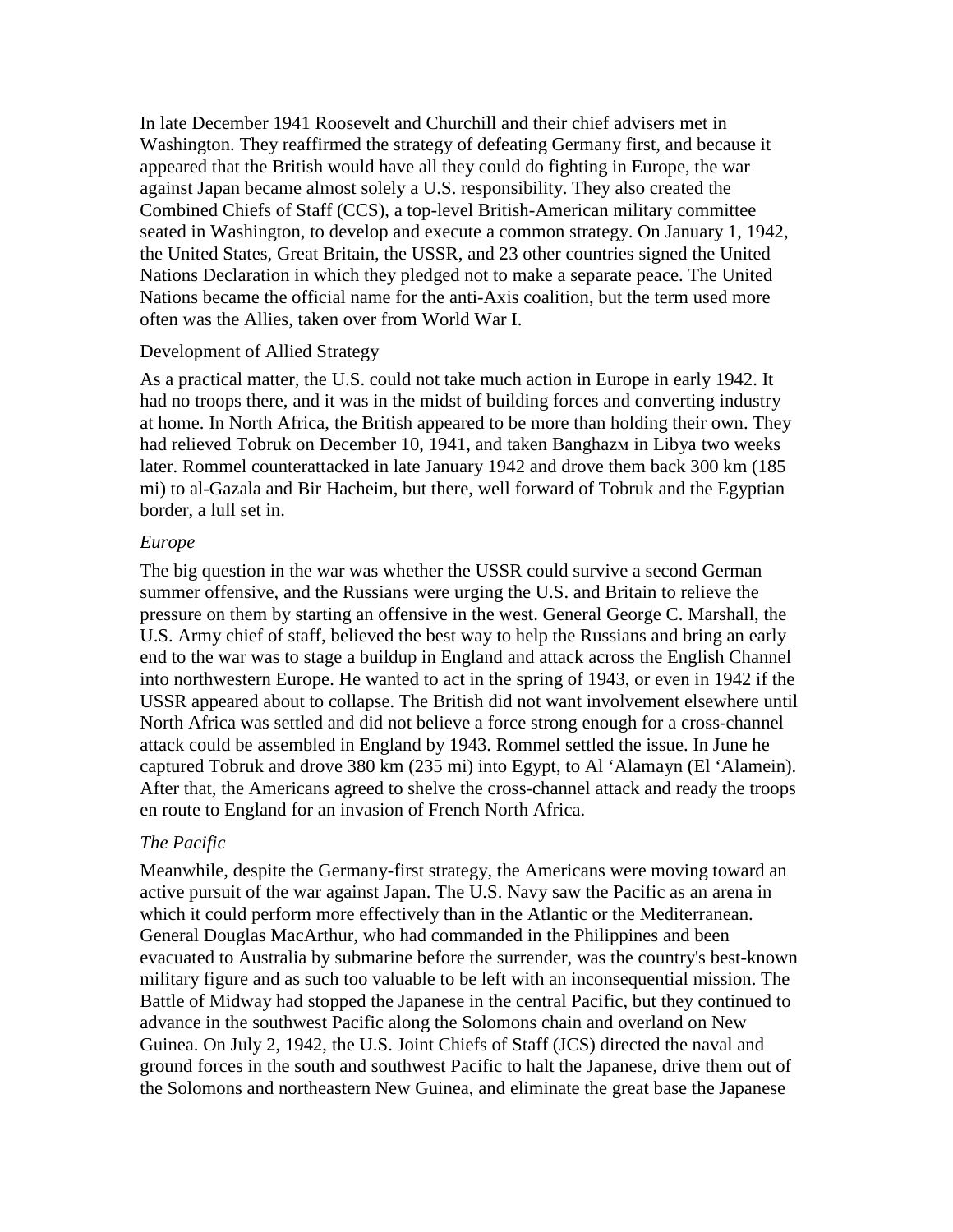In late December 1941 Roosevelt and Churchill and their chief advisers met in Washington. They reaffirmed the strategy of defeating Germany first, and because it appeared that the British would have all they could do fighting in Europe, the war against Japan became almost solely a U.S. responsibility. They also created the Combined Chiefs of Staff (CCS), a top-level British-American military committee seated in Washington, to develop and execute a common strategy. On January 1, 1942, the United States, Great Britain, the USSR, and 23 other countries signed the United Nations Declaration in which they pledged not to make a separate peace. The United Nations became the official name for the anti-Axis coalition, but the term used more often was the Allies, taken over from World War I.

## Development of Allied Strategy

As a practical matter, the U.S. could not take much action in Europe in early 1942. It had no troops there, and it was in the midst of building forces and converting industry at home. In North Africa, the British appeared to be more than holding their own. They had relieved Tobruk on December 10, 1941, and taken Banghazм in Libya two weeks later. Rommel counterattacked in late January 1942 and drove them back 300 km (185 mi) to al-Gazala and Bir Hacheim, but there, well forward of Tobruk and the Egyptian border, a lull set in.

### *Europe*

The big question in the war was whether the USSR could survive a second German summer offensive, and the Russians were urging the U.S. and Britain to relieve the pressure on them by starting an offensive in the west. General George C. Marshall, the U.S. Army chief of staff, believed the best way to help the Russians and bring an early end to the war was to stage a buildup in England and attack across the English Channel into northwestern Europe. He wanted to act in the spring of 1943, or even in 1942 if the USSR appeared about to collapse. The British did not want involvement elsewhere until North Africa was settled and did not believe a force strong enough for a cross-channel attack could be assembled in England by 1943. Rommel settled the issue. In June he captured Tobruk and drove 380 km (235 mi) into Egypt, to Al ‘Alamayn (El ‘Alamein). After that, the Americans agreed to shelve the cross-channel attack and ready the troops en route to England for an invasion of French North Africa.

### *The Pacific*

Meanwhile, despite the Germany-first strategy, the Americans were moving toward an active pursuit of the war against Japan. The U.S. Navy saw the Pacific as an arena in which it could perform more effectively than in the Atlantic or the Mediterranean. General Douglas MacArthur, who had commanded in the Philippines and been evacuated to Australia by submarine before the surrender, was the country's best-known military figure and as such too valuable to be left with an inconsequential mission. The Battle of Midway had stopped the Japanese in the central Pacific, but they continued to advance in the southwest Pacific along the Solomons chain and overland on New Guinea. On July 2, 1942, the U.S. Joint Chiefs of Staff (JCS) directed the naval and ground forces in the south and southwest Pacific to halt the Japanese, drive them out of the Solomons and northeastern New Guinea, and eliminate the great base the Japanese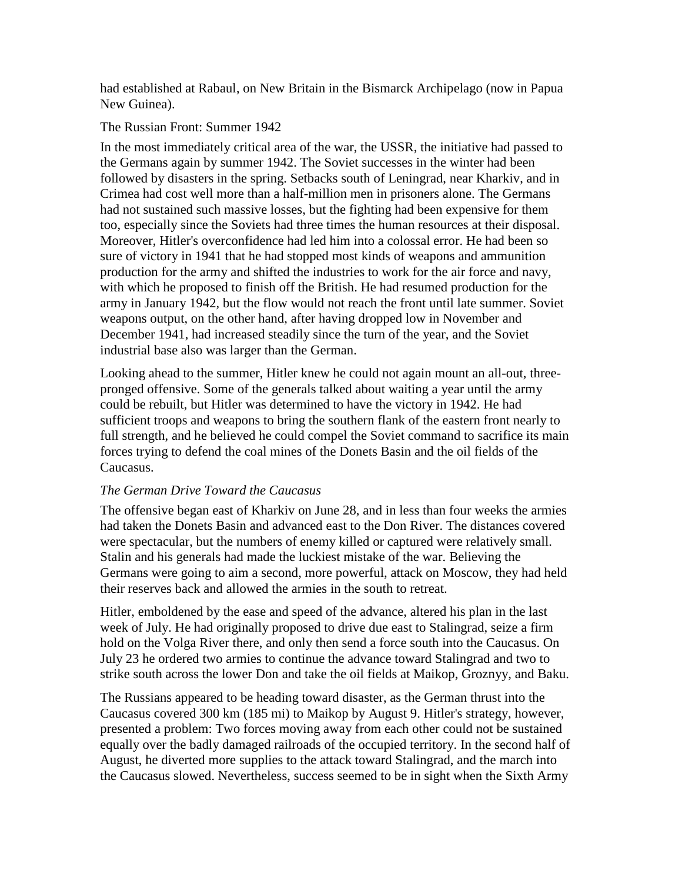had established at Rabaul, on New Britain in the Bismarck Archipelago (now in Papua New Guinea).

## The Russian Front: Summer 1942

In the most immediately critical area of the war, the USSR, the initiative had passed to the Germans again by summer 1942. The Soviet successes in the winter had been followed by disasters in the spring. Setbacks south of Leningrad, near Kharkiv, and in Crimea had cost well more than a half-million men in prisoners alone. The Germans had not sustained such massive losses, but the fighting had been expensive for them too, especially since the Soviets had three times the human resources at their disposal. Moreover, Hitler's overconfidence had led him into a colossal error. He had been so sure of victory in 1941 that he had stopped most kinds of weapons and ammunition production for the army and shifted the industries to work for the air force and navy, with which he proposed to finish off the British. He had resumed production for the army in January 1942, but the flow would not reach the front until late summer. Soviet weapons output, on the other hand, after having dropped low in November and December 1941, had increased steadily since the turn of the year, and the Soviet industrial base also was larger than the German.

Looking ahead to the summer, Hitler knew he could not again mount an all-out, three-pronged offensive. Some of the generals talked about waiting a year until the army could be rebuilt, but Hitler was determined to have the victory in 1942. He had sufficient troops and weapons to bring the southern flank of the eastern front nearly to full strength, and he believed he could compel the Soviet command to sacrifice its main forces trying to defend the coal mines of the Donets Basin and the oil fields of the Caucasus.

### *The German Drive Toward the Caucasus*

The offensive began east of Kharkiv on June 28, and in less than four weeks the armies had taken the Donets Basin and advanced east to the Don River. The distances covered were spectacular, but the numbers of enemy killed or captured were relatively small. Stalin and his generals had made the luckiest mistake of the war. Believing the Germans were going to aim a second, more powerful, attack on Moscow, they had held their reserves back and allowed the armies in the south to retreat.

Hitler, emboldened by the ease and speed of the advance, altered his plan in the last week of July. He had originally proposed to drive due east to Stalingrad, seize a firm hold on the Volga River there, and only then send a force south into the Caucasus. On July 23 he ordered two armies to continue the advance toward Stalingrad and two to strike south across the lower Don and take the oil fields at Maikop, Groznyy, and Baku.

The Russians appeared to be heading toward disaster, as the German thrust into the Caucasus covered 300 km (185 mi) to Maikop by August 9. Hitler's strategy, however, presented a problem: Two forces moving away from each other could not be sustained equally over the badly damaged railroads of the occupied territory. In the second half of August, he diverted more supplies to the attack toward Stalingrad, and the march into the Caucasus slowed. Nevertheless, success seemed to be in sight when the Sixth Army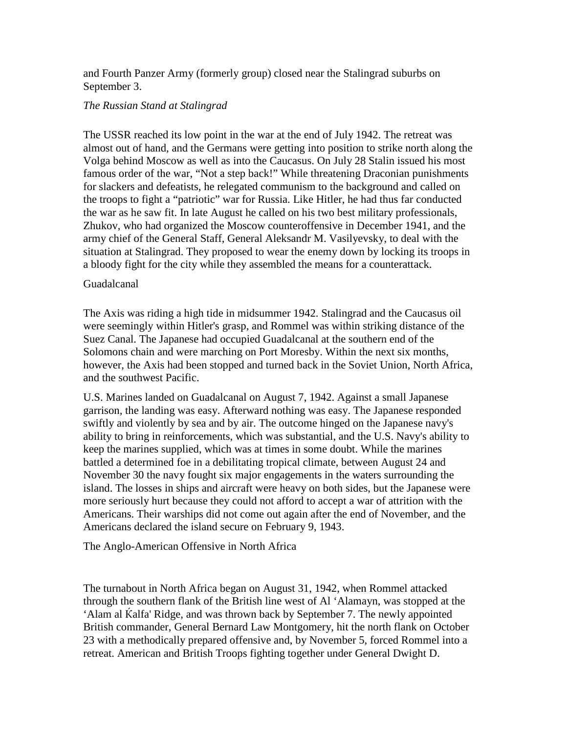and Fourth Panzer Army (formerly group) closed near the Stalingrad suburbs on September 3.

### *The Russian Stand at Stalingrad*

The USSR reached its low point in the war at the end of July 1942. The retreat was almost out of hand, and the Germans were getting into position to strike north along the Volga behind Moscow as well as into the Caucasus. On July 28 Stalin issued his most famous order of the war, "Not a step back!" While threatening Draconian punishments for slackers and defeatists, he relegated communism to the background and called on the troops to fight a "patriotic" war for Russia. Like Hitler, he had thus far conducted the war as he saw fit. In late August he called on his two best military professionals, Zhukov, who had organized the Moscow counteroffensive in December 1941, and the army chief of the General Staff, General Aleksandr M. Vasilyevsky, to deal with the situation at Stalingrad. They proposed to wear the enemy down by locking its troops in a bloody fight for the city while they assembled the means for a counterattack.

### Guadalcanal

The Axis was riding a high tide in midsummer 1942. Stalingrad and the Caucasus oil were seemingly within Hitler's grasp, and Rommel was within striking distance of the Suez Canal. The Japanese had occupied Guadalcanal at the southern end of the Solomons chain and were marching on Port Moresby. Within the next six months, however, the Axis had been stopped and turned back in the Soviet Union, North Africa, and the southwest Pacific.

U.S. Marines landed on Guadalcanal on August 7, 1942. Against a small Japanese garrison, the landing was easy. Afterward nothing was easy. The Japanese responded swiftly and violently by sea and by air. The outcome hinged on the Japanese navy's ability to bring in reinforcements, which was substantial, and the U.S. Navy's ability to keep the marines supplied, which was at times in some doubt. While the marines battled a determined foe in a debilitating tropical climate, between August 24 and November 30 the navy fought six major engagements in the waters surrounding the island. The losses in ships and aircraft were heavy on both sides, but the Japanese were more seriously hurt because they could not afford to accept a war of attrition with the Americans. Their warships did not come out again after the end of November, and the Americans declared the island secure on February 9, 1943.

### The Anglo-American Offensive in North Africa

The turnabout in North Africa began on August 31, 1942, when Rommel attacked through the southern flank of the British line west of Al ʻAlamayn, was stopped at the ʻAlam al Ḱalfa' Ridge, and was thrown back by September 7. The newly appointed British commander, General Bernard Law Montgomery, hit the north flank on October 23 with a methodically prepared offensive and, by November 5, forced Rommel into a retreat. American and British Troops fighting together under General Dwight D.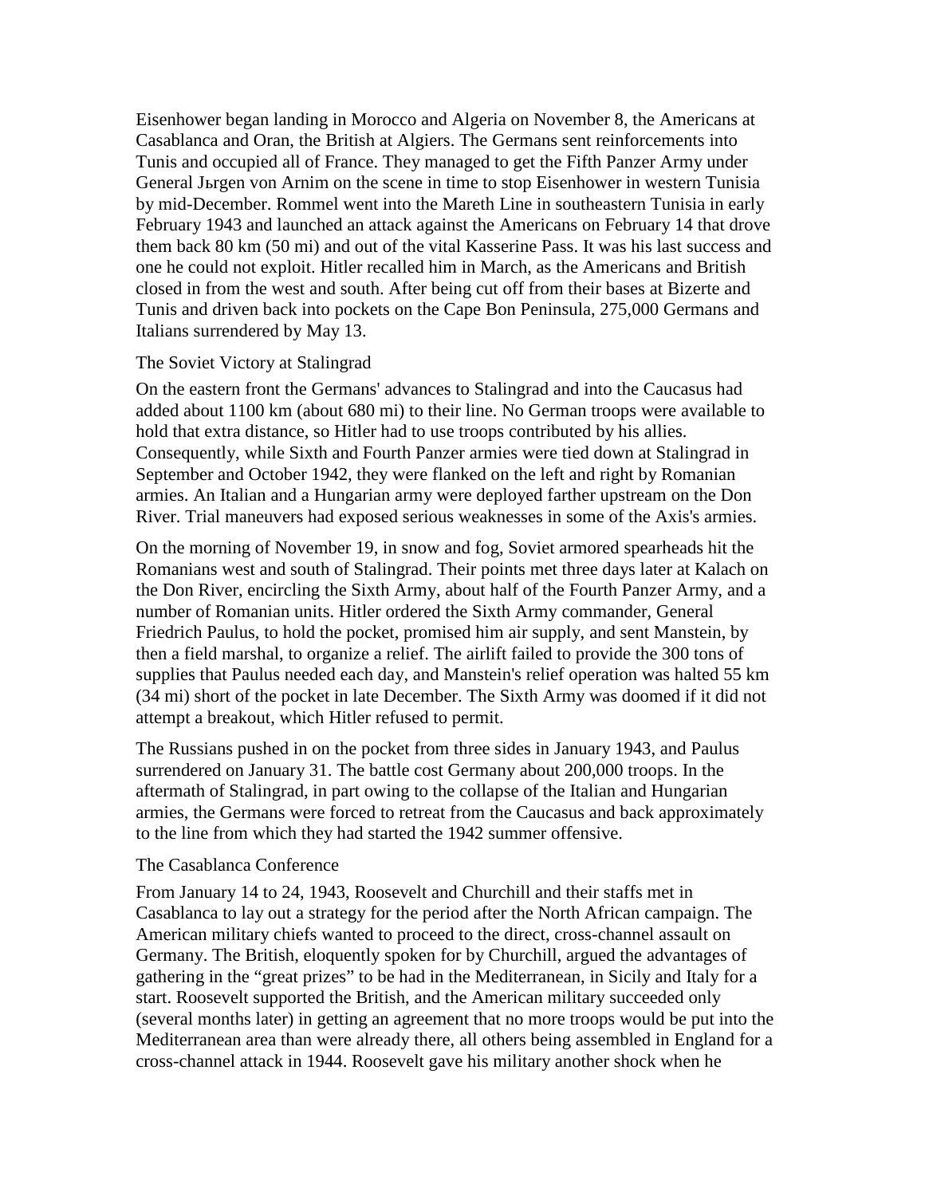Eisenhower began landing in Morocco and Algeria on November 8, the Americans at Casablanca and Oran, the British at Algiers. The Germans sent reinforcements into Tunis and occupied all of France. They managed to get the Fifth Panzer Army under General Jьrgen von Arnim on the scene in time to stop Eisenhower in western Tunisia by mid-December. Rommel went into the Mareth Line in southeastern Tunisia in early February 1943 and launched an attack against the Americans on February 14 that drove them back 80 km (50 mi) and out of the vital Kasserine Pass. It was his last success and one he could not exploit. Hitler recalled him in March, as the Americans and British closed in from the west and south. After being cut off from their bases at Bizerte and Tunis and driven back into pockets on the Cape Bon Peninsula, 275,000 Germans and Italians surrendered by May 13.

## The Soviet Victory at Stalingrad

On the eastern front the Germans' advances to Stalingrad and into the Caucasus had added about 1100 km (about 680 mi) to their line. No German troops were available to hold that extra distance, so Hitler had to use troops contributed by his allies. Consequently, while Sixth and Fourth Panzer armies were tied down at Stalingrad in September and October 1942, they were flanked on the left and right by Romanian armies. An Italian and a Hungarian army were deployed farther upstream on the Don River. Trial maneuvers had exposed serious weaknesses in some of the Axis's armies.

On the morning of November 19, in snow and fog, Soviet armored spearheads hit the Romanians west and south of Stalingrad. Their points met three days later at Kalach on the Don River, encircling the Sixth Army, about half of the Fourth Panzer Army, and a number of Romanian units. Hitler ordered the Sixth Army commander, General Friedrich Paulus, to hold the pocket, promised him air supply, and sent Manstein, by then a field marshal, to organize a relief. The airlift failed to provide the 300 tons of supplies that Paulus needed each day, and Manstein's relief operation was halted 55 km (34 mi) short of the pocket in late December. The Sixth Army was doomed if it did not attempt a breakout, which Hitler refused to permit.

The Russians pushed in on the pocket from three sides in January 1943, and Paulus surrendered on January 31. The battle cost Germany about 200,000 troops. In the aftermath of Stalingrad, in part owing to the collapse of the Italian and Hungarian armies, the Germans were forced to retreat from the Caucasus and back approximately to the line from which they had started the 1942 summer offensive.

## The Casablanca Conference

From January 14 to 24, 1943, Roosevelt and Churchill and their staffs met in Casablanca to lay out a strategy for the period after the North African campaign. The American military chiefs wanted to proceed to the direct, cross-channel assault on Germany. The British, eloquently spoken for by Churchill, argued the advantages of gathering in the "great prizes" to be had in the Mediterranean, in Sicily and Italy for a start. Roosevelt supported the British, and the American military succeeded only (several months later) in getting an agreement that no more troops would be put into the Mediterranean area than were already there, all others being assembled in England for a cross-channel attack in 1944. Roosevelt gave his military another shock when he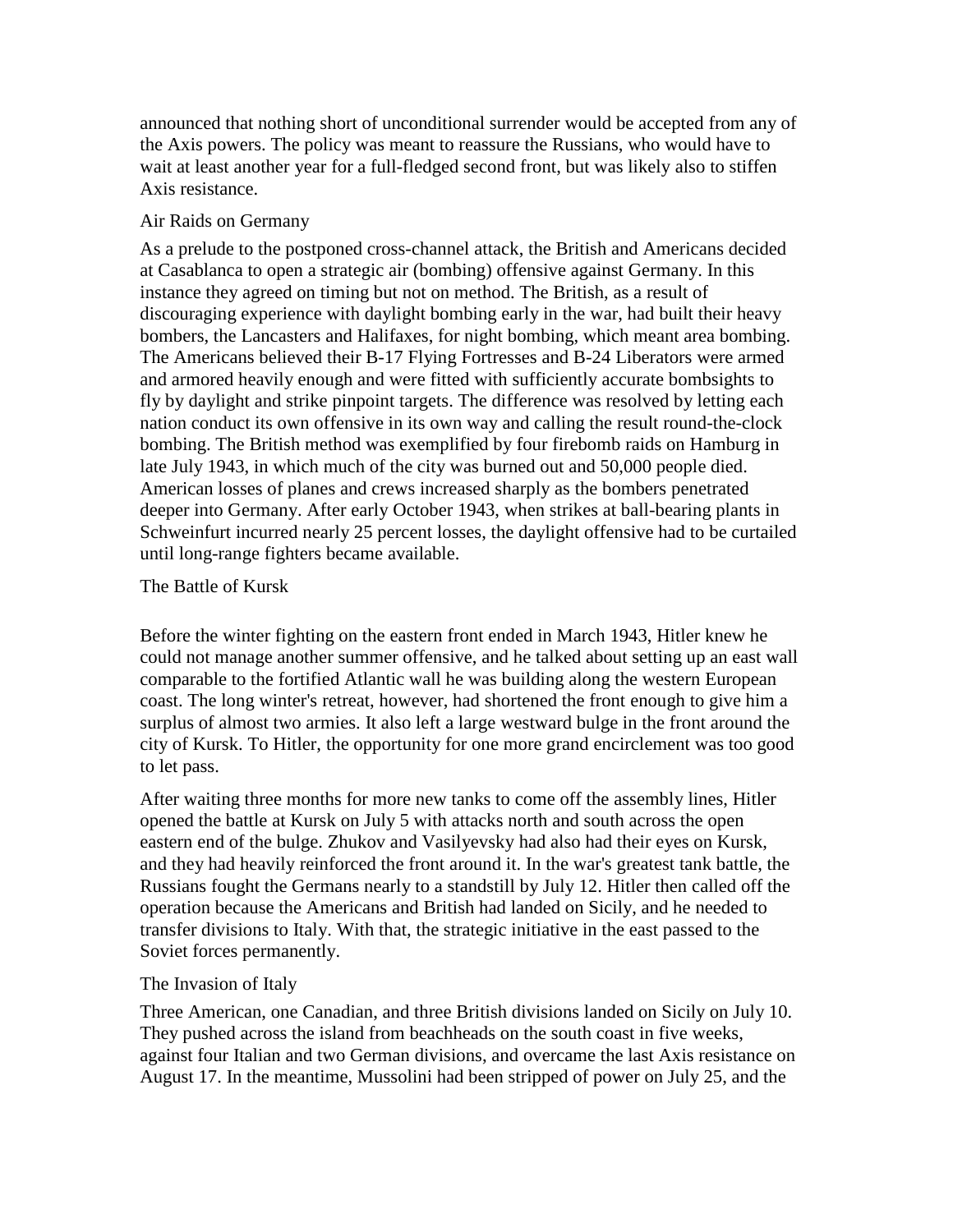announced that nothing short of unconditional surrender would be accepted from any of the Axis powers. The policy was meant to reassure the Russians, who would have to wait at least another year for a full-fledged second front, but was likely also to stiffen Axis resistance.

## Air Raids on Germany

As a prelude to the postponed cross-channel attack, the British and Americans decided at Casablanca to open a strategic air (bombing) offensive against Germany. In this instance they agreed on timing but not on method. The British, as a result of discouraging experience with daylight bombing early in the war, had built their heavy bombers, the Lancasters and Halifaxes, for night bombing, which meant area bombing. The Americans believed their B-17 Flying Fortresses and B-24 Liberators were armed and armored heavily enough and were fitted with sufficiently accurate bombsights to fly by daylight and strike pinpoint targets. The difference was resolved by letting each nation conduct its own offensive in its own way and calling the result round-the-clock bombing. The British method was exemplified by four firebomb raids on Hamburg in late July 1943, in which much of the city was burned out and 50,000 people died. American losses of planes and crews increased sharply as the bombers penetrated deeper into Germany. After early October 1943, when strikes at ball-bearing plants in Schweinfurt incurred nearly 25 percent losses, the daylight offensive had to be curtailed until long-range fighters became available.

## The Battle of Kursk

Before the winter fighting on the eastern front ended in March 1943, Hitler knew he could not manage another summer offensive, and he talked about setting up an east wall comparable to the fortified Atlantic wall he was building along the western European coast. The long winter's retreat, however, had shortened the front enough to give him a surplus of almost two armies. It also left a large westward bulge in the front around the city of Kursk. To Hitler, the opportunity for one more grand encirclement was too good to let pass.

After waiting three months for more new tanks to come off the assembly lines, Hitler opened the battle at Kursk on July 5 with attacks north and south across the open eastern end of the bulge. Zhukov and Vasilyevsky had also had their eyes on Kursk, and they had heavily reinforced the front around it. In the war's greatest tank battle, the Russians fought the Germans nearly to a standstill by July 12. Hitler then called off the operation because the Americans and British had landed on Sicily, and he needed to transfer divisions to Italy. With that, the strategic initiative in the east passed to the Soviet forces permanently.

## The Invasion of Italy

Three American, one Canadian, and three British divisions landed on Sicily on July 10. They pushed across the island from beachheads on the south coast in five weeks, against four Italian and two German divisions, and overcame the last Axis resistance on August 17. In the meantime, Mussolini had been stripped of power on July 25, and the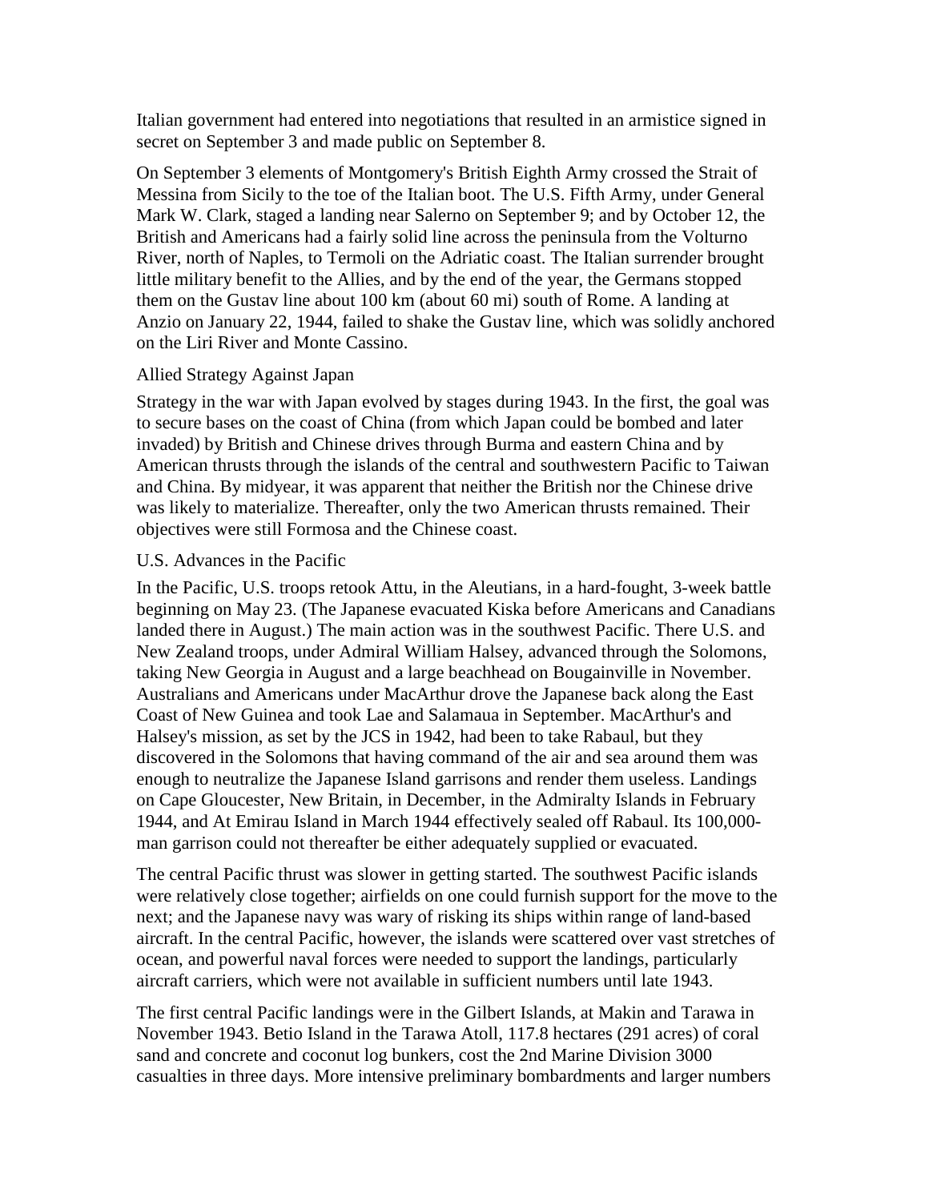Italian government had entered into negotiations that resulted in an armistice signed in secret on September 3 and made public on September 8.

On September 3 elements of Montgomery's British Eighth Army crossed the Strait of Messina from Sicily to the toe of the Italian boot. The U.S. Fifth Army, under General Mark W. Clark, staged a landing near Salerno on September 9; and by October 12, the British and Americans had a fairly solid line across the peninsula from the Volturno River, north of Naples, to Termoli on the Adriatic coast. The Italian surrender brought little military benefit to the Allies, and by the end of the year, the Germans stopped them on the Gustav line about 100 km (about 60 mi) south of Rome. A landing at Anzio on January 22, 1944, failed to shake the Gustav line, which was solidly anchored on the Liri River and Monte Cassino.

### Allied Strategy Against Japan

Strategy in the war with Japan evolved by stages during 1943. In the first, the goal was to secure bases on the coast of China (from which Japan could be bombed and later invaded) by British and Chinese drives through Burma and eastern China and by American thrusts through the islands of the central and southwestern Pacific to Taiwan and China. By midyear, it was apparent that neither the British nor the Chinese drive was likely to materialize. Thereafter, only the two American thrusts remained. Their objectives were still Formosa and the Chinese coast.

### U.S. Advances in the Pacific

In the Pacific, U.S. troops retook Attu, in the Aleutians, in a hard-fought, 3-week battle beginning on May 23. (The Japanese evacuated Kiska before Americans and Canadians landed there in August.) The main action was in the southwest Pacific. There U.S. and New Zealand troops, under Admiral William Halsey, advanced through the Solomons, taking New Georgia in August and a large beachhead on Bougainville in November. Australians and Americans under MacArthur drove the Japanese back along the East Coast of New Guinea and took Lae and Salamaua in September. MacArthur's and Halsey's mission, as set by the JCS in 1942, had been to take Rabaul, but they discovered in the Solomons that having command of the air and sea around them was enough to neutralize the Japanese Island garrisons and render them useless. Landings on Cape Gloucester, New Britain, in December, in the Admiralty Islands in February 1944, and At Emirau Island in March 1944 effectively sealed off Rabaul. Its 100,000-man garrison could not thereafter be either adequately supplied or evacuated.

The central Pacific thrust was slower in getting started. The southwest Pacific islands were relatively close together; airfields on one could furnish support for the move to the next; and the Japanese navy was wary of risking its ships within range of land-based aircraft. In the central Pacific, however, the islands were scattered over vast stretches of ocean, and powerful naval forces were needed to support the landings, particularly aircraft carriers, which were not available in sufficient numbers until late 1943.

The first central Pacific landings were in the Gilbert Islands, at Makin and Tarawa in November 1943. Betio Island in the Tarawa Atoll, 117.8 hectares (291 acres) of coral sand and concrete and coconut log bunkers, cost the 2nd Marine Division 3000 casualties in three days. More intensive preliminary bombardments and larger numbers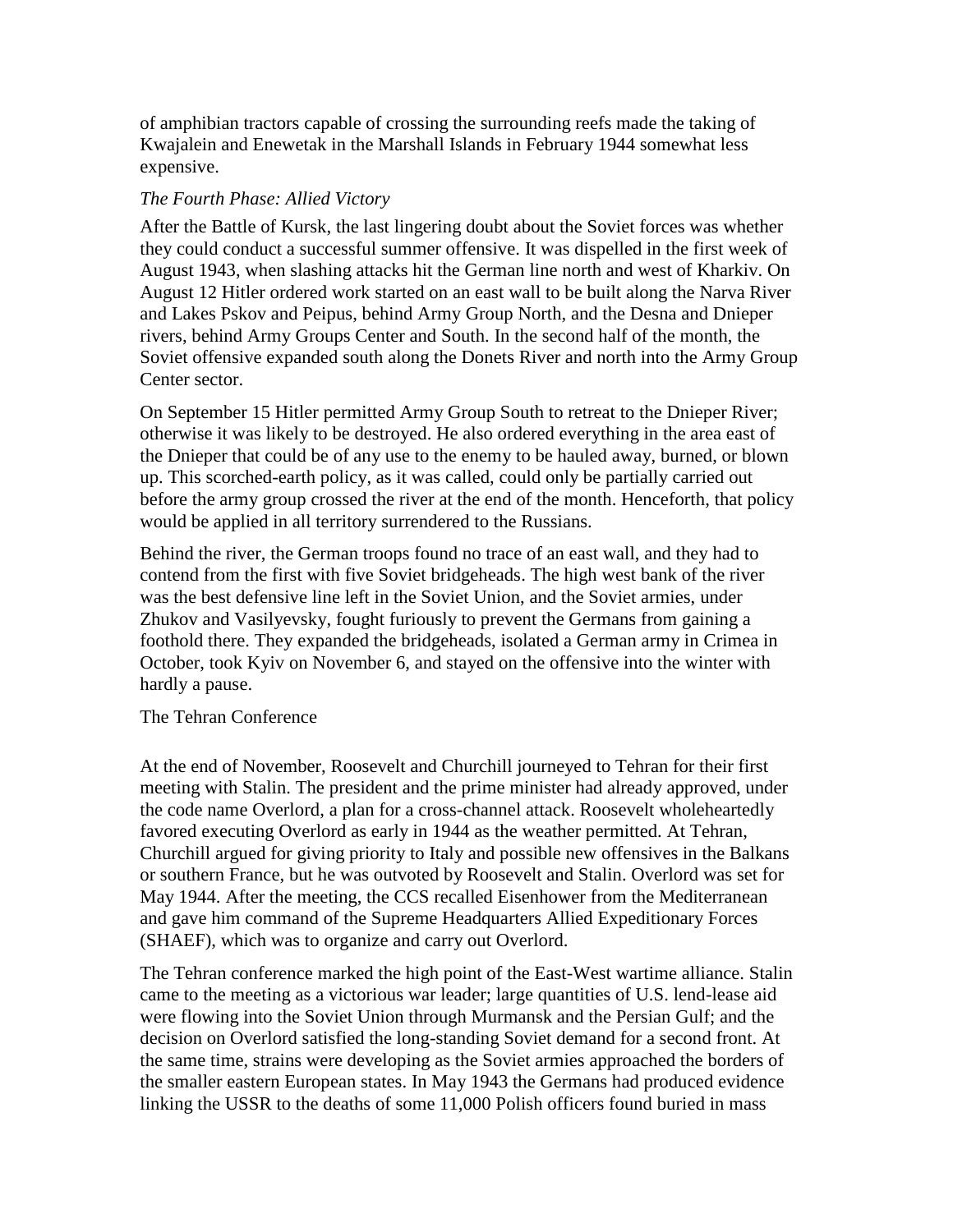of amphibian tractors capable of crossing the surrounding reefs made the taking of Kwajalein and Enewetak in the Marshall Islands in February 1944 somewhat less expensive.

*The Fourth Phase: Allied Victory*

After the Battle of Kursk, the last lingering doubt about the Soviet forces was whether they could conduct a successful summer offensive. It was dispelled in the first week of August 1943, when slashing attacks hit the German line north and west of Kharkiv. On August 12 Hitler ordered work started on an east wall to be built along the Narva River and Lakes Pskov and Peipus, behind Army Group North, and the Desna and Dnieper rivers, behind Army Groups Center and South. In the second half of the month, the Soviet offensive expanded south along the Donets River and north into the Army Group Center sector.

On September 15 Hitler permitted Army Group South to retreat to the Dnieper River; otherwise it was likely to be destroyed. He also ordered everything in the area east of the Dnieper that could be of any use to the enemy to be hauled away, burned, or blown up. This scorched-earth policy, as it was called, could only be partially carried out before the army group crossed the river at the end of the month. Henceforth, that policy would be applied in all territory surrendered to the Russians.

Behind the river, the German troops found no trace of an east wall, and they had to contend from the first with five Soviet bridgeheads. The high west bank of the river was the best defensive line left in the Soviet Union, and the Soviet armies, under Zhukov and Vasilyevsky, fought furiously to prevent the Germans from gaining a foothold there. They expanded the bridgeheads, isolated a German army in Crimea in October, took Kyiv on November 6, and stayed on the offensive into the winter with hardly a pause.

The Tehran Conference

At the end of November, Roosevelt and Churchill journeyed to Tehran for their first meeting with Stalin. The president and the prime minister had already approved, under the code name Overlord, a plan for a cross-channel attack. Roosevelt wholeheartedly favored executing Overlord as early in 1944 as the weather permitted. At Tehran, Churchill argued for giving priority to Italy and possible new offensives in the Balkans or southern France, but he was outvoted by Roosevelt and Stalin. Overlord was set for May 1944. After the meeting, the CCS recalled Eisenhower from the Mediterranean and gave him command of the Supreme Headquarters Allied Expeditionary Forces (SHAEF), which was to organize and carry out Overlord.

The Tehran conference marked the high point of the East-West wartime alliance. Stalin came to the meeting as a victorious war leader; large quantities of U.S. lend-lease aid were flowing into the Soviet Union through Murmansk and the Persian Gulf; and the decision on Overlord satisfied the long-standing Soviet demand for a second front. At the same time, strains were developing as the Soviet armies approached the borders of the smaller eastern European states. In May 1943 the Germans had produced evidence linking the USSR to the deaths of some 11,000 Polish officers found buried in mass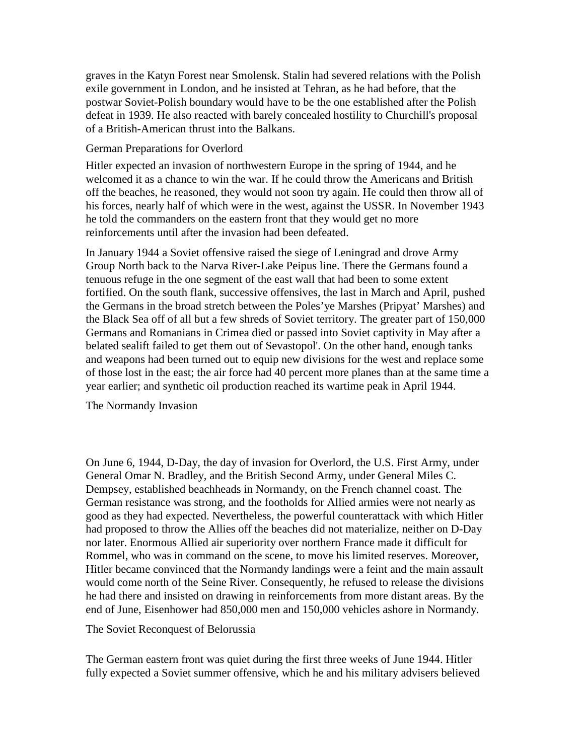graves in the Katyn Forest near Smolensk. Stalin had severed relations with the Polish exile government in London, and he insisted at Tehran, as he had before, that the postwar Soviet-Polish boundary would have to be the one established after the Polish defeat in 1939. He also reacted with barely concealed hostility to Churchill's proposal of a British-American thrust into the Balkans.

## German Preparations for Overlord

Hitler expected an invasion of northwestern Europe in the spring of 1944, and he welcomed it as a chance to win the war. If he could throw the Americans and British off the beaches, he reasoned, they would not soon try again. He could then throw all of his forces, nearly half of which were in the west, against the USSR. In November 1943 he told the commanders on the eastern front that they would get no more reinforcements until after the invasion had been defeated.

In January 1944 a Soviet offensive raised the siege of Leningrad and drove Army Group North back to the Narva River-Lake Peipus line. There the Germans found a tenuous refuge in the one segment of the east wall that had been to some extent fortified. On the south flank, successive offensives, the last in March and April, pushed the Germans in the broad stretch between the Poles'ye Marshes (Pripyat' Marshes) and the Black Sea off of all but a few shreds of Soviet territory. The greater part of 150,000 Germans and Romanians in Crimea died or passed into Soviet captivity in May after a belated sealift failed to get them out of Sevastopol'. On the other hand, enough tanks and weapons had been turned out to equip new divisions for the west and replace some of those lost in the east; the air force had 40 percent more planes than at the same time a year earlier; and synthetic oil production reached its wartime peak in April 1944.

## The Normandy Invasion

On June 6, 1944, D-Day, the day of invasion for Overlord, the U.S. First Army, under General Omar N. Bradley, and the British Second Army, under General Miles C. Dempsey, established beachheads in Normandy, on the French channel coast. The German resistance was strong, and the footholds for Allied armies were not nearly as good as they had expected. Nevertheless, the powerful counterattack with which Hitler had proposed to throw the Allies off the beaches did not materialize, neither on D-Day nor later. Enormous Allied air superiority over northern France made it difficult for Rommel, who was in command on the scene, to move his limited reserves. Moreover, Hitler became convinced that the Normandy landings were a feint and the main assault would come north of the Seine River. Consequently, he refused to release the divisions he had there and insisted on drawing in reinforcements from more distant areas. By the end of June, Eisenhower had 850,000 men and 150,000 vehicles ashore in Normandy.

## The Soviet Reconquest of Belorussia

The German eastern front was quiet during the first three weeks of June 1944. Hitler fully expected a Soviet summer offensive, which he and his military advisers believed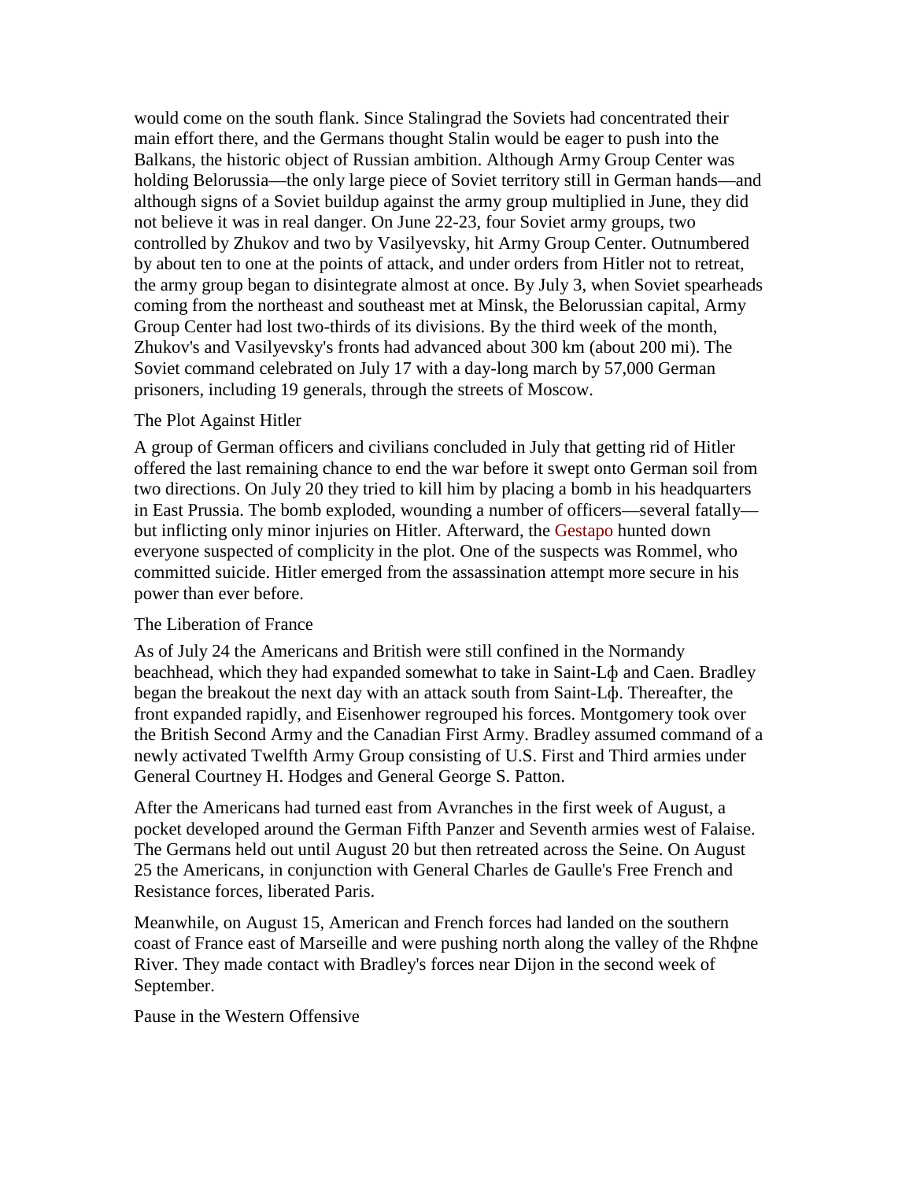would come on the south flank. Since Stalingrad the Soviets had concentrated their main effort there, and the Germans thought Stalin would be eager to push into the Balkans, the historic object of Russian ambition. Although Army Group Center was holding Belorussia—the only large piece of Soviet territory still in German hands—and although signs of a Soviet buildup against the army group multiplied in June, they did not believe it was in real danger. On June 22-23, four Soviet army groups, two controlled by Zhukov and two by Vasilyevsky, hit Army Group Center. Outnumbered by about ten to one at the points of attack, and under orders from Hitler not to retreat, the army group began to disintegrate almost at once. By July 3, when Soviet spearheads coming from the northeast and southeast met at Minsk, the Belorussian capital, Army Group Center had lost two-thirds of its divisions. By the third week of the month, Zhukov's and Vasilyevsky's fronts had advanced about 300 km (about 200 mi). The Soviet command celebrated on July 17 with a day-long march by 57,000 German prisoners, including 19 generals, through the streets of Moscow.

## The Plot Against Hitler

A group of German officers and civilians concluded in July that getting rid of Hitler offered the last remaining chance to end the war before it swept onto German soil from two directions. On July 20 they tried to kill him by placing a bomb in his headquarters in East Prussia. The bomb exploded, wounding a number of officers—several fatally—but inflicting only minor injuries on Hitler. Afterward, the Gestapo hunted down everyone suspected of complicity in the plot. One of the suspects was Rommel, who committed suicide. Hitler emerged from the assassination attempt more secure in his power than ever before.

## The Liberation of France

As of July 24 the Americans and British were still confined in the Normandy beachhead, which they had expanded somewhat to take in Saint-Lф and Caen. Bradley began the breakout the next day with an attack south from Saint-Lф. Thereafter, the front expanded rapidly, and Eisenhower regrouped his forces. Montgomery took over the British Second Army and the Canadian First Army. Bradley assumed command of a newly activated Twelfth Army Group consisting of U.S. First and Third armies under General Courtney H. Hodges and General George S. Patton.

After the Americans had turned east from Avranches in the first week of August, a pocket developed around the German Fifth Panzer and Seventh armies west of Falaise. The Germans held out until August 20 but then retreated across the Seine. On August 25 the Americans, in conjunction with General Charles de Gaulle's Free French and Resistance forces, liberated Paris.

Meanwhile, on August 15, American and French forces had landed on the southern coast of France east of Marseille and were pushing north along the valley of the Rhфne River. They made contact with Bradley's forces near Dijon in the second week of September.

## Pause in the Western Offensive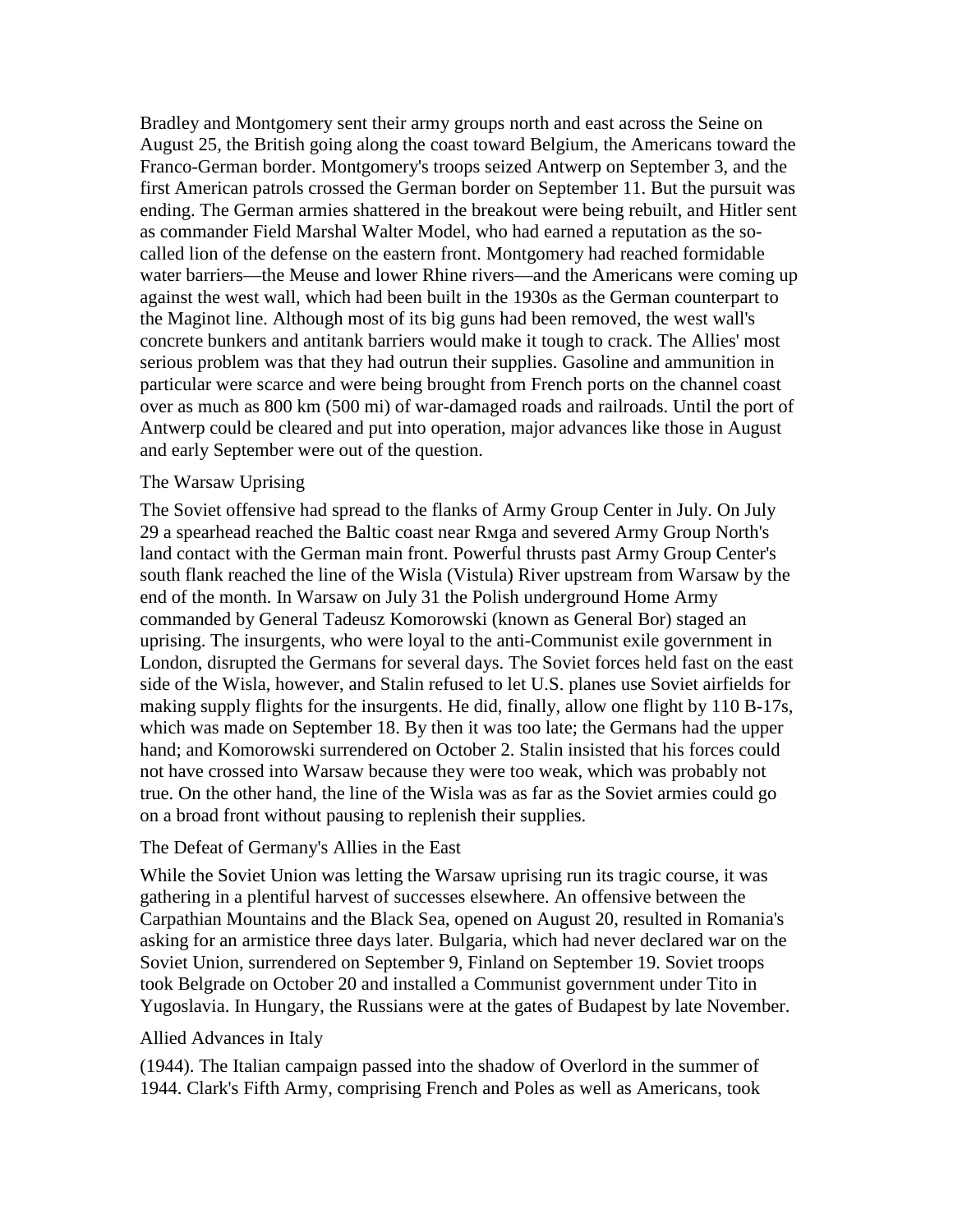Bradley and Montgomery sent their army groups north and east across the Seine on August 25, the British going along the coast toward Belgium, the Americans toward the Franco-German border. Montgomery's troops seized Antwerp on September 3, and the first American patrols crossed the German border on September 11. But the pursuit was ending. The German armies shattered in the breakout were being rebuilt, and Hitler sent as commander Field Marshal Walter Model, who had earned a reputation as the so-called lion of the defense on the eastern front. Montgomery had reached formidable water barriers—the Meuse and lower Rhine rivers—and the Americans were coming up against the west wall, which had been built in the 1930s as the German counterpart to the Maginot line. Although most of its big guns had been removed, the west wall's concrete bunkers and antitank barriers would make it tough to crack. The Allies' most serious problem was that they had outrun their supplies. Gasoline and ammunition in particular were scarce and were being brought from French ports on the channel coast over as much as 800 km (500 mi) of war-damaged roads and railroads. Until the port of Antwerp could be cleared and put into operation, major advances like those in August and early September were out of the question.

## The Warsaw Uprising

The Soviet offensive had spread to the flanks of Army Group Center in July. On July 29 a spearhead reached the Baltic coast near Rмga and severed Army Group North's land contact with the German main front. Powerful thrusts past Army Group Center's south flank reached the line of the Wisla (Vistula) River upstream from Warsaw by the end of the month. In Warsaw on July 31 the Polish underground Home Army commanded by General Tadeusz Komorowski (known as General Bor) staged an uprising. The insurgents, who were loyal to the anti-Communist exile government in London, disrupted the Germans for several days. The Soviet forces held fast on the east side of the Wisla, however, and Stalin refused to let U.S. planes use Soviet airfields for making supply flights for the insurgents. He did, finally, allow one flight by 110 B-17s, which was made on September 18. By then it was too late; the Germans had the upper hand; and Komorowski surrendered on October 2. Stalin insisted that his forces could not have crossed into Warsaw because they were too weak, which was probably not true. On the other hand, the line of the Wisla was as far as the Soviet armies could go on a broad front without pausing to replenish their supplies.

## The Defeat of Germany's Allies in the East

While the Soviet Union was letting the Warsaw uprising run its tragic course, it was gathering in a plentiful harvest of successes elsewhere. An offensive between the Carpathian Mountains and the Black Sea, opened on August 20, resulted in Romania's asking for an armistice three days later. Bulgaria, which had never declared war on the Soviet Union, surrendered on September 9, Finland on September 19. Soviet troops took Belgrade on October 20 and installed a Communist government under Tito in Yugoslavia. In Hungary, the Russians were at the gates of Budapest by late November.

## Allied Advances in Italy

(1944). The Italian campaign passed into the shadow of Overlord in the summer of 1944. Clark's Fifth Army, comprising French and Poles as well as Americans, took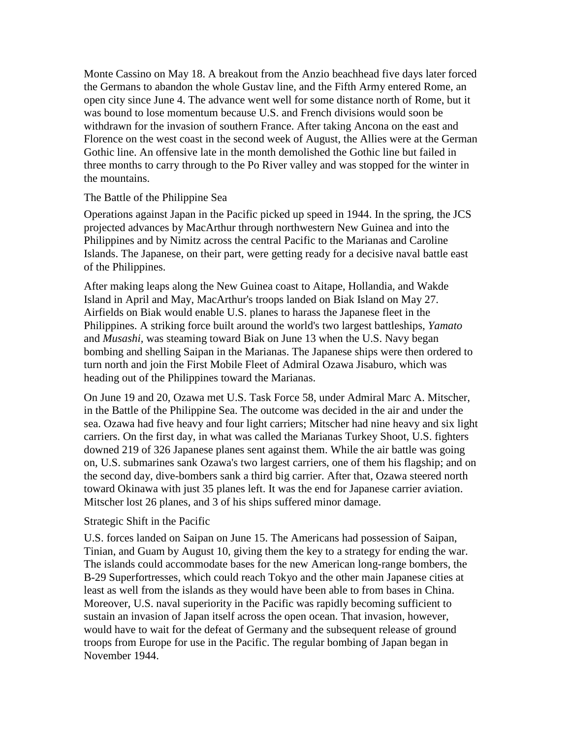Monte Cassino on May 18. A breakout from the Anzio beachhead five days later forced the Germans to abandon the whole Gustav line, and the Fifth Army entered Rome, an open city since June 4. The advance went well for some distance north of Rome, but it was bound to lose momentum because U.S. and French divisions would soon be withdrawn for the invasion of southern France. After taking Ancona on the east and Florence on the west coast in the second week of August, the Allies were at the German Gothic line. An offensive late in the month demolished the Gothic line but failed in three months to carry through to the Po River valley and was stopped for the winter in the mountains.

## The Battle of the Philippine Sea

Operations against Japan in the Pacific picked up speed in 1944. In the spring, the JCS projected advances by MacArthur through northwestern New Guinea and into the Philippines and by Nimitz across the central Pacific to the Marianas and Caroline Islands. The Japanese, on their part, were getting ready for a decisive naval battle east of the Philippines.

After making leaps along the New Guinea coast to Aitape, Hollandia, and Wakde Island in April and May, MacArthur's troops landed on Biak Island on May 27. Airfields on Biak would enable U.S. planes to harass the Japanese fleet in the Philippines. A striking force built around the world's two largest battleships, *Yamato* and *Musashi,* was steaming toward Biak on June 13 when the U.S. Navy began bombing and shelling Saipan in the Marianas. The Japanese ships were then ordered to turn north and join the First Mobile Fleet of Admiral Ozawa Jisaburo, which was heading out of the Philippines toward the Marianas.

On June 19 and 20, Ozawa met U.S. Task Force 58, under Admiral Marc A. Mitscher, in the Battle of the Philippine Sea. The outcome was decided in the air and under the sea. Ozawa had five heavy and four light carriers; Mitscher had nine heavy and six light carriers. On the first day, in what was called the Marianas Turkey Shoot, U.S. fighters downed 219 of 326 Japanese planes sent against them. While the air battle was going on, U.S. submarines sank Ozawa's two largest carriers, one of them his flagship; and on the second day, dive-bombers sank a third big carrier. After that, Ozawa steered north toward Okinawa with just 35 planes left. It was the end for Japanese carrier aviation. Mitscher lost 26 planes, and 3 of his ships suffered minor damage.

## Strategic Shift in the Pacific

U.S. forces landed on Saipan on June 15. The Americans had possession of Saipan, Tinian, and Guam by August 10, giving them the key to a strategy for ending the war. The islands could accommodate bases for the new American long-range bombers, the B-29 Superfortresses, which could reach Tokyo and the other main Japanese cities at least as well from the islands as they would have been able to from bases in China. Moreover, U.S. naval superiority in the Pacific was rapidly becoming sufficient to sustain an invasion of Japan itself across the open ocean. That invasion, however, would have to wait for the defeat of Germany and the subsequent release of ground troops from Europe for use in the Pacific. The regular bombing of Japan began in November 1944.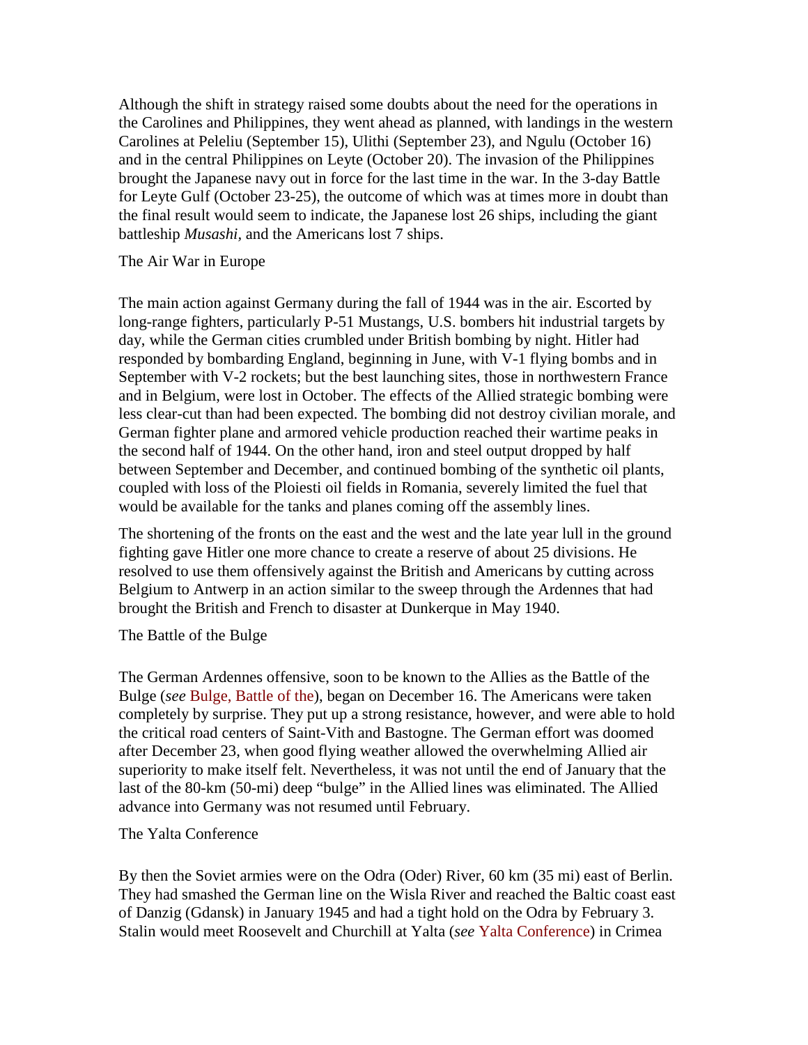Although the shift in strategy raised some doubts about the need for the operations in the Carolines and Philippines, they went ahead as planned, with landings in the western Carolines at Peleliu (September 15), Ulithi (September 23), and Ngulu (October 16) and in the central Philippines on Leyte (October 20). The invasion of the Philippines brought the Japanese navy out in force for the last time in the war. In the 3-day Battle for Leyte Gulf (October 23-25), the outcome of which was at times more in doubt than the final result would seem to indicate, the Japanese lost 26 ships, including the giant battleship *Musashi*, and the Americans lost 7 ships.

## The Air War in Europe

The main action against Germany during the fall of 1944 was in the air. Escorted by long-range fighters, particularly P-51 Mustangs, U.S. bombers hit industrial targets by day, while the German cities crumbled under British bombing by night. Hitler had responded by bombarding England, beginning in June, with V-1 flying bombs and in September with V-2 rockets; but the best launching sites, those in northwestern France and in Belgium, were lost in October. The effects of the Allied strategic bombing were less clear-cut than had been expected. The bombing did not destroy civilian morale, and German fighter plane and armored vehicle production reached their wartime peaks in the second half of 1944. On the other hand, iron and steel output dropped by half between September and December, and continued bombing of the synthetic oil plants, coupled with loss of the Ploiesti oil fields in Romania, severely limited the fuel that would be available for the tanks and planes coming off the assembly lines.

The shortening of the fronts on the east and the west and the late year lull in the ground fighting gave Hitler one more chance to create a reserve of about 25 divisions. He resolved to use them offensively against the British and Americans by cutting across Belgium to Antwerp in an action similar to the sweep through the Ardennes that had brought the British and French to disaster at Dunkerque in May 1940.

## The Battle of the Bulge

The German Ardennes offensive, soon to be known to the Allies as the Battle of the Bulge (*see* Bulge, Battle of the), began on December 16. The Americans were taken completely by surprise. They put up a strong resistance, however, and were able to hold the critical road centers of Saint-Vith and Bastogne. The German effort was doomed after December 23, when good flying weather allowed the overwhelming Allied air superiority to make itself felt. Nevertheless, it was not until the end of January that the last of the 80-km (50-mi) deep "bulge" in the Allied lines was eliminated. The Allied advance into Germany was not resumed until February.

## The Yalta Conference

By then the Soviet armies were on the Odra (Oder) River, 60 km (35 mi) east of Berlin. They had smashed the German line on the Wisla River and reached the Baltic coast east of Danzig (Gdansk) in January 1945 and had a tight hold on the Odra by February 3. Stalin would meet Roosevelt and Churchill at Yalta (*see* Yalta Conference) in Crimea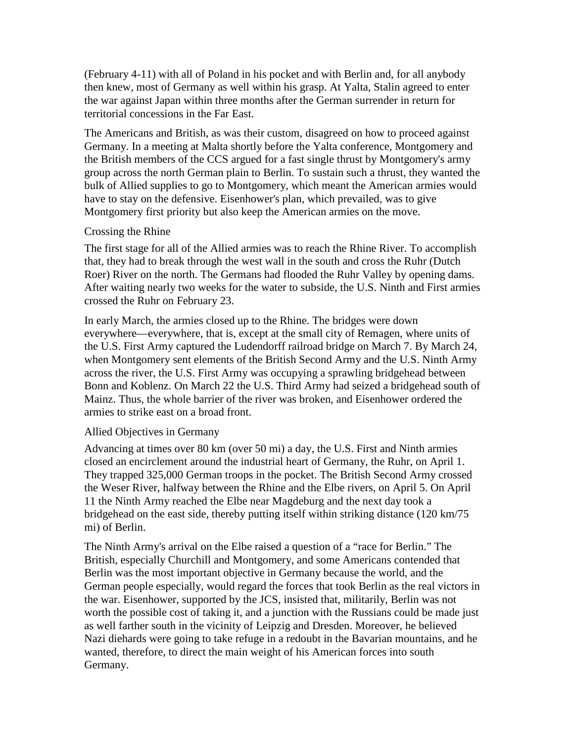(February 4-11) with all of Poland in his pocket and with Berlin and, for all anybody then knew, most of Germany as well within his grasp. At Yalta, Stalin agreed to enter the war against Japan within three months after the German surrender in return for territorial concessions in the Far East.

The Americans and British, as was their custom, disagreed on how to proceed against Germany. In a meeting at Malta shortly before the Yalta conference, Montgomery and the British members of the CCS argued for a fast single thrust by Montgomery's army group across the north German plain to Berlin. To sustain such a thrust, they wanted the bulk of Allied supplies to go to Montgomery, which meant the American armies would have to stay on the defensive. Eisenhower's plan, which prevailed, was to give Montgomery first priority but also keep the American armies on the move.

## Crossing the Rhine

The first stage for all of the Allied armies was to reach the Rhine River. To accomplish that, they had to break through the west wall in the south and cross the Ruhr (Dutch Roer) River on the north. The Germans had flooded the Ruhr Valley by opening dams. After waiting nearly two weeks for the water to subside, the U.S. Ninth and First armies crossed the Ruhr on February 23.

In early March, the armies closed up to the Rhine. The bridges were down everywhere—everywhere, that is, except at the small city of Remagen, where units of the U.S. First Army captured the Ludendorff railroad bridge on March 7. By March 24, when Montgomery sent elements of the British Second Army and the U.S. Ninth Army across the river, the U.S. First Army was occupying a sprawling bridgehead between Bonn and Koblenz. On March 22 the U.S. Third Army had seized a bridgehead south of Mainz. Thus, the whole barrier of the river was broken, and Eisenhower ordered the armies to strike east on a broad front.

## Allied Objectives in Germany

Advancing at times over 80 km (over 50 mi) a day, the U.S. First and Ninth armies closed an encirclement around the industrial heart of Germany, the Ruhr, on April 1. They trapped 325,000 German troops in the pocket. The British Second Army crossed the Weser River, halfway between the Rhine and the Elbe rivers, on April 5. On April 11 the Ninth Army reached the Elbe near Magdeburg and the next day took a bridgehead on the east side, thereby putting itself within striking distance (120 km/75 mi) of Berlin.

The Ninth Army's arrival on the Elbe raised a question of a "race for Berlin." The British, especially Churchill and Montgomery, and some Americans contended that Berlin was the most important objective in Germany because the world, and the German people especially, would regard the forces that took Berlin as the real victors in the war. Eisenhower, supported by the JCS, insisted that, militarily, Berlin was not worth the possible cost of taking it, and a junction with the Russians could be made just as well farther south in the vicinity of Leipzig and Dresden. Moreover, he believed Nazi diehards were going to take refuge in a redoubt in the Bavarian mountains, and he wanted, therefore, to direct the main weight of his American forces into south Germany.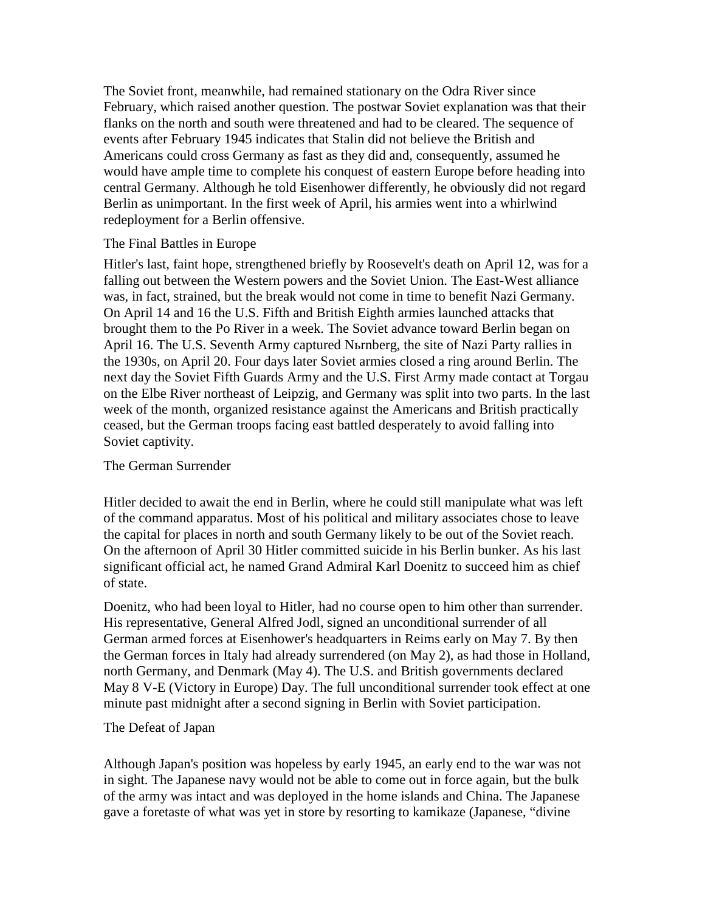The Soviet front, meanwhile, had remained stationary on the Odra River since February, which raised another question. The postwar Soviet explanation was that their flanks on the north and south were threatened and had to be cleared. The sequence of events after February 1945 indicates that Stalin did not believe the British and Americans could cross Germany as fast as they did and, consequently, assumed he would have ample time to complete his conquest of eastern Europe before heading into central Germany. Although he told Eisenhower differently, he obviously did not regard Berlin as unimportant. In the first week of April, his armies went into a whirlwind redeployment for a Berlin offensive.

## The Final Battles in Europe

Hitler's last, faint hope, strengthened briefly by Roosevelt's death on April 12, was for a falling out between the Western powers and the Soviet Union. The East-West alliance was, in fact, strained, but the break would not come in time to benefit Nazi Germany. On April 14 and 16 the U.S. Fifth and British Eighth armies launched attacks that brought them to the Po River in a week. The Soviet advance toward Berlin began on April 16. The U.S. Seventh Army captured Nьrnberg, the site of Nazi Party rallies in the 1930s, on April 20. Four days later Soviet armies closed a ring around Berlin. The next day the Soviet Fifth Guards Army and the U.S. First Army made contact at Torgau on the Elbe River northeast of Leipzig, and Germany was split into two parts. In the last week of the month, organized resistance against the Americans and British practically ceased, but the German troops facing east battled desperately to avoid falling into Soviet captivity.

## The German Surrender

Hitler decided to await the end in Berlin, where he could still manipulate what was left of the command apparatus. Most of his political and military associates chose to leave the capital for places in north and south Germany likely to be out of the Soviet reach. On the afternoon of April 30 Hitler committed suicide in his Berlin bunker. As his last significant official act, he named Grand Admiral Karl Doenitz to succeed him as chief of state.

Doenitz, who had been loyal to Hitler, had no course open to him other than surrender. His representative, General Alfred Jodl, signed an unconditional surrender of all German armed forces at Eisenhower's headquarters in Reims early on May 7. By then the German forces in Italy had already surrendered (on May 2), as had those in Holland, north Germany, and Denmark (May 4). The U.S. and British governments declared May 8 V-E (Victory in Europe) Day. The full unconditional surrender took effect at one minute past midnight after a second signing in Berlin with Soviet participation.

## The Defeat of Japan

Although Japan's position was hopeless by early 1945, an early end to the war was not in sight. The Japanese navy would not be able to come out in force again, but the bulk of the army was intact and was deployed in the home islands and China. The Japanese gave a foretaste of what was yet in store by resorting to kamikaze (Japanese, "divine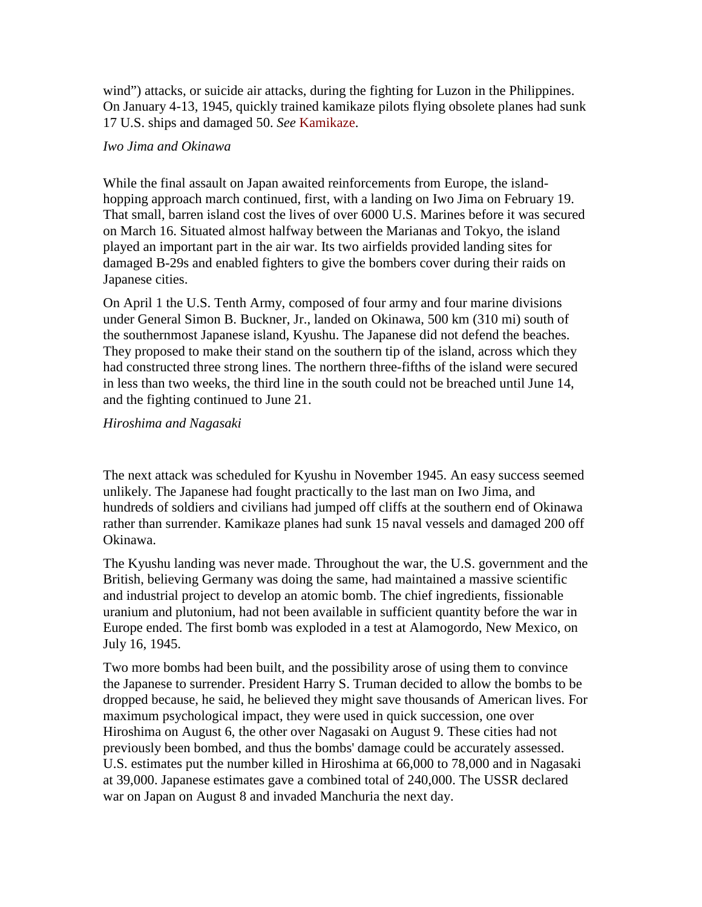wind”) attacks, or suicide air attacks, during the fighting for Luzon in the Philippines. On January 4-13, 1945, quickly trained kamikaze pilots flying obsolete planes had sunk 17 U.S. ships and damaged 50. *See* Kamikaze.

*Iwo Jima and Okinawa*

While the final assault on Japan awaited reinforcements from Europe, the island-hopping approach march continued, first, with a landing on Iwo Jima on February 19. That small, barren island cost the lives of over 6000 U.S. Marines before it was secured on March 16. Situated almost halfway between the Marianas and Tokyo, the island played an important part in the air war. Its two airfields provided landing sites for damaged B-29s and enabled fighters to give the bombers cover during their raids on Japanese cities.

On April 1 the U.S. Tenth Army, composed of four army and four marine divisions under General Simon B. Buckner, Jr., landed on Okinawa, 500 km (310 mi) south of the southernmost Japanese island, Kyushu. The Japanese did not defend the beaches. They proposed to make their stand on the southern tip of the island, across which they had constructed three strong lines. The northern three-fifths of the island were secured in less than two weeks, the third line in the south could not be breached until June 14, and the fighting continued to June 21.

*Hiroshima and Nagasaki*

The next attack was scheduled for Kyushu in November 1945. An easy success seemed unlikely. The Japanese had fought practically to the last man on Iwo Jima, and hundreds of soldiers and civilians had jumped off cliffs at the southern end of Okinawa rather than surrender. Kamikaze planes had sunk 15 naval vessels and damaged 200 off Okinawa.

The Kyushu landing was never made. Throughout the war, the U.S. government and the British, believing Germany was doing the same, had maintained a massive scientific and industrial project to develop an atomic bomb. The chief ingredients, fissionable uranium and plutonium, had not been available in sufficient quantity before the war in Europe ended. The first bomb was exploded in a test at Alamogordo, New Mexico, on July 16, 1945.

Two more bombs had been built, and the possibility arose of using them to convince the Japanese to surrender. President Harry S. Truman decided to allow the bombs to be dropped because, he said, he believed they might save thousands of American lives. For maximum psychological impact, they were used in quick succession, one over Hiroshima on August 6, the other over Nagasaki on August 9. These cities had not previously been bombed, and thus the bombs' damage could be accurately assessed. U.S. estimates put the number killed in Hiroshima at 66,000 to 78,000 and in Nagasaki at 39,000. Japanese estimates gave a combined total of 240,000. The USSR declared war on Japan on August 8 and invaded Manchuria the next day.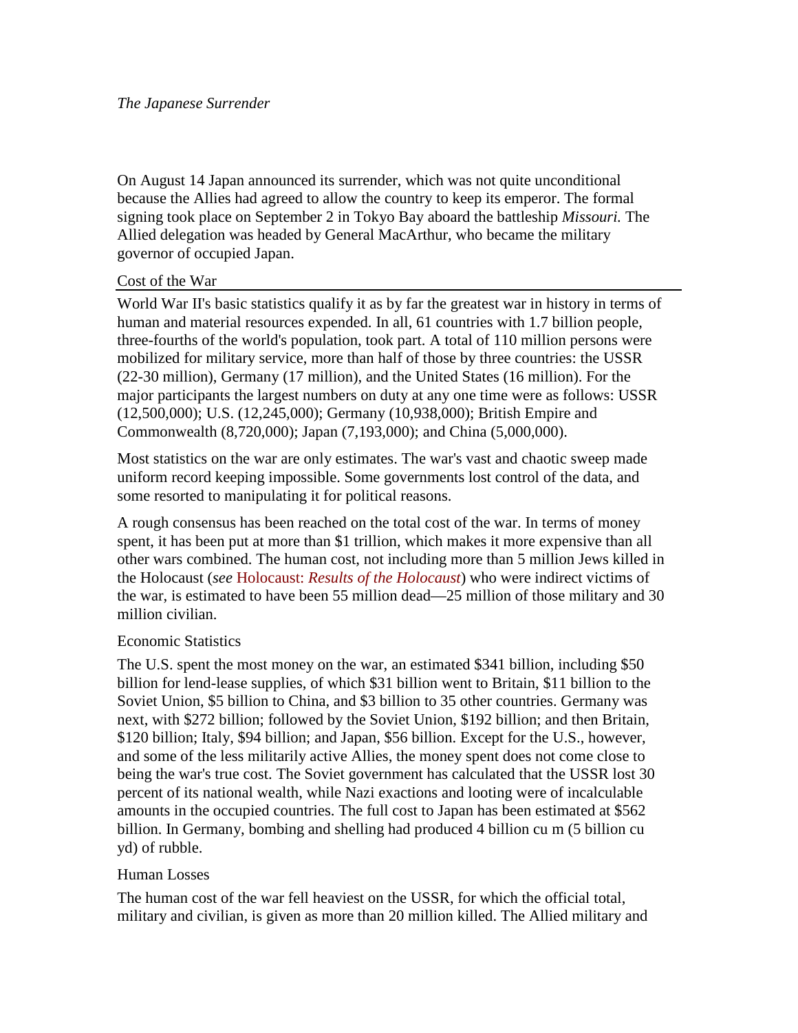*The Japanese Surrender*

On August 14 Japan announced its surrender, which was not quite unconditional because the Allies had agreed to allow the country to keep its emperor. The formal signing took place on September 2 in Tokyo Bay aboard the battleship *Missouri.* The Allied delegation was headed by General MacArthur, who became the military governor of occupied Japan.

## Cost of the War

World War II's basic statistics qualify it as by far the greatest war in history in terms of human and material resources expended. In all, 61 countries with 1.7 billion people, three-fourths of the world's population, took part. A total of 110 million persons were mobilized for military service, more than half of those by three countries: the USSR (22-30 million), Germany (17 million), and the United States (16 million). For the major participants the largest numbers on duty at any one time were as follows: USSR (12,500,000); U.S. (12,245,000); Germany (10,938,000); British Empire and Commonwealth (8,720,000); Japan (7,193,000); and China (5,000,000).

Most statistics on the war are only estimates. The war's vast and chaotic sweep made uniform record keeping impossible. Some governments lost control of the data, and some resorted to manipulating it for political reasons.

A rough consensus has been reached on the total cost of the war. In terms of money spent, it has been put at more than $1 trillion, which makes it more expensive than all other wars combined. The human cost, not including more than 5 million Jews killed in the Holocaust (*see* Holocaust: *Results of the Holocaust*) who were indirect victims of the war, is estimated to have been 55 million dead—25 million of those military and 30 million civilian.

### Economic Statistics

The U.S. spent the most money on the war, an estimated $341 billion, including $50 billion for lend-lease supplies, of which $31 billion went to Britain, $11 billion to the Soviet Union, $5 billion to China, and $3 billion to 35 other countries. Germany was next, with $272 billion; followed by the Soviet Union, $192 billion; and then Britain, $120 billion; Italy, $94 billion; and Japan, $56 billion. Except for the U.S., however, and some of the less militarily active Allies, the money spent does not come close to being the war's true cost. The Soviet government has calculated that the USSR lost 30 percent of its national wealth, while Nazi exactions and looting were of incalculable amounts in the occupied countries. The full cost to Japan has been estimated at $562 billion. In Germany, bombing and shelling had produced 4 billion cu m (5 billion cu yd) of rubble.

### Human Losses

The human cost of the war fell heaviest on the USSR, for which the official total, military and civilian, is given as more than 20 million killed. The Allied military and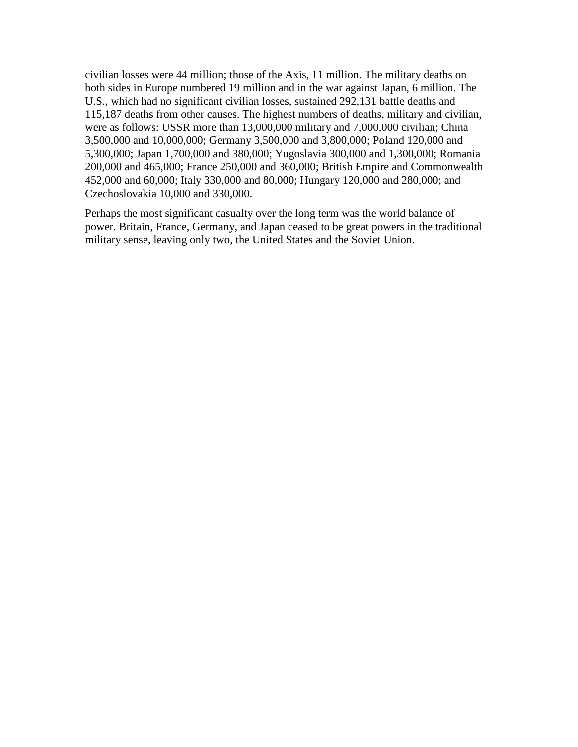civilian losses were 44 million; those of the Axis, 11 million. The military deaths on both sides in Europe numbered 19 million and in the war against Japan, 6 million. The U.S., which had no significant civilian losses, sustained 292,131 battle deaths and 115,187 deaths from other causes. The highest numbers of deaths, military and civilian, were as follows: USSR more than 13,000,000 military and 7,000,000 civilian; China 3,500,000 and 10,000,000; Germany 3,500,000 and 3,800,000; Poland 120,000 and 5,300,000; Japan 1,700,000 and 380,000; Yugoslavia 300,000 and 1,300,000; Romania 200,000 and 465,000; France 250,000 and 360,000; British Empire and Commonwealth 452,000 and 60,000; Italy 330,000 and 80,000; Hungary 120,000 and 280,000; and Czechoslovakia 10,000 and 330,000.

Perhaps the most significant casualty over the long term was the world balance of power. Britain, France, Germany, and Japan ceased to be great powers in the traditional military sense, leaving only two, the United States and the Soviet Union.